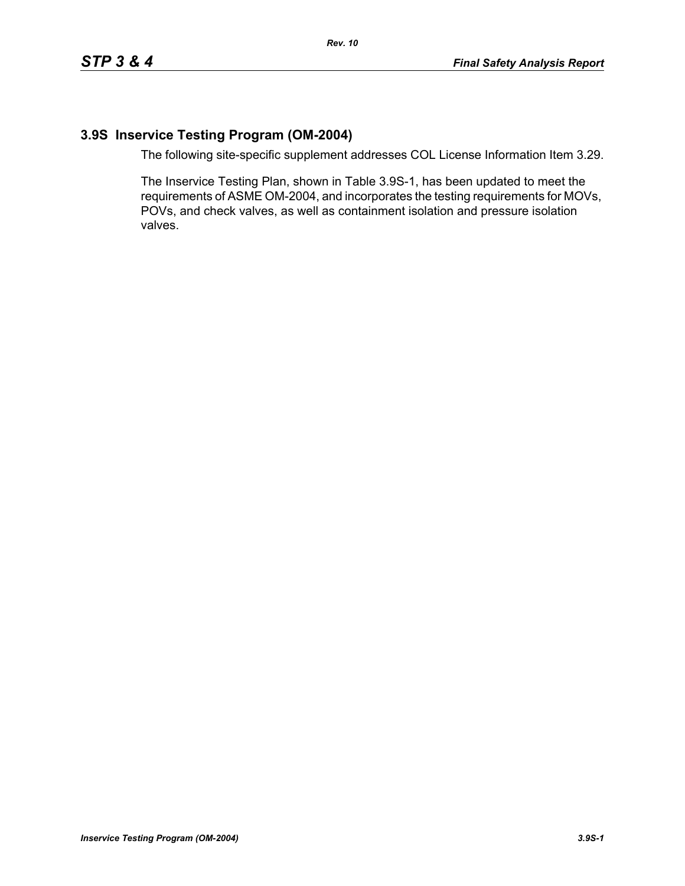## 3.9S Inservice Testing Program (OM-2004)

The following site-specific supplement addresses COL License Information Item 3.29.

The Inservice Testing Plan, shown in Table 3.9S-1, has been updated to meet the requirements of ASME OM-2004, and incorporates the testing requirements for MOVs, POVs, and check valves, as well as containment isolation and pressure isolation valves.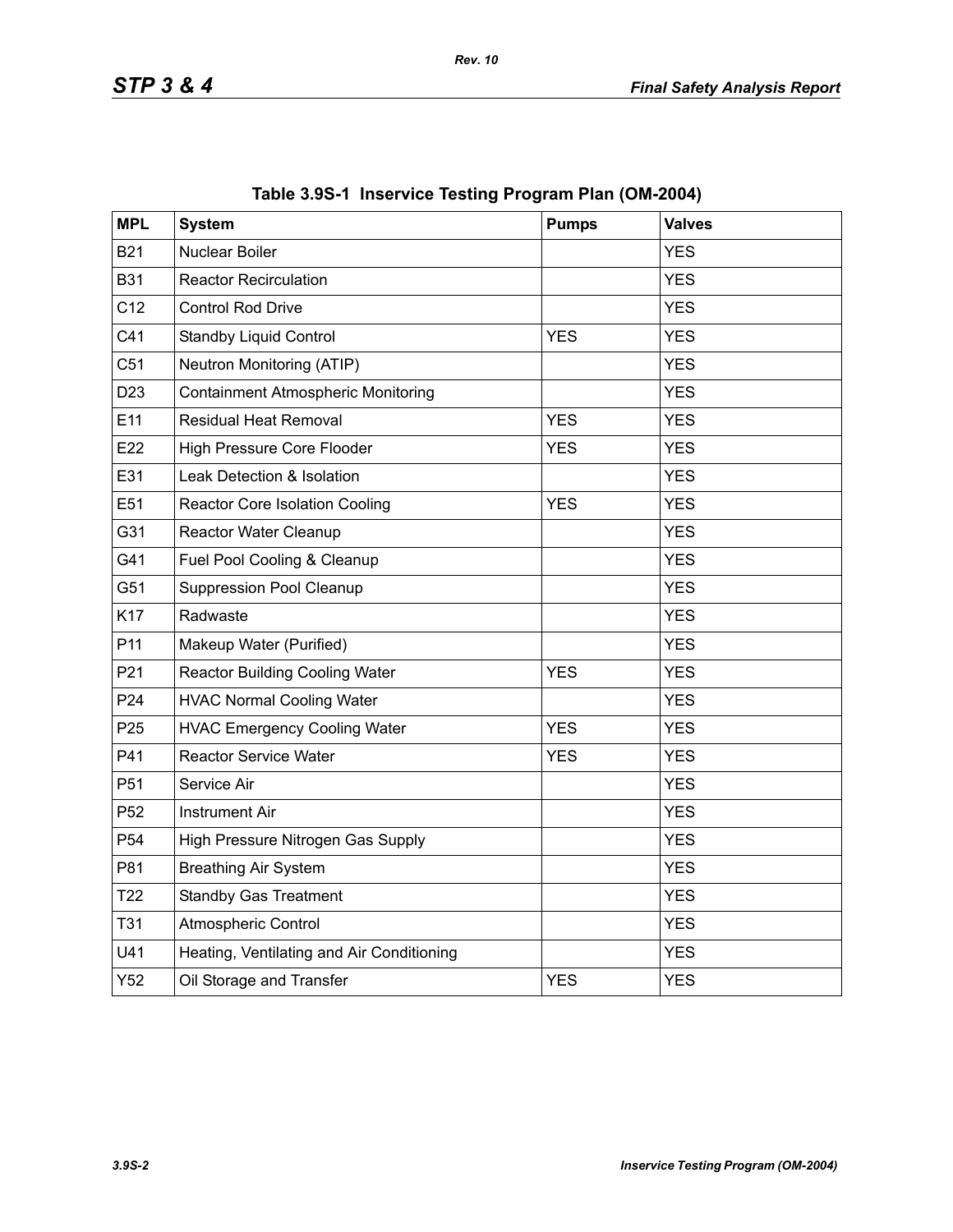**Table 3.9S-1 Inservice Testing Program Plan (OM-2004)**

| MPL | System | Pumps | Valves |
|---|---|---|---|
| B21 | Nuclear Boiler | | YES |
| B31 | Reactor Recirculation | | YES |
| C12 | Control Rod Drive | | YES |
| C41 | Standby Liquid Control | YES | YES |
| C51 | Neutron Monitoring (ATIP) | | YES |
| D23 | Containment Atmospheric Monitoring | | YES |
| E11 | Residual Heat Removal | YES | YES |
| E22 | High Pressure Core Flooder | YES | YES |
| E31 | Leak Detection & Isolation | | YES |
| E51 | Reactor Core Isolation Cooling | YES | YES |
| G31 | Reactor Water Cleanup | | YES |
| G41 | Fuel Pool Cooling & Cleanup | | YES |
| G51 | Suppression Pool Cleanup | | YES |
| K17 | Radwaste | | YES |
| P11 | Makeup Water (Purified) | | YES |
| P21 | Reactor Building Cooling Water | YES | YES |
| P24 | HVAC Normal Cooling Water | | YES |
| P25 | HVAC Emergency Cooling Water | YES | YES |
| P41 | Reactor Service Water | YES | YES |
| P51 | Service Air | | YES |
| P52 | Instrument Air | | YES |
| P54 | High Pressure Nitrogen Gas Supply | | YES |
| P81 | Breathing Air System | | YES |
| T22 | Standby Gas Treatment | | YES |
| T31 | Atmospheric Control | | YES |
| U41 | Heating, Ventilating and Air Conditioning | | YES |
| Y52 | Oil Storage and Transfer | YES | YES |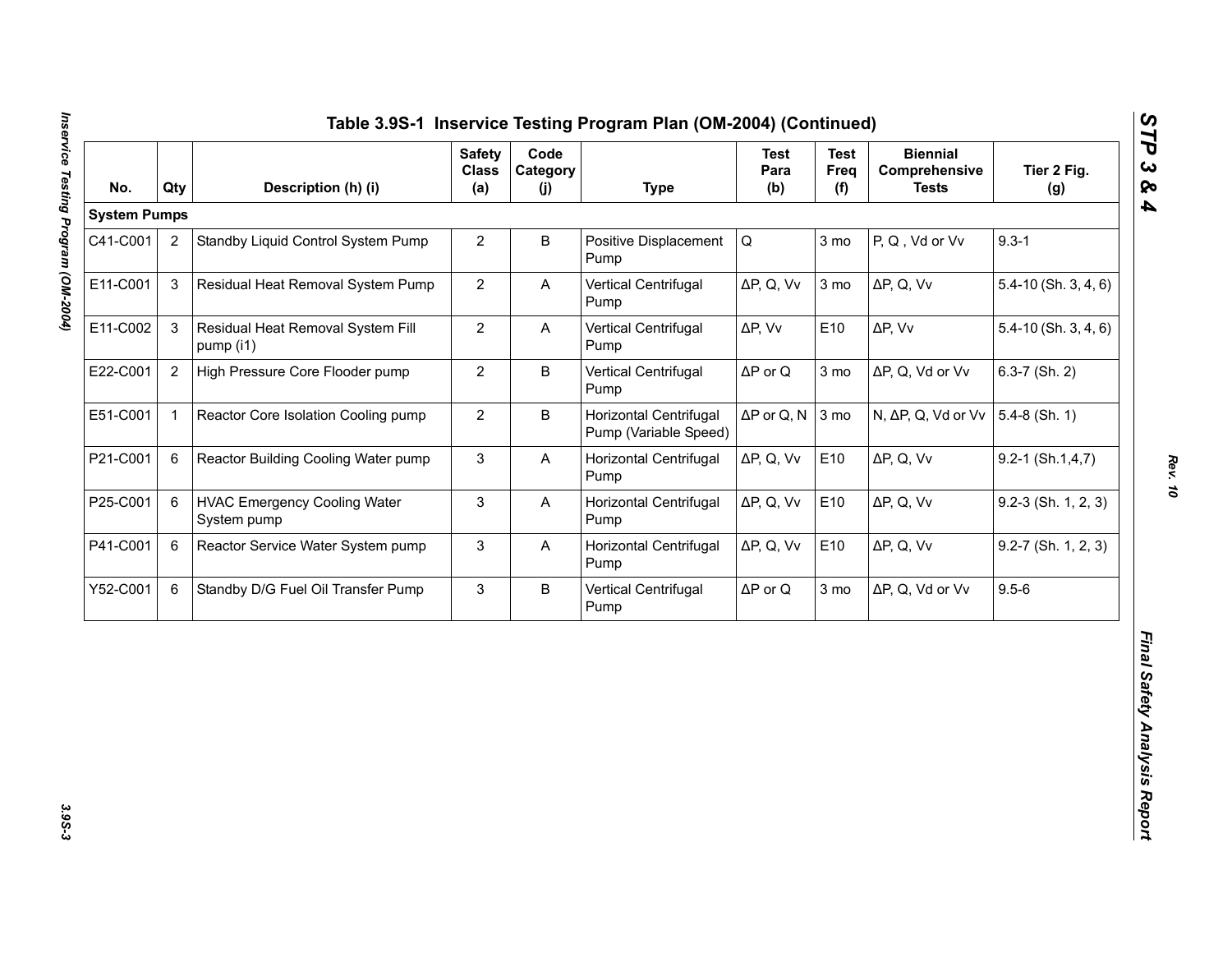## Table 3.9S-1 Inservice Testing Program Plan (OM-2004) (Continued)

| No. | Qty | Description (h) (i) | Safety Class (a) | Code Category (j) | Type | Test Para (b) | Test Freq (f) | Biennial Comprehensive Tests | Tier 2 Fig. (g) |
|---|---|---|---|---|---|---|---|---|---|
| **System Pumps** | | | | | | | | | |
| C41-C001 | 2 | Standby Liquid Control System Pump | 2 | B | Positive Displacement Pump | Q | 3 mo | P, Q , Vd or Vv | 9.3-1 |
| E11-C001 | 3 | Residual Heat Removal System Pump | 2 | A | Vertical Centrifugal Pump | ΔP, Q, Vv | 3 mo | ΔP, Q, Vv | 5.4-10 (Sh. 3, 4, 6) |
| E11-C002 | 3 | Residual Heat Removal System Fill pump (i1) | 2 | A | Vertical Centrifugal Pump | ΔP, Vv | E10 | ΔP, Vv | 5.4-10 (Sh. 3, 4, 6) |
| E22-C001 | 2 | High Pressure Core Flooder pump | 2 | B | Vertical Centrifugal Pump | ΔP or Q | 3 mo | ΔP, Q, Vd or Vv | 6.3-7 (Sh. 2) |
| E51-C001 | 1 | Reactor Core Isolation Cooling pump | 2 | B | Horizontal Centrifugal Pump (Variable Speed) | ΔP or Q, N | 3 mo | N, ΔP, Q, Vd or Vv | 5.4-8 (Sh. 1) |
| P21-C001 | 6 | Reactor Building Cooling Water pump | 3 | A | Horizontal Centrifugal Pump | ΔP, Q, Vv | E10 | ΔP, Q, Vv | 9.2-1 (Sh.1,4,7) |
| P25-C001 | 6 | HVAC Emergency Cooling Water System pump | 3 | A | Horizontal Centrifugal Pump | ΔP, Q, Vv | E10 | ΔP, Q, Vv | 9.2-3 (Sh. 1, 2, 3) |
| P41-C001 | 6 | Reactor Service Water System pump | 3 | A | Horizontal Centrifugal Pump | ΔP, Q, Vv | E10 | ΔP, Q, Vv | 9.2-7 (Sh. 1, 2, 3) |
| Y52-C001 | 6 | Standby D/G Fuel Oil Transfer Pump | 3 | B | Vertical Centrifugal Pump | ΔP or Q | 3 mo | ΔP, Q, Vd or Vv | 9.5-6 |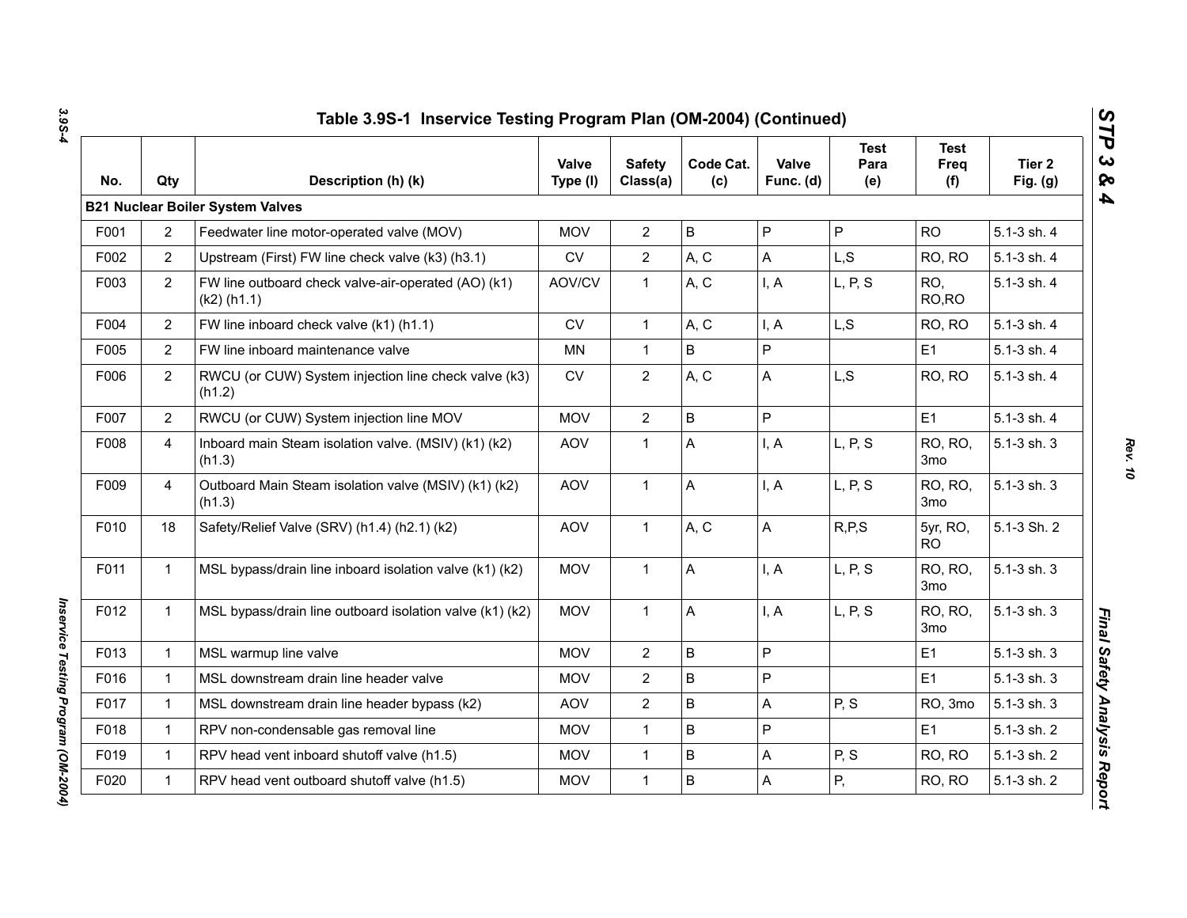## Table 3.9S-1 Inservice Testing Program Plan (OM-2004) (Continued)

| No. | Qty | Description (h) (k) | Valve Type (I) | Safety Class(a) | Code Cat. (c) | Valve Func. (d) | Test Para (e) | Test Freq (f) | Tier 2 Fig. (g) |
|---|---|---|---|---|---|---|---|---|---|
| **B21 Nuclear Boiler System Valves** | | | | | | | | | |
| F001 | 2 | Feedwater line motor-operated valve (MOV) | MOV | 2 | B | P | P | RO | 5.1-3 sh. 4 |
| F002 | 2 | Upstream (First) FW line check valve (k3) (h3.1) | CV | 2 | A, C | A | L,S | RO, RO | 5.1-3 sh. 4 |
| F003 | 2 | FW line outboard check valve-air-operated (AO) (k1) (k2) (h1.1) | AOV/CV | 1 | A, C | I, A | L, P, S | RO, RO,RO | 5.1-3 sh. 4 |
| F004 | 2 | FW line inboard check valve (k1) (h1.1) | CV | 1 | A, C | I, A | L,S | RO, RO | 5.1-3 sh. 4 |
| F005 | 2 | FW line inboard maintenance valve | MN | 1 | B | P | | E1 | 5.1-3 sh. 4 |
| F006 | 2 | RWCU (or CUW) System injection line check valve (k3) (h1.2) | CV | 2 | A, C | A | L,S | RO, RO | 5.1-3 sh. 4 |
| F007 | 2 | RWCU (or CUW) System injection line MOV | MOV | 2 | B | P | | E1 | 5.1-3 sh. 4 |
| F008 | 4 | Inboard main Steam isolation valve. (MSIV) (k1) (k2) (h1.3) | AOV | 1 | A | I, A | L, P, S | RO, RO, 3mo | 5.1-3 sh. 3 |
| F009 | 4 | Outboard Main Steam isolation valve (MSIV) (k1) (k2) (h1.3) | AOV | 1 | A | I, A | L, P, S | RO, RO, 3mo | 5.1-3 sh. 3 |
| F010 | 18 | Safety/Relief Valve (SRV) (h1.4) (h2.1) (k2) | AOV | 1 | A, C | A | R,P,S | 5yr, RO, RO | 5.1-3 Sh. 2 |
| F011 | 1 | MSL bypass/drain line inboard isolation valve (k1) (k2) | MOV | 1 | A | I, A | L, P, S | RO, RO, 3mo | 5.1-3 sh. 3 |
| F012 | 1 | MSL bypass/drain line outboard isolation valve (k1) (k2) | MOV | 1 | A | I, A | L, P, S | RO, RO, 3mo | 5.1-3 sh. 3 |
| F013 | 1 | MSL warmup line valve | MOV | 2 | B | P | | E1 | 5.1-3 sh. 3 |
| F016 | 1 | MSL downstream drain line header valve | MOV | 2 | B | P | | E1 | 5.1-3 sh. 3 |
| F017 | 1 | MSL downstream drain line header bypass (k2) | AOV | 2 | B | A | P, S | RO, 3mo | 5.1-3 sh. 3 |
| F018 | 1 | RPV non-condensable gas removal line | MOV | 1 | B | P | | E1 | 5.1-3 sh. 2 |
| F019 | 1 | RPV head vent inboard shutoff valve (h1.5) | MOV | 1 | B | A | P, S | RO, RO | 5.1-3 sh. 2 |
| F020 | 1 | RPV head vent outboard shutoff valve (h1.5) | MOV | 1 | B | A | P, | RO, RO | 5.1-3 sh. 2 |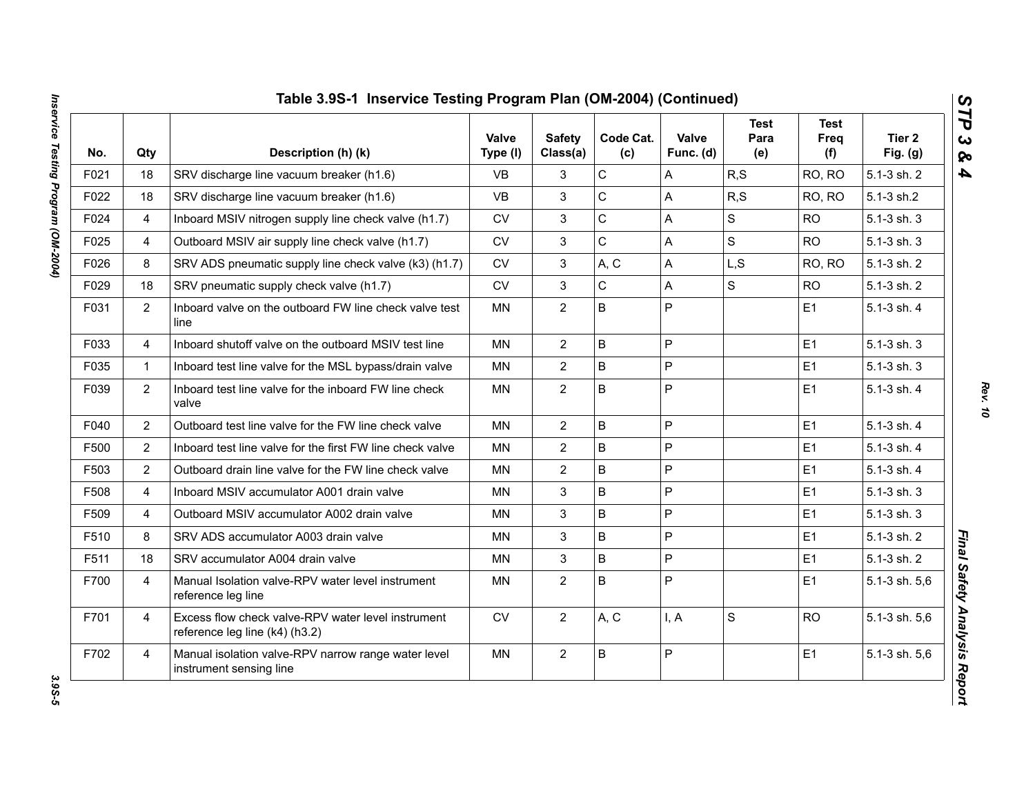# Table 3.9S-1 Inservice Testing Program Plan (OM-2004) (Continued)

| No. | Qty | Description (h) (k) | Valve Type (l) | Safety Class(a) | Code Cat. (c) | Valve Func. (d) | Test Para (e) | Test Freq (f) | Tier 2 Fig. (g) |
|---|---|---|---|---|---|---|---|---|---|
| F021 | 18 | SRV discharge line vacuum breaker (h1.6) | VB | 3 | C | A | R,S | RO, RO | 5.1-3 sh. 2 |
| F022 | 18 | SRV discharge line vacuum breaker (h1.6) | VB | 3 | C | A | R,S | RO, RO | 5.1-3 sh.2 |
| F024 | 4 | Inboard MSIV nitrogen supply line check valve (h1.7) | CV | 3 | C | A | S | RO | 5.1-3 sh. 3 |
| F025 | 4 | Outboard MSIV air supply line check valve (h1.7) | CV | 3 | C | A | S | RO | 5.1-3 sh. 3 |
| F026 | 8 | SRV ADS pneumatic supply line check valve (k3) (h1.7) | CV | 3 | A, C | A | L,S | RO, RO | 5.1-3 sh. 2 |
| F029 | 18 | SRV pneumatic supply check valve (h1.7) | CV | 3 | C | A | S | RO | 5.1-3 sh. 2 |
| F031 | 2 | Inboard valve on the outboard FW line check valve test line | MN | 2 | B | P | | E1 | 5.1-3 sh. 4 |
| F033 | 4 | Inboard shutoff valve on the outboard MSIV test line | MN | 2 | B | P | | E1 | 5.1-3 sh. 3 |
| F035 | 1 | Inboard test line valve for the MSL bypass/drain valve | MN | 2 | B | P | | E1 | 5.1-3 sh. 3 |
| F039 | 2 | Inboard test line valve for the inboard FW line check valve | MN | 2 | B | P | | E1 | 5.1-3 sh. 4 |
| F040 | 2 | Outboard test line valve for the FW line check valve | MN | 2 | B | P | | E1 | 5.1-3 sh. 4 |
| F500 | 2 | Inboard test line valve for the first FW line check valve | MN | 2 | B | P | | E1 | 5.1-3 sh. 4 |
| F503 | 2 | Outboard drain line valve for the FW line check valve | MN | 2 | B | P | | E1 | 5.1-3 sh. 4 |
| F508 | 4 | Inboard MSIV accumulator A001 drain valve | MN | 3 | B | P | | E1 | 5.1-3 sh. 3 |
| F509 | 4 | Outboard MSIV accumulator A002 drain valve | MN | 3 | B | P | | E1 | 5.1-3 sh. 3 |
| F510 | 8 | SRV ADS accumulator A003 drain valve | MN | 3 | B | P | | E1 | 5.1-3 sh. 2 |
| F511 | 18 | SRV accumulator A004 drain valve | MN | 3 | B | P | | E1 | 5.1-3 sh. 2 |
| F700 | 4 | Manual Isolation valve-RPV water level instrument reference leg line | MN | 2 | B | P | | E1 | 5.1-3 sh. 5,6 |
| F701 | 4 | Excess flow check valve-RPV water level instrument reference leg line (k4) (h3.2) | CV | 2 | A, C | I, A | S | RO | 5.1-3 sh. 5,6 |
| F702 | 4 | Manual isolation valve-RPV narrow range water level instrument sensing line | MN | 2 | B | P | | E1 | 5.1-3 sh. 5,6 |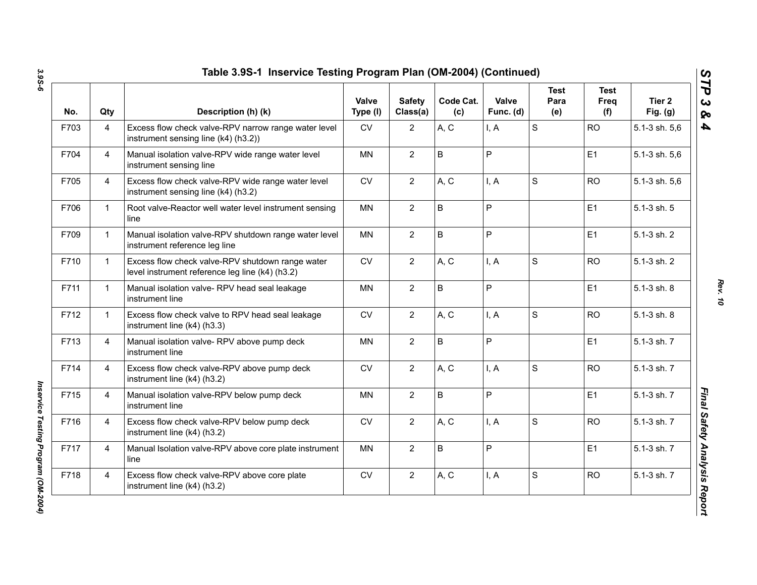## Table 3.9S-1 Inservice Testing Program Plan (OM-2004) (Continued)

| No. | Qty | Description (h) (k) | Valve Type (l) | Safety Class(a) | Code Cat. (c) | Valve Func. (d) | Test Para (e) | Test Freq (f) | Tier 2 Fig. (g) |
|---|---|---|---|---|---|---|---|---|---|
| F703 | 4 | Excess flow check valve-RPV narrow range water level instrument sensing line (k4) (h3.2)) | CV | 2 | A, C | I, A | S | RO | 5.1-3 sh. 5,6 |
| F704 | 4 | Manual isolation valve-RPV wide range water level instrument sensing line | MN | 2 | B | P | | E1 | 5.1-3 sh. 5,6 |
| F705 | 4 | Excess flow check valve-RPV wide range water level instrument sensing line (k4) (h3.2) | CV | 2 | A, C | I, A | S | RO | 5.1-3 sh. 5,6 |
| F706 | 1 | Root valve-Reactor well water level instrument sensing line | MN | 2 | B | P | | E1 | 5.1-3 sh. 5 |
| F709 | 1 | Manual isolation valve-RPV shutdown range water level instrument reference leg line | MN | 2 | B | P | | E1 | 5.1-3 sh. 2 |
| F710 | 1 | Excess flow check valve-RPV shutdown range water level instrument reference leg line (k4) (h3.2) | CV | 2 | A, C | I, A | S | RO | 5.1-3 sh. 2 |
| F711 | 1 | Manual isolation valve- RPV head seal leakage instrument line | MN | 2 | B | P | | E1 | 5.1-3 sh. 8 |
| F712 | 1 | Excess flow check valve to RPV head seal leakage instrument line (k4) (h3.3) | CV | 2 | A, C | I, A | S | RO | 5.1-3 sh. 8 |
| F713 | 4 | Manual isolation valve- RPV above pump deck instrument line | MN | 2 | B | P | | E1 | 5.1-3 sh. 7 |
| F714 | 4 | Excess flow check valve-RPV above pump deck instrument line (k4) (h3.2) | CV | 2 | A, C | I, A | S | RO | 5.1-3 sh. 7 |
| F715 | 4 | Manual isolation valve-RPV below pump deck instrument line | MN | 2 | B | P | | E1 | 5.1-3 sh. 7 |
| F716 | 4 | Excess flow check valve-RPV below pump deck instrument line (k4) (h3.2) | CV | 2 | A, C | I, A | S | RO | 5.1-3 sh. 7 |
| F717 | 4 | Manual Isolation valve-RPV above core plate instrument line | MN | 2 | B | P | | E1 | 5.1-3 sh. 7 |
| F718 | 4 | Excess flow check valve-RPV above core plate instrument line (k4) (h3.2) | CV | 2 | A, C | I, A | S | RO | 5.1-3 sh. 7 |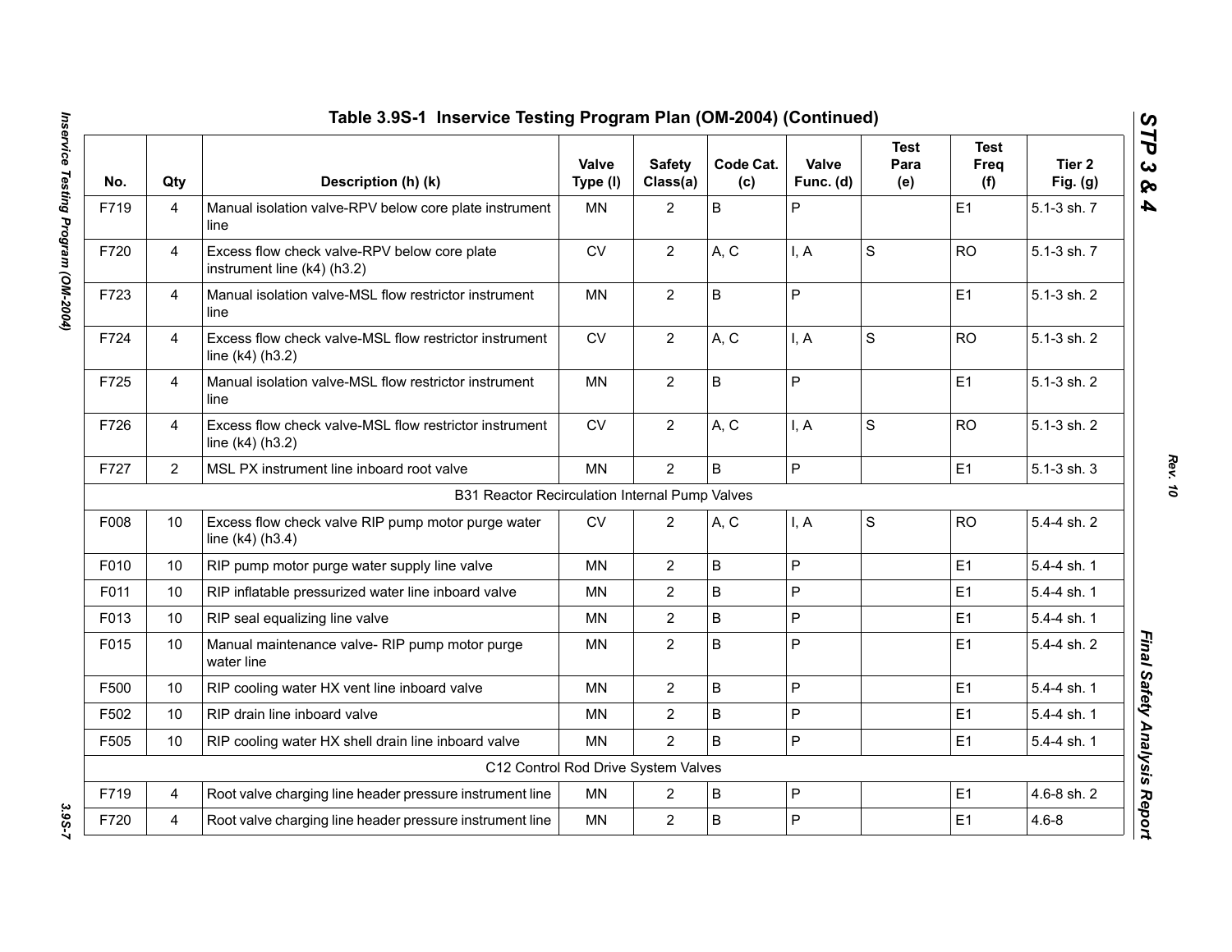## Table 3.9S-1 Inservice Testing Program Plan (OM-2004) (Continued)

| No. | Qty | Description (h) (k) | Valve Type (l) | Safety Class(a) | Code Cat. (c) | Valve Func. (d) | Test Para (e) | Test Freq (f) | Tier 2 Fig. (g) |
|---|---|---|---|---|---|---|---|---|---|
| F719 | 4 | Manual isolation valve-RPV below core plate instrument line | MN | 2 | B | P | | E1 | 5.1-3 sh. 7 |
| F720 | 4 | Excess flow check valve-RPV below core plate instrument line (k4) (h3.2) | CV | 2 | A, C | I, A | S | RO | 5.1-3 sh. 7 |
| F723 | 4 | Manual isolation valve-MSL flow restrictor instrument line | MN | 2 | B | P | | E1 | 5.1-3 sh. 2 |
| F724 | 4 | Excess flow check valve-MSL flow restrictor instrument line (k4) (h3.2) | CV | 2 | A, C | I, A | S | RO | 5.1-3 sh. 2 |
| F725 | 4 | Manual isolation valve-MSL flow restrictor instrument line | MN | 2 | B | P | | E1 | 5.1-3 sh. 2 |
| F726 | 4 | Excess flow check valve-MSL flow restrictor instrument line (k4) (h3.2) | CV | 2 | A, C | I, A | S | RO | 5.1-3 sh. 2 |
| F727 | 2 | MSL PX instrument line inboard root valve | MN | 2 | B | P | | E1 | 5.1-3 sh. 3 |
| | | B31 Reactor Recirculation Internal Pump Valves | | | | | | | |
| F008 | 10 | Excess flow check valve RIP pump motor purge water line (k4) (h3.4) | CV | 2 | A, C | I, A | S | RO | 5.4-4 sh. 2 |
| F010 | 10 | RIP pump motor purge water supply line valve | MN | 2 | B | P | | E1 | 5.4-4 sh. 1 |
| F011 | 10 | RIP inflatable pressurized water line inboard valve | MN | 2 | B | P | | E1 | 5.4-4 sh. 1 |
| F013 | 10 | RIP seal equalizing line valve | MN | 2 | B | P | | E1 | 5.4-4 sh. 1 |
| F015 | 10 | Manual maintenance valve- RIP pump motor purge water line | MN | 2 | B | P | | E1 | 5.4-4 sh. 2 |
| F500 | 10 | RIP cooling water HX vent line inboard valve | MN | 2 | B | P | | E1 | 5.4-4 sh. 1 |
| F502 | 10 | RIP drain line inboard valve | MN | 2 | B | P | | E1 | 5.4-4 sh. 1 |
| F505 | 10 | RIP cooling water HX shell drain line inboard valve | MN | 2 | B | P | | E1 | 5.4-4 sh. 1 |
| | | C12 Control Rod Drive System Valves | | | | | | | |
| F719 | 4 | Root valve charging line header pressure instrument line | MN | 2 | B | P | | E1 | 4.6-8 sh. 2 |
| F720 | 4 | Root valve charging line header pressure instrument line | MN | 2 | B | P | | E1 | 4.6-8 |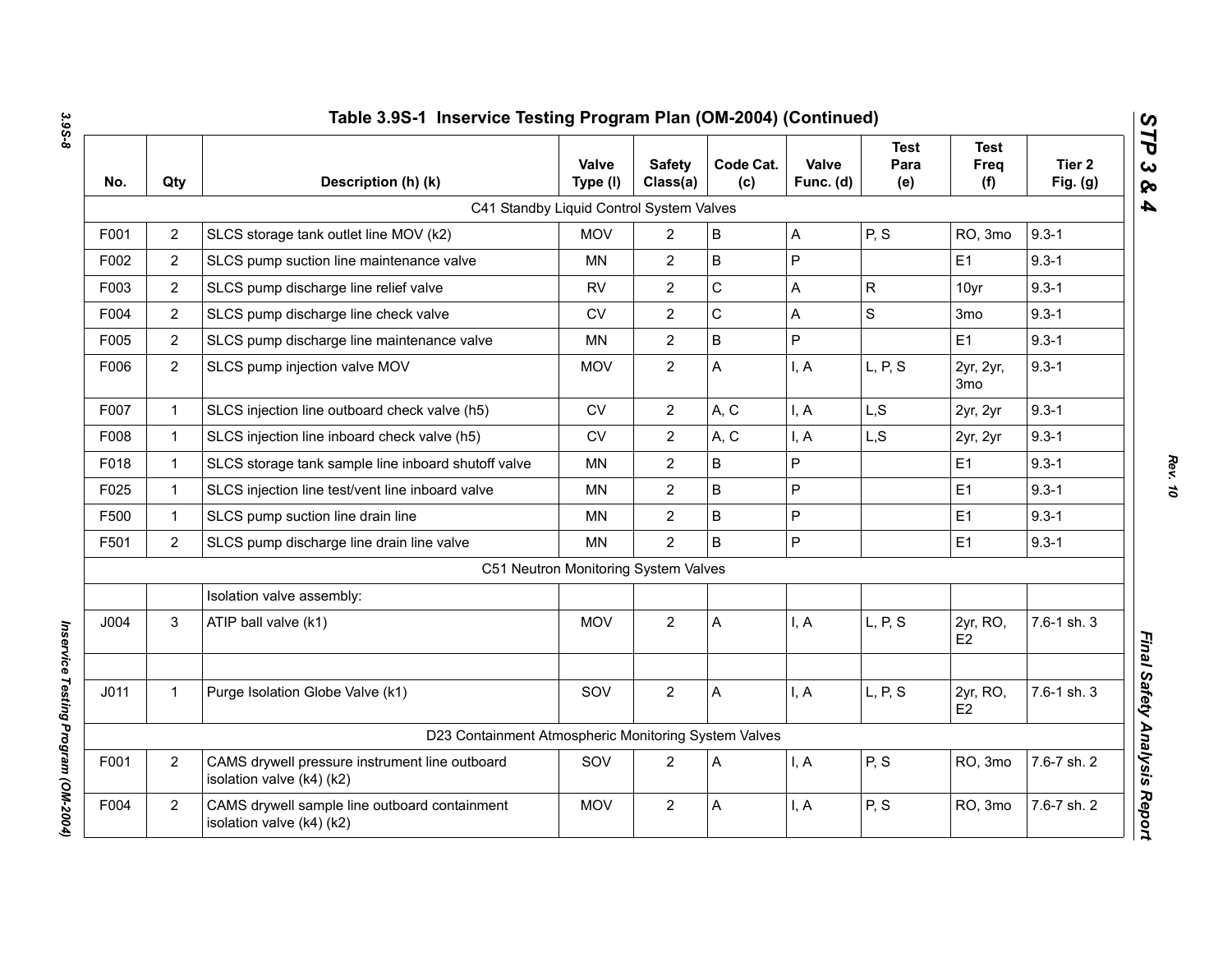## Table 3.9S-1 Inservice Testing Program Plan (OM-2004) (Continued)

| No. | Qty | Description (h) (k) | Valve Type (l) | Safety Class(a) | Code Cat. (c) | Valve Func. (d) | Test Para (e) | Test Freq (f) | Tier 2 Fig. (g) |
|---|---|---|---|---|---|---|---|---|---|
| | | C41 Standby Liquid Control System Valves | | | | | | | |
| F001 | 2 | SLCS storage tank outlet line MOV (k2) | MOV | 2 | B | A | P, S | RO, 3mo | 9.3-1 |
| F002 | 2 | SLCS pump suction line maintenance valve | MN | 2 | B | P | | E1 | 9.3-1 |
| F003 | 2 | SLCS pump discharge line relief valve | RV | 2 | C | A | R | 10yr | 9.3-1 |
| F004 | 2 | SLCS pump discharge line check valve | CV | 2 | C | A | S | 3mo | 9.3-1 |
| F005 | 2 | SLCS pump discharge line maintenance valve | MN | 2 | B | P | | E1 | 9.3-1 |
| F006 | 2 | SLCS pump injection valve MOV | MOV | 2 | A | I, A | L, P, S | 2yr, 2yr, 3mo | 9.3-1 |
| F007 | 1 | SLCS injection line outboard check valve (h5) | CV | 2 | A, C | I, A | L,S | 2yr, 2yr | 9.3-1 |
| F008 | 1 | SLCS injection line inboard check valve (h5) | CV | 2 | A, C | I, A | L,S | 2yr, 2yr | 9.3-1 |
| F018 | 1 | SLCS storage tank sample line inboard shutoff valve | MN | 2 | B | P | | E1 | 9.3-1 |
| F025 | 1 | SLCS injection line test/vent line inboard valve | MN | 2 | B | P | | E1 | 9.3-1 |
| F500 | 1 | SLCS pump suction line drain line | MN | 2 | B | P | | E1 | 9.3-1 |
| F501 | 2 | SLCS pump discharge line drain line valve | MN | 2 | B | P | | E1 | 9.3-1 |
| | | C51 Neutron Monitoring System Valves | | | | | | | |
| | | Isolation valve assembly: | | | | | | | |
| J004 | 3 | ATIP ball valve (k1) | MOV | 2 | A | I, A | L, P, S | 2yr, RO, E2 | 7.6-1 sh. 3 |
| | | | | | | | | | |
| J011 | 1 | Purge Isolation Globe Valve (k1) | SOV | 2 | A | I, A | L, P, S | 2yr, RO, E2 | 7.6-1 sh. 3 |
| | | D23 Containment Atmospheric Monitoring System Valves | | | | | | | |
| F001 | 2 | CAMS drywell pressure instrument line outboard isolation valve (k4) (k2) | SOV | 2 | A | I, A | P, S | RO, 3mo | 7.6-7 sh. 2 |
| F004 | 2 | CAMS drywell sample line outboard containment isolation valve (k4) (k2) | MOV | 2 | A | I, A | P, S | RO, 3mo | 7.6-7 sh. 2 |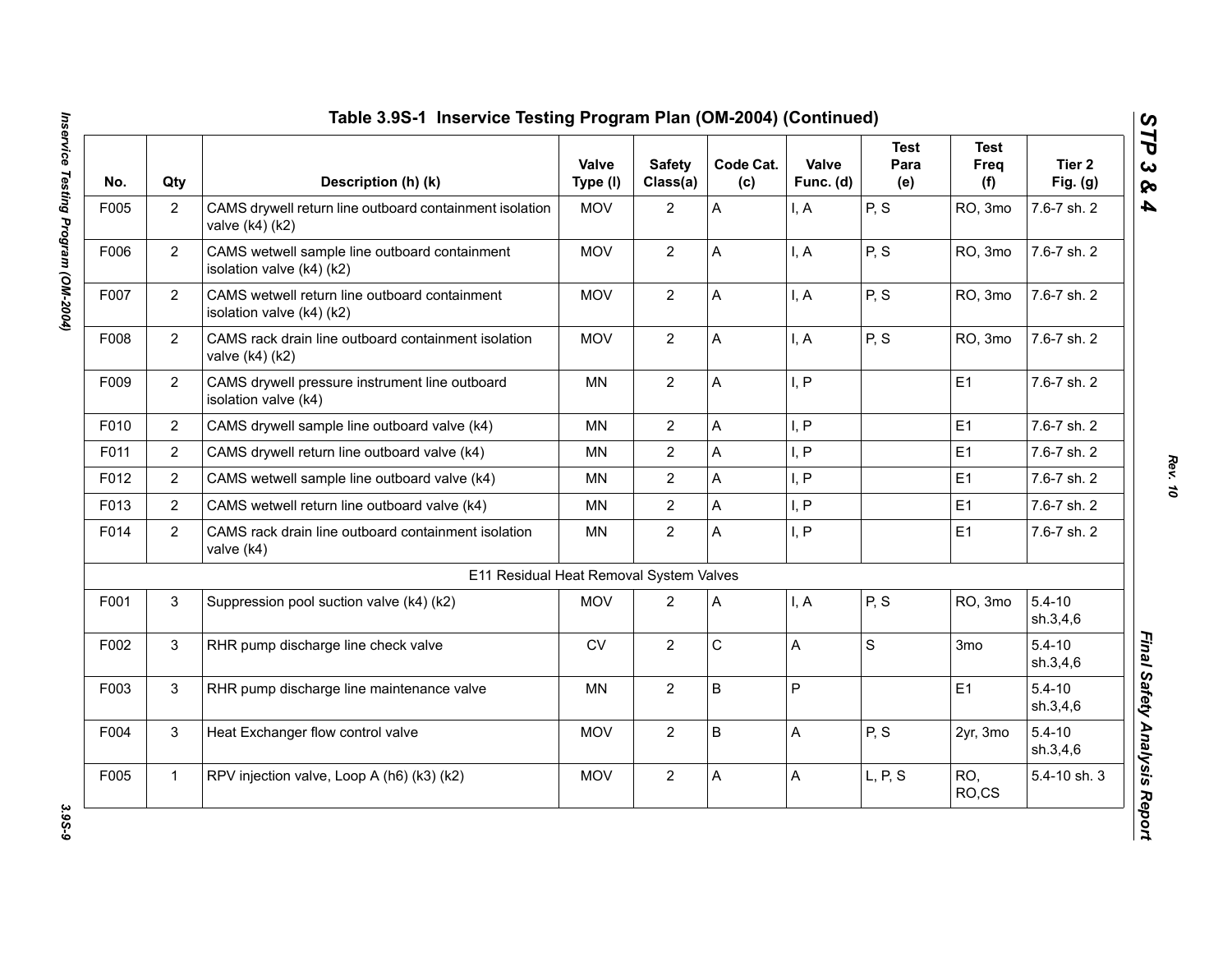## Table 3.9S-1 Inservice Testing Program Plan (OM-2004) (Continued)

| No. | Qty | Description (h) (k) | Valve Type (l) | Safety Class(a) | Code Cat. (c) | Valve Func. (d) | Test Para (e) | Test Freq (f) | Tier 2 Fig. (g) |
|---|---|---|---|---|---|---|---|---|---|
| F005 | 2 | CAMS drywell return line outboard containment isolation valve (k4) (k2) | MOV | 2 | A | I, A | P, S | RO, 3mo | 7.6-7 sh. 2 |
| F006 | 2 | CAMS wetwell sample line outboard containment isolation valve (k4) (k2) | MOV | 2 | A | I, A | P, S | RO, 3mo | 7.6-7 sh. 2 |
| F007 | 2 | CAMS wetwell return line outboard containment isolation valve (k4) (k2) | MOV | 2 | A | I, A | P, S | RO, 3mo | 7.6-7 sh. 2 |
| F008 | 2 | CAMS rack drain line outboard containment isolation valve (k4) (k2) | MOV | 2 | A | I, A | P, S | RO, 3mo | 7.6-7 sh. 2 |
| F009 | 2 | CAMS drywell pressure instrument line outboard isolation valve (k4) | MN | 2 | A | I, P | | E1 | 7.6-7 sh. 2 |
| F010 | 2 | CAMS drywell sample line outboard valve (k4) | MN | 2 | A | I, P | | E1 | 7.6-7 sh. 2 |
| F011 | 2 | CAMS drywell return line outboard valve (k4) | MN | 2 | A | I, P | | E1 | 7.6-7 sh. 2 |
| F012 | 2 | CAMS wetwell sample line outboard valve (k4) | MN | 2 | A | I, P | | E1 | 7.6-7 sh. 2 |
| F013 | 2 | CAMS wetwell return line outboard valve (k4) | MN | 2 | A | I, P | | E1 | 7.6-7 sh. 2 |
| F014 | 2 | CAMS rack drain line outboard containment isolation valve (k4) | MN | 2 | A | I, P | | E1 | 7.6-7 sh. 2 |
| | | E11 Residual Heat Removal System Valves | | | | | | | |
| F001 | 3 | Suppression pool suction valve (k4) (k2) | MOV | 2 | A | I, A | P, S | RO, 3mo | 5.4-10 sh.3,4,6 |
| F002 | 3 | RHR pump discharge line check valve | CV | 2 | C | A | S | 3mo | 5.4-10 sh.3,4,6 |
| F003 | 3 | RHR pump discharge line maintenance valve | MN | 2 | B | P | | E1 | 5.4-10 sh.3,4,6 |
| F004 | 3 | Heat Exchanger flow control valve | MOV | 2 | B | A | P, S | 2yr, 3mo | 5.4-10 sh.3,4,6 |
| F005 | 1 | RPV injection valve, Loop A (h6) (k3) (k2) | MOV | 2 | A | A | L, P, S | RO, RO,CS | 5.4-10 sh. 3 |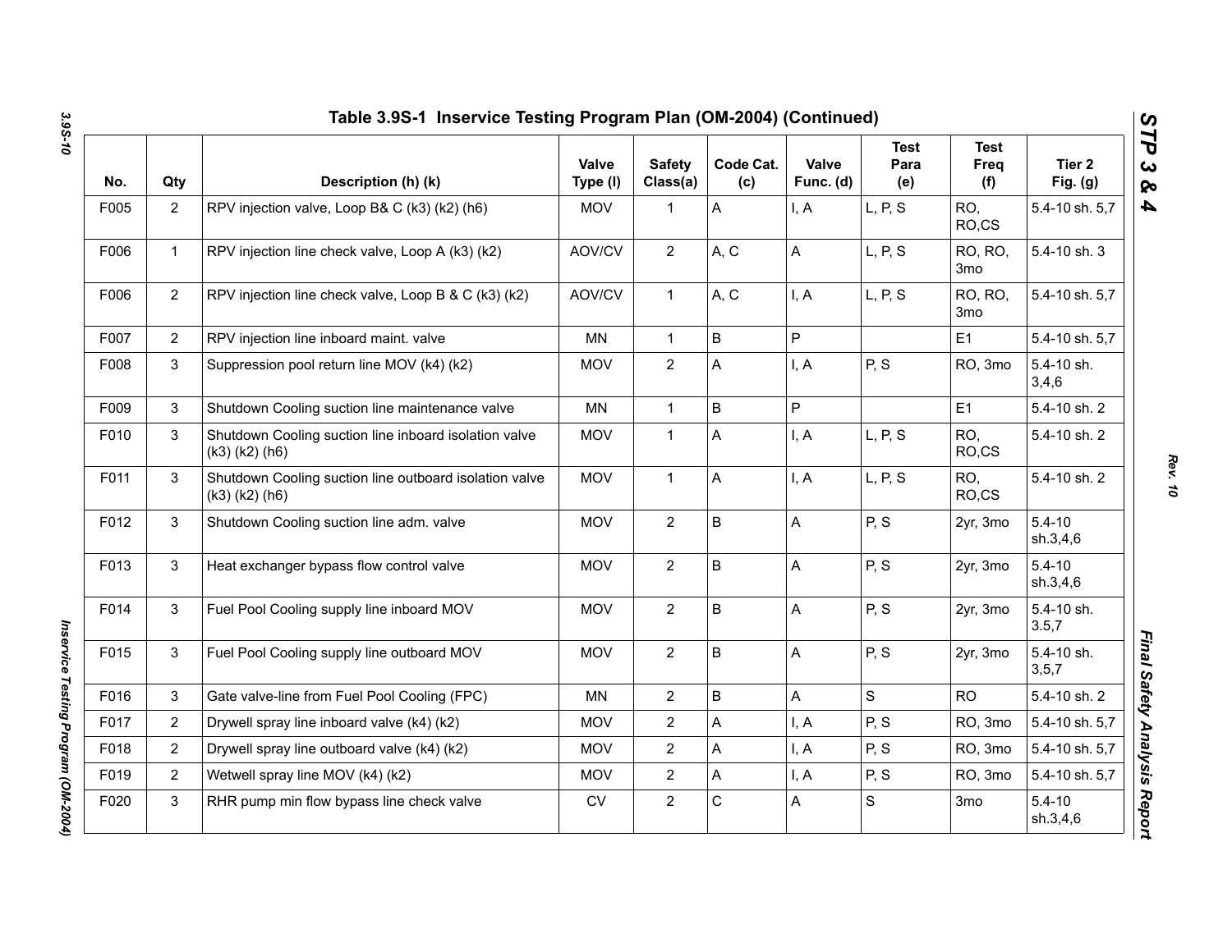## Table 3.9S-1 Inservice Testing Program Plan (OM-2004) (Continued)

| No. | Qty | Description (h) (k) | Valve Type (l) | Safety Class(a) | Code Cat. (c) | Valve Func. (d) | Test Para (e) | Test Freq (f) | Tier 2 Fig. (g) |
|---|---|---|---|---|---|---|---|---|---|
| F005 | 2 | RPV injection valve, Loop B& C (k3) (k2) (h6) | MOV | 1 | A | I, A | L, P, S | RO, RO,CS | 5.4-10 sh. 5,7 |
| F006 | 1 | RPV injection line check valve, Loop A (k3) (k2) | AOV/CV | 2 | A, C | A | L, P, S | RO, RO, 3mo | 5.4-10 sh. 3 |
| F006 | 2 | RPV injection line check valve, Loop B & C (k3) (k2) | AOV/CV | 1 | A, C | I, A | L, P, S | RO, RO, 3mo | 5.4-10 sh. 5,7 |
| F007 | 2 | RPV injection line inboard maint. valve | MN | 1 | B | P | | E1 | 5.4-10 sh. 5,7 |
| F008 | 3 | Suppression pool return line MOV (k4) (k2) | MOV | 2 | A | I, A | P, S | RO, 3mo | 5.4-10 sh. 3,4,6 |
| F009 | 3 | Shutdown Cooling suction line maintenance valve | MN | 1 | B | P | | E1 | 5.4-10 sh. 2 |
| F010 | 3 | Shutdown Cooling suction line inboard isolation valve (k3) (k2) (h6) | MOV | 1 | A | I, A | L, P, S | RO, RO,CS | 5.4-10 sh. 2 |
| F011 | 3 | Shutdown Cooling suction line outboard isolation valve (k3) (k2) (h6) | MOV | 1 | A | I, A | L, P, S | RO, RO,CS | 5.4-10 sh. 2 |
| F012 | 3 | Shutdown Cooling suction line adm. valve | MOV | 2 | B | A | P, S | 2yr, 3mo | 5.4-10 sh.3,4,6 |
| F013 | 3 | Heat exchanger bypass flow control valve | MOV | 2 | B | A | P, S | 2yr, 3mo | 5.4-10 sh.3,4,6 |
| F014 | 3 | Fuel Pool Cooling supply line inboard MOV | MOV | 2 | B | A | P, S | 2yr, 3mo | 5.4-10 sh. 3.5,7 |
| F015 | 3 | Fuel Pool Cooling supply line outboard MOV | MOV | 2 | B | A | P, S | 2yr, 3mo | 5.4-10 sh. 3,5,7 |
| F016 | 3 | Gate valve-line from Fuel Pool Cooling (FPC) | MN | 2 | B | A | S | RO | 5.4-10 sh. 2 |
| F017 | 2 | Drywell spray line inboard valve (k4) (k2) | MOV | 2 | A | I, A | P, S | RO, 3mo | 5.4-10 sh. 5,7 |
| F018 | 2 | Drywell spray line outboard valve (k4) (k2) | MOV | 2 | A | I, A | P, S | RO, 3mo | 5.4-10 sh. 5,7 |
| F019 | 2 | Wetwell spray line MOV (k4) (k2) | MOV | 2 | A | I, A | P, S | RO, 3mo | 5.4-10 sh. 5,7 |
| F020 | 3 | RHR pump min flow bypass line check valve | CV | 2 | C | A | S | 3mo | 5.4-10 sh.3,4,6 |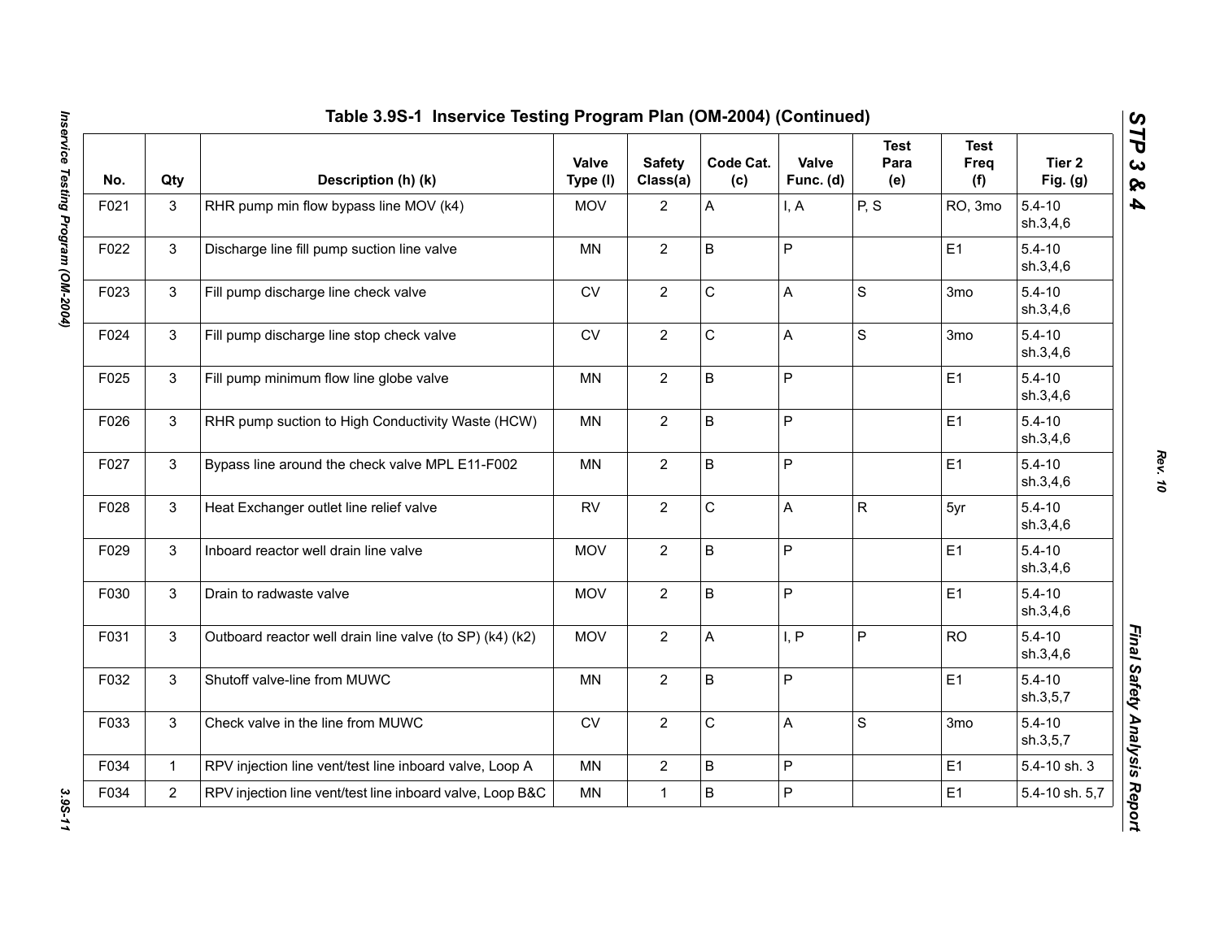## Table 3.9S-1 Inservice Testing Program Plan (OM-2004) (Continued)

| No. | Qty | Description (h) (k) | Valve Type (l) | Safety Class(a) | Code Cat. (c) | Valve Func. (d) | Test Para (e) | Test Freq (f) | Tier 2 Fig. (g) |
|---|---|---|---|---|---|---|---|---|---|
| F021 | 3 | RHR pump min flow bypass line MOV (k4) | MOV | 2 | A | I, A | P, S | RO, 3mo | 5.4-10 sh.3,4,6 |
| F022 | 3 | Discharge line fill pump suction line valve | MN | 2 | B | P | | E1 | 5.4-10 sh.3,4,6 |
| F023 | 3 | Fill pump discharge line check valve | CV | 2 | C | A | S | 3mo | 5.4-10 sh.3,4,6 |
| F024 | 3 | Fill pump discharge line stop check valve | CV | 2 | C | A | S | 3mo | 5.4-10 sh.3,4,6 |
| F025 | 3 | Fill pump minimum flow line globe valve | MN | 2 | B | P | | E1 | 5.4-10 sh.3,4,6 |
| F026 | 3 | RHR pump suction to High Conductivity Waste (HCW) | MN | 2 | B | P | | E1 | 5.4-10 sh.3,4,6 |
| F027 | 3 | Bypass line around the check valve MPL E11-F002 | MN | 2 | B | P | | E1 | 5.4-10 sh.3,4,6 |
| F028 | 3 | Heat Exchanger outlet line relief valve | RV | 2 | C | A | R | 5yr | 5.4-10 sh.3,4,6 |
| F029 | 3 | Inboard reactor well drain line valve | MOV | 2 | B | P | | E1 | 5.4-10 sh.3,4,6 |
| F030 | 3 | Drain to radwaste valve | MOV | 2 | B | P | | E1 | 5.4-10 sh.3,4,6 |
| F031 | 3 | Outboard reactor well drain line valve (to SP) (k4) (k2) | MOV | 2 | A | I, P | P | RO | 5.4-10 sh.3,4,6 |
| F032 | 3 | Shutoff valve-line from MUWC | MN | 2 | B | P | | E1 | 5.4-10 sh.3,5,7 |
| F033 | 3 | Check valve in the line from MUWC | CV | 2 | C | A | S | 3mo | 5.4-10 sh.3,5,7 |
| F034 | 1 | RPV injection line vent/test line inboard valve, Loop A | MN | 2 | B | P | | E1 | 5.4-10 sh. 3 |
| F034 | 2 | RPV injection line vent/test line inboard valve, Loop B&C | MN | 1 | B | P | | E1 | 5.4-10 sh. 5,7 |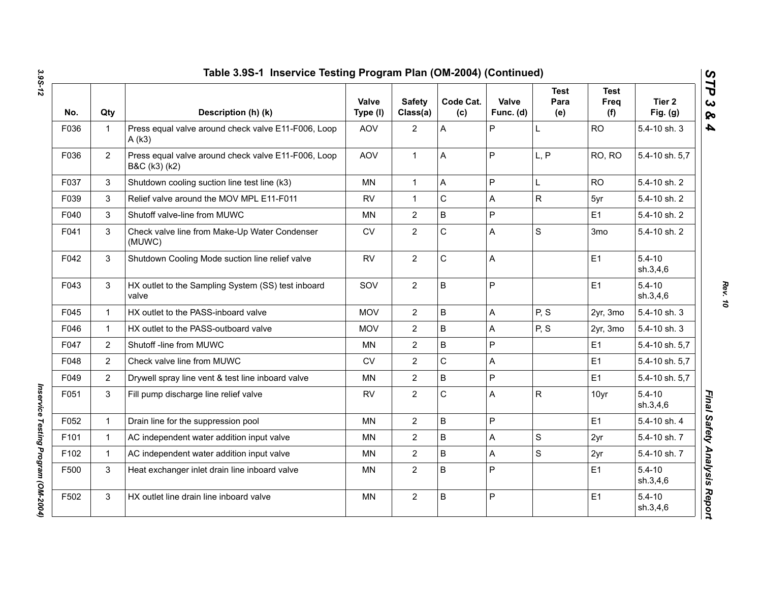## Table 3.9S-1 Inservice Testing Program Plan (OM-2004) (Continued)

| No. | Qty | Description (h) (k) | Valve Type (l) | Safety Class(a) | Code Cat. (c) | Valve Func. (d) | Test Para (e) | Test Freq (f) | Tier 2 Fig. (g) |
|---|---|---|---|---|---|---|---|---|---|
| F036 | 1 | Press equal valve around check valve E11-F006, Loop A (k3) | AOV | 2 | A | P | L | RO | 5.4-10 sh. 3 |
| F036 | 2 | Press equal valve around check valve E11-F006, Loop B&C (k3) (k2) | AOV | 1 | A | P | L, P | RO, RO | 5.4-10 sh. 5,7 |
| F037 | 3 | Shutdown cooling suction line test line (k3) | MN | 1 | A | P | L | RO | 5.4-10 sh. 2 |
| F039 | 3 | Relief valve around the MOV MPL E11-F011 | RV | 1 | C | A | R | 5yr | 5.4-10 sh. 2 |
| F040 | 3 | Shutoff valve-line from MUWC | MN | 2 | B | P | | E1 | 5.4-10 sh. 2 |
| F041 | 3 | Check valve line from Make-Up Water Condenser (MUWC) | CV | 2 | C | A | S | 3mo | 5.4-10 sh. 2 |
| F042 | 3 | Shutdown Cooling Mode suction line relief valve | RV | 2 | C | A | | E1 | 5.4-10 sh.3,4,6 |
| F043 | 3 | HX outlet to the Sampling System (SS) test inboard valve | SOV | 2 | B | P | | E1 | 5.4-10 sh.3,4,6 |
| F045 | 1 | HX outlet to the PASS-inboard valve | MOV | 2 | B | A | P, S | 2yr, 3mo | 5.4-10 sh. 3 |
| F046 | 1 | HX outlet to the PASS-outboard valve | MOV | 2 | B | A | P, S | 2yr, 3mo | 5.4-10 sh. 3 |
| F047 | 2 | Shutoff -line from MUWC | MN | 2 | B | P | | E1 | 5.4-10 sh. 5,7 |
| F048 | 2 | Check valve line from MUWC | CV | 2 | C | A | | E1 | 5.4-10 sh. 5,7 |
| F049 | 2 | Drywell spray line vent & test line inboard valve | MN | 2 | B | P | | E1 | 5.4-10 sh. 5,7 |
| F051 | 3 | Fill pump discharge line relief valve | RV | 2 | C | A | R | 10yr | 5.4-10 sh.3,4,6 |
| F052 | 1 | Drain line for the suppression pool | MN | 2 | B | P | | E1 | 5.4-10 sh. 4 |
| F101 | 1 | AC independent water addition input valve | MN | 2 | B | A | S | 2yr | 5.4-10 sh. 7 |
| F102 | 1 | AC independent water addition input valve | MN | 2 | B | A | S | 2yr | 5.4-10 sh. 7 |
| F500 | 3 | Heat exchanger inlet drain line inboard valve | MN | 2 | B | P | | E1 | 5.4-10 sh.3,4,6 |
| F502 | 3 | HX outlet line drain line inboard valve | MN | 2 | B | P | | E1 | 5.4-10 sh.3,4,6 |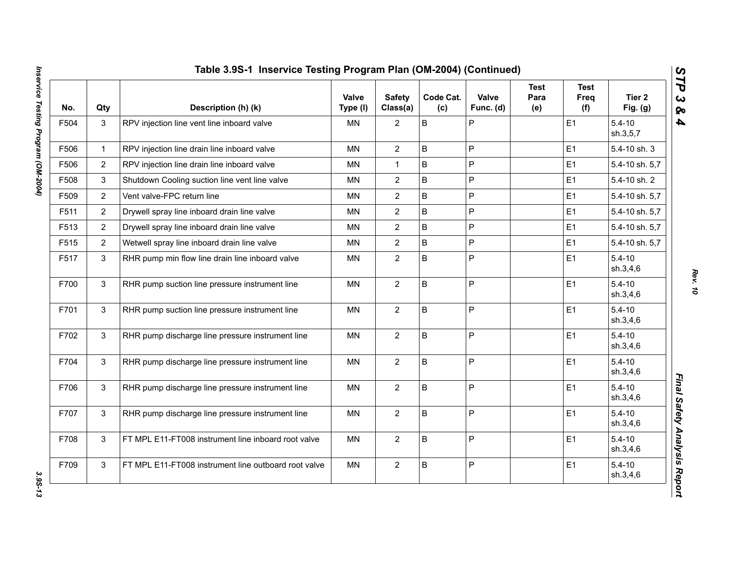## Table 3.9S-1 Inservice Testing Program Plan (OM-2004) (Continued)

| No. | Qty | Description (h) (k) | Valve Type (l) | Safety Class(a) | Code Cat. (c) | Valve Func. (d) | Test Para (e) | Test Freq (f) | Tier 2 Fig. (g) |
|---|---|---|---|---|---|---|---|---|---|
| F504 | 3 | RPV injection line vent line inboard valve | MN | 2 | B | P | | E1 | 5.4-10 sh.3,5,7 |
| F506 | 1 | RPV injection line drain line inboard valve | MN | 2 | B | P | | E1 | 5.4-10 sh. 3 |
| F506 | 2 | RPV injection line drain line inboard valve | MN | 1 | B | P | | E1 | 5.4-10 sh. 5,7 |
| F508 | 3 | Shutdown Cooling suction line vent line valve | MN | 2 | B | P | | E1 | 5.4-10 sh. 2 |
| F509 | 2 | Vent valve-FPC return line | MN | 2 | B | P | | E1 | 5.4-10 sh. 5,7 |
| F511 | 2 | Drywell spray line inboard drain line valve | MN | 2 | B | P | | E1 | 5.4-10 sh. 5,7 |
| F513 | 2 | Drywell spray line inboard drain line valve | MN | 2 | B | P | | E1 | 5.4-10 sh. 5,7 |
| F515 | 2 | Wetwell spray line inboard drain line valve | MN | 2 | B | P | | E1 | 5.4-10 sh. 5,7 |
| F517 | 3 | RHR pump min flow line drain line inboard valve | MN | 2 | B | P | | E1 | 5.4-10 sh.3,4,6 |
| F700 | 3 | RHR pump suction line pressure instrument line | MN | 2 | B | P | | E1 | 5.4-10 sh.3,4,6 |
| F701 | 3 | RHR pump suction line pressure instrument line | MN | 2 | B | P | | E1 | 5.4-10 sh.3,4,6 |
| F702 | 3 | RHR pump discharge line pressure instrument line | MN | 2 | B | P | | E1 | 5.4-10 sh.3,4,6 |
| F704 | 3 | RHR pump discharge line pressure instrument line | MN | 2 | B | P | | E1 | 5.4-10 sh.3,4,6 |
| F706 | 3 | RHR pump discharge line pressure instrument line | MN | 2 | B | P | | E1 | 5.4-10 sh.3,4,6 |
| F707 | 3 | RHR pump discharge line pressure instrument line | MN | 2 | B | P | | E1 | 5.4-10 sh.3,4,6 |
| F708 | 3 | FT MPL E11-FT008 instrument line inboard root valve | MN | 2 | B | P | | E1 | 5.4-10 sh.3,4,6 |
| F709 | 3 | FT MPL E11-FT008 instrument line outboard root valve | MN | 2 | B | P | | E1 | 5.4-10 sh.3,4,6 |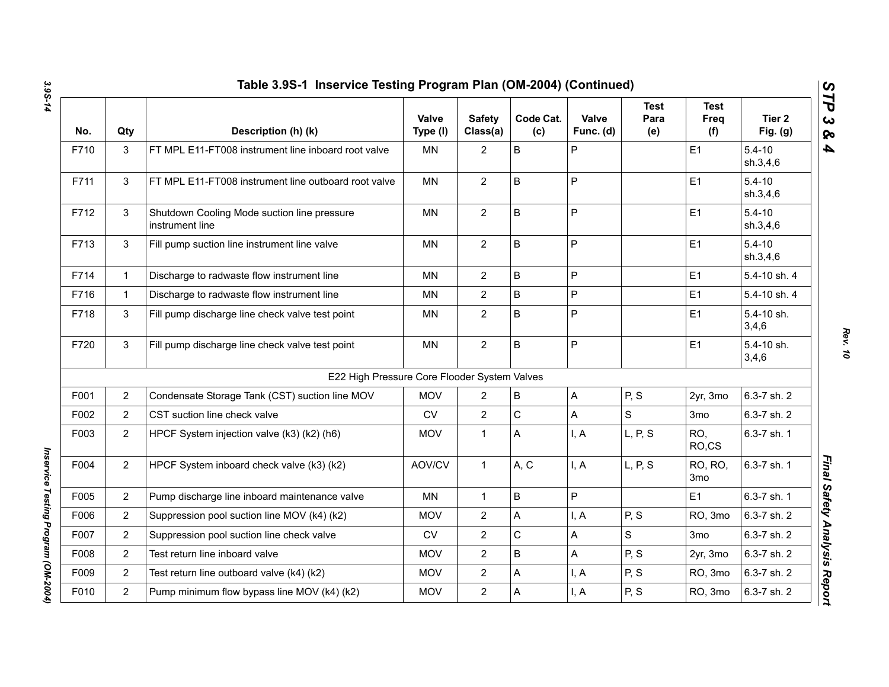## Table 3.9S-1 Inservice Testing Program Plan (OM-2004) (Continued)

| No. | Qty | Description (h) (k) | Valve Type (l) | Safety Class(a) | Code Cat. (c) | Valve Func. (d) | Test Para (e) | Test Freq (f) | Tier 2 Fig. (g) |
|---|---|---|---|---|---|---|---|---|---|
| F710 | 3 | FT MPL E11-FT008 instrument line inboard root valve | MN | 2 | B | P | | E1 | 5.4-10 sh.3,4,6 |
| F711 | 3 | FT MPL E11-FT008 instrument line outboard root valve | MN | 2 | B | P | | E1 | 5.4-10 sh.3,4,6 |
| F712 | 3 | Shutdown Cooling Mode suction line pressure instrument line | MN | 2 | B | P | | E1 | 5.4-10 sh.3,4,6 |
| F713 | 3 | Fill pump suction line instrument line valve | MN | 2 | B | P | | E1 | 5.4-10 sh.3,4,6 |
| F714 | 1 | Discharge to radwaste flow instrument line | MN | 2 | B | P | | E1 | 5.4-10 sh. 4 |
| F716 | 1 | Discharge to radwaste flow instrument line | MN | 2 | B | P | | E1 | 5.4-10 sh. 4 |
| F718 | 3 | Fill pump discharge line check valve test point | MN | 2 | B | P | | E1 | 5.4-10 sh. 3,4,6 |
| F720 | 3 | Fill pump discharge line check valve test point | MN | 2 | B | P | | E1 | 5.4-10 sh. 3,4,6 |
| | | E22 High Pressure Core Flooder System Valves | | | | | | | |
| F001 | 2 | Condensate Storage Tank (CST) suction line MOV | MOV | 2 | B | A | P, S | 2yr, 3mo | 6.3-7 sh. 2 |
| F002 | 2 | CST suction line check valve | CV | 2 | C | A | S | 3mo | 6.3-7 sh. 2 |
| F003 | 2 | HPCF System injection valve (k3) (k2) (h6) | MOV | 1 | A | I, A | L, P, S | RO, RO,CS | 6.3-7 sh. 1 |
| F004 | 2 | HPCF System inboard check valve (k3) (k2) | AOV/CV | 1 | A, C | I, A | L, P, S | RO, RO, 3mo | 6.3-7 sh. 1 |
| F005 | 2 | Pump discharge line inboard maintenance valve | MN | 1 | B | P | | E1 | 6.3-7 sh. 1 |
| F006 | 2 | Suppression pool suction line MOV (k4) (k2) | MOV | 2 | A | I, A | P, S | RO, 3mo | 6.3-7 sh. 2 |
| F007 | 2 | Suppression pool suction line check valve | CV | 2 | C | A | S | 3mo | 6.3-7 sh. 2 |
| F008 | 2 | Test return line inboard valve | MOV | 2 | B | A | P, S | 2yr, 3mo | 6.3-7 sh. 2 |
| F009 | 2 | Test return line outboard valve (k4) (k2) | MOV | 2 | A | I, A | P, S | RO, 3mo | 6.3-7 sh. 2 |
| F010 | 2 | Pump minimum flow bypass line MOV (k4) (k2) | MOV | 2 | A | I, A | P, S | RO, 3mo | 6.3-7 sh. 2 |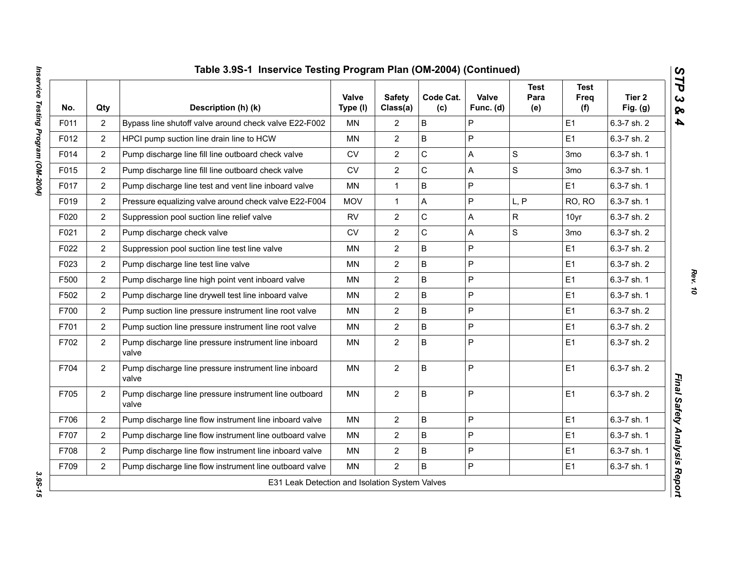## Table 3.9S-1 Inservice Testing Program Plan (OM-2004) (Continued)

| No. | Qty | Description (h) (k) | Valve Type (l) | Safety Class(a) | Code Cat. (c) | Valve Func. (d) | Test Para (e) | Test Freq (f) | Tier 2 Fig. (g) |
|---|---|---|---|---|---|---|---|---|---|
| F011 | 2 | Bypass line shutoff valve around check valve E22-F002 | MN | 2 | B | P | | E1 | 6.3-7 sh. 2 |
| F012 | 2 | HPCI pump suction line drain line to HCW | MN | 2 | B | P | | E1 | 6.3-7 sh. 2 |
| F014 | 2 | Pump discharge line fill line outboard check valve | CV | 2 | C | A | S | 3mo | 6.3-7 sh. 1 |
| F015 | 2 | Pump discharge line fill line outboard check valve | CV | 2 | C | A | S | 3mo | 6.3-7 sh. 1 |
| F017 | 2 | Pump discharge line test and vent line inboard valve | MN | 1 | B | P | | E1 | 6.3-7 sh. 1 |
| F019 | 2 | Pressure equalizing valve around check valve E22-F004 | MOV | 1 | A | P | L, P | RO, RO | 6.3-7 sh. 1 |
| F020 | 2 | Suppression pool suction line relief valve | RV | 2 | C | A | R | 10yr | 6.3-7 sh. 2 |
| F021 | 2 | Pump discharge check valve | CV | 2 | C | A | S | 3mo | 6.3-7 sh. 2 |
| F022 | 2 | Suppression pool suction line test line valve | MN | 2 | B | P | | E1 | 6.3-7 sh. 2 |
| F023 | 2 | Pump discharge line test line valve | MN | 2 | B | P | | E1 | 6.3-7 sh. 2 |
| F500 | 2 | Pump discharge line high point vent inboard valve | MN | 2 | B | P | | E1 | 6.3-7 sh. 1 |
| F502 | 2 | Pump discharge line drywell test line inboard valve | MN | 2 | B | P | | E1 | 6.3-7 sh. 1 |
| F700 | 2 | Pump suction line pressure instrument line root valve | MN | 2 | B | P | | E1 | 6.3-7 sh. 2 |
| F701 | 2 | Pump suction line pressure instrument line root valve | MN | 2 | B | P | | E1 | 6.3-7 sh. 2 |
| F702 | 2 | Pump discharge line pressure instrument line inboard valve | MN | 2 | B | P | | E1 | 6.3-7 sh. 2 |
| F704 | 2 | Pump discharge line pressure instrument line inboard valve | MN | 2 | B | P | | E1 | 6.3-7 sh. 2 |
| F705 | 2 | Pump discharge line pressure instrument line outboard valve | MN | 2 | B | P | | E1 | 6.3-7 sh. 2 |
| F706 | 2 | Pump discharge line flow instrument line inboard valve | MN | 2 | B | P | | E1 | 6.3-7 sh. 1 |
| F707 | 2 | Pump discharge line flow instrument line outboard valve | MN | 2 | B | P | | E1 | 6.3-7 sh. 1 |
| F708 | 2 | Pump discharge line flow instrument line inboard valve | MN | 2 | B | P | | E1 | 6.3-7 sh. 1 |
| F709 | 2 | Pump discharge line flow instrument line outboard valve | MN | 2 | B | P | | E1 | 6.3-7 sh. 1 |
| | | E31 Leak Detection and Isolation System Valves | | | | | | | |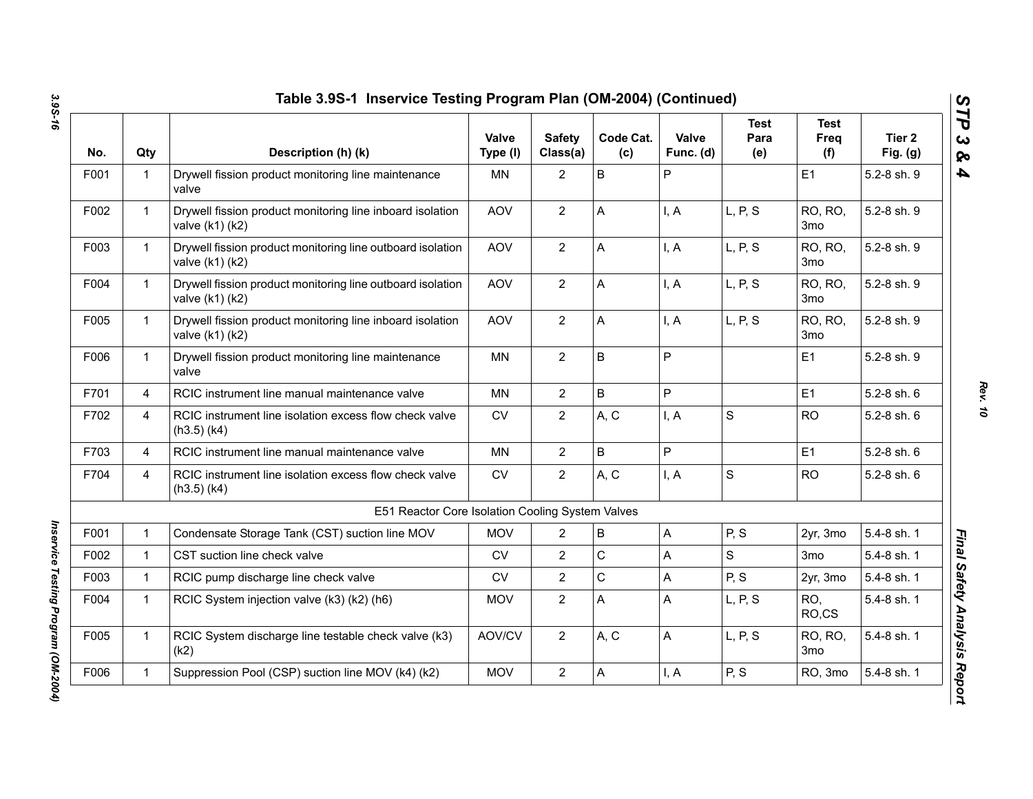## Table 3.9S-1 Inservice Testing Program Plan (OM-2004) (Continued)

| No. | Qty | Description (h) (k) | Valve Type (l) | Safety Class(a) | Code Cat. (c) | Valve Func. (d) | Test Para (e) | Test Freq (f) | Tier 2 Fig. (g) |
|---|---|---|---|---|---|---|---|---|---|
| F001 | 1 | Drywell fission product monitoring line maintenance valve | MN | 2 | B | P | | E1 | 5.2-8 sh. 9 |
| F002 | 1 | Drywell fission product monitoring line inboard isolation valve (k1) (k2) | AOV | 2 | A | I, A | L, P, S | RO, RO, 3mo | 5.2-8 sh. 9 |
| F003 | 1 | Drywell fission product monitoring line outboard isolation valve (k1) (k2) | AOV | 2 | A | I, A | L, P, S | RO, RO, 3mo | 5.2-8 sh. 9 |
| F004 | 1 | Drywell fission product monitoring line outboard isolation valve (k1) (k2) | AOV | 2 | A | I, A | L, P, S | RO, RO, 3mo | 5.2-8 sh. 9 |
| F005 | 1 | Drywell fission product monitoring line inboard isolation valve (k1) (k2) | AOV | 2 | A | I, A | L, P, S | RO, RO, 3mo | 5.2-8 sh. 9 |
| F006 | 1 | Drywell fission product monitoring line maintenance valve | MN | 2 | B | P | | E1 | 5.2-8 sh. 9 |
| F701 | 4 | RCIC instrument line manual maintenance valve | MN | 2 | B | P | | E1 | 5.2-8 sh. 6 |
| F702 | 4 | RCIC instrument line isolation excess flow check valve (h3.5) (k4) | CV | 2 | A, C | I, A | S | RO | 5.2-8 sh. 6 |
| F703 | 4 | RCIC instrument line manual maintenance valve | MN | 2 | B | P | | E1 | 5.2-8 sh. 6 |
| F704 | 4 | RCIC instrument line isolation excess flow check valve (h3.5) (k4) | CV | 2 | A, C | I, A | S | RO | 5.2-8 sh. 6 |
| | | E51 Reactor Core Isolation Cooling System Valves | | | | | | | |
| F001 | 1 | Condensate Storage Tank (CST) suction line MOV | MOV | 2 | B | A | P, S | 2yr, 3mo | 5.4-8 sh. 1 |
| F002 | 1 | CST suction line check valve | CV | 2 | C | A | S | 3mo | 5.4-8 sh. 1 |
| F003 | 1 | RCIC pump discharge line check valve | CV | 2 | C | A | P, S | 2yr, 3mo | 5.4-8 sh. 1 |
| F004 | 1 | RCIC System injection valve (k3) (k2) (h6) | MOV | 2 | A | A | L, P, S | RO, RO,CS | 5.4-8 sh. 1 |
| F005 | 1 | RCIC System discharge line testable check valve (k3) (k2) | AOV/CV | 2 | A, C | A | L, P, S | RO, RO, 3mo | 5.4-8 sh. 1 |
| F006 | 1 | Suppression Pool (CSP) suction line MOV (k4) (k2) | MOV | 2 | A | I, A | P, S | RO, 3mo | 5.4-8 sh. 1 |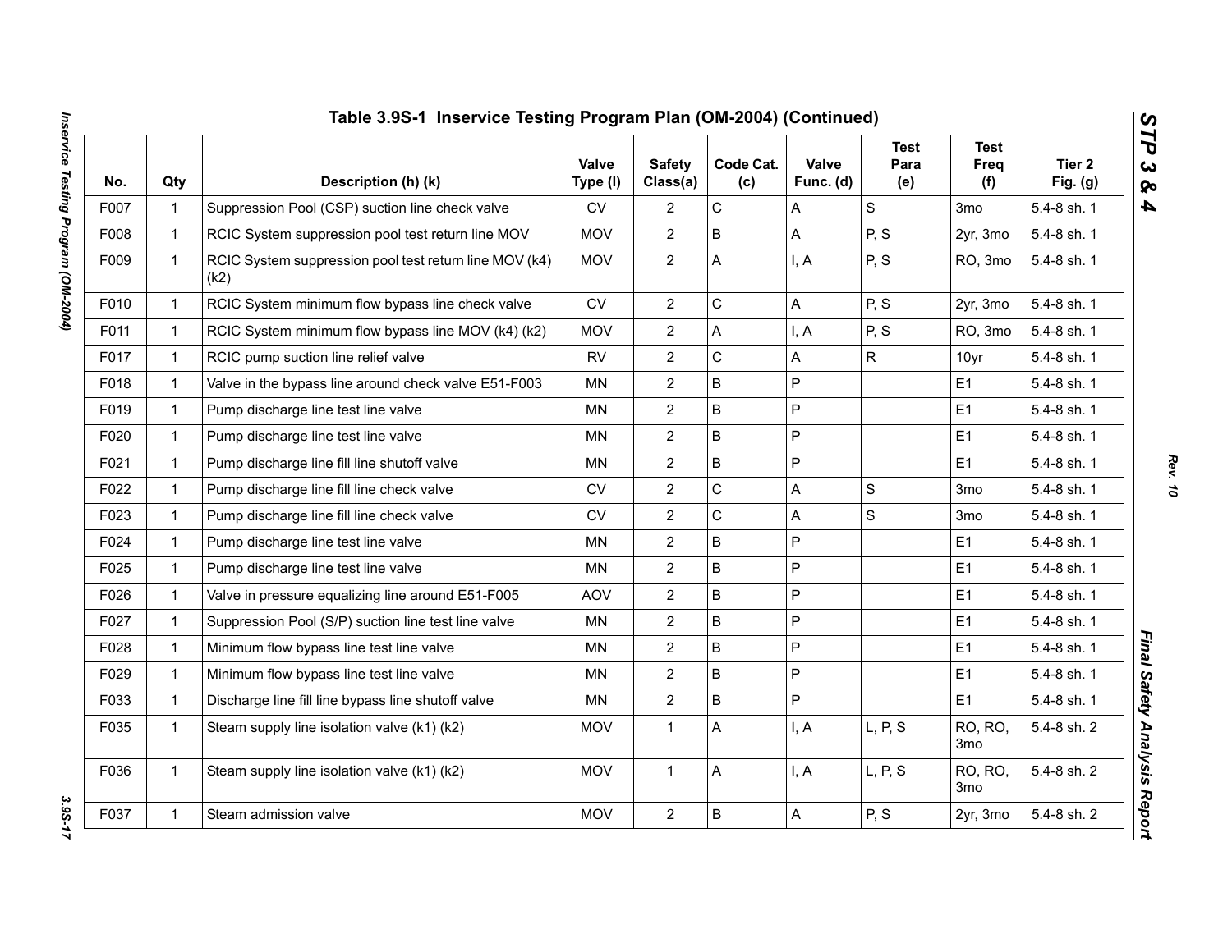## Table 3.9S-1 Inservice Testing Program Plan (OM-2004) (Continued)

| No. | Qty | Description (h) (k) | Valve Type (l) | Safety Class(a) | Code Cat. (c) | Valve Func. (d) | Test Para (e) | Test Freq (f) | Tier 2 Fig. (g) |
|---|---|---|---|---|---|---|---|---|---|
| F007 | 1 | Suppression Pool (CSP) suction line check valve | CV | 2 | C | A | S | 3mo | 5.4-8 sh. 1 |
| F008 | 1 | RCIC System suppression pool test return line MOV | MOV | 2 | B | A | P, S | 2yr, 3mo | 5.4-8 sh. 1 |
| F009 | 1 | RCIC System suppression pool test return line MOV (k4) (k2) | MOV | 2 | A | I, A | P, S | RO, 3mo | 5.4-8 sh. 1 |
| F010 | 1 | RCIC System minimum flow bypass line check valve | CV | 2 | C | A | P, S | 2yr, 3mo | 5.4-8 sh. 1 |
| F011 | 1 | RCIC System minimum flow bypass line MOV (k4) (k2) | MOV | 2 | A | I, A | P, S | RO, 3mo | 5.4-8 sh. 1 |
| F017 | 1 | RCIC pump suction line relief valve | RV | 2 | C | A | R | 10yr | 5.4-8 sh. 1 |
| F018 | 1 | Valve in the bypass line around check valve E51-F003 | MN | 2 | B | P | | E1 | 5.4-8 sh. 1 |
| F019 | 1 | Pump discharge line test line valve | MN | 2 | B | P | | E1 | 5.4-8 sh. 1 |
| F020 | 1 | Pump discharge line test line valve | MN | 2 | B | P | | E1 | 5.4-8 sh. 1 |
| F021 | 1 | Pump discharge line fill line shutoff valve | MN | 2 | B | P | | E1 | 5.4-8 sh. 1 |
| F022 | 1 | Pump discharge line fill line check valve | CV | 2 | C | A | S | 3mo | 5.4-8 sh. 1 |
| F023 | 1 | Pump discharge line fill line check valve | CV | 2 | C | A | S | 3mo | 5.4-8 sh. 1 |
| F024 | 1 | Pump discharge line test line valve | MN | 2 | B | P | | E1 | 5.4-8 sh. 1 |
| F025 | 1 | Pump discharge line test line valve | MN | 2 | B | P | | E1 | 5.4-8 sh. 1 |
| F026 | 1 | Valve in pressure equalizing line around E51-F005 | AOV | 2 | B | P | | E1 | 5.4-8 sh. 1 |
| F027 | 1 | Suppression Pool (S/P) suction line test line valve | MN | 2 | B | P | | E1 | 5.4-8 sh. 1 |
| F028 | 1 | Minimum flow bypass line test line valve | MN | 2 | B | P | | E1 | 5.4-8 sh. 1 |
| F029 | 1 | Minimum flow bypass line test line valve | MN | 2 | B | P | | E1 | 5.4-8 sh. 1 |
| F033 | 1 | Discharge line fill line bypass line shutoff valve | MN | 2 | B | P | | E1 | 5.4-8 sh. 1 |
| F035 | 1 | Steam supply line isolation valve (k1) (k2) | MOV | 1 | A | I, A | L, P, S | RO, RO, 3mo | 5.4-8 sh. 2 |
| F036 | 1 | Steam supply line isolation valve (k1) (k2) | MOV | 1 | A | I, A | L, P, S | RO, RO, 3mo | 5.4-8 sh. 2 |
| F037 | 1 | Steam admission valve | MOV | 2 | B | A | P, S | 2yr, 3mo | 5.4-8 sh. 2 |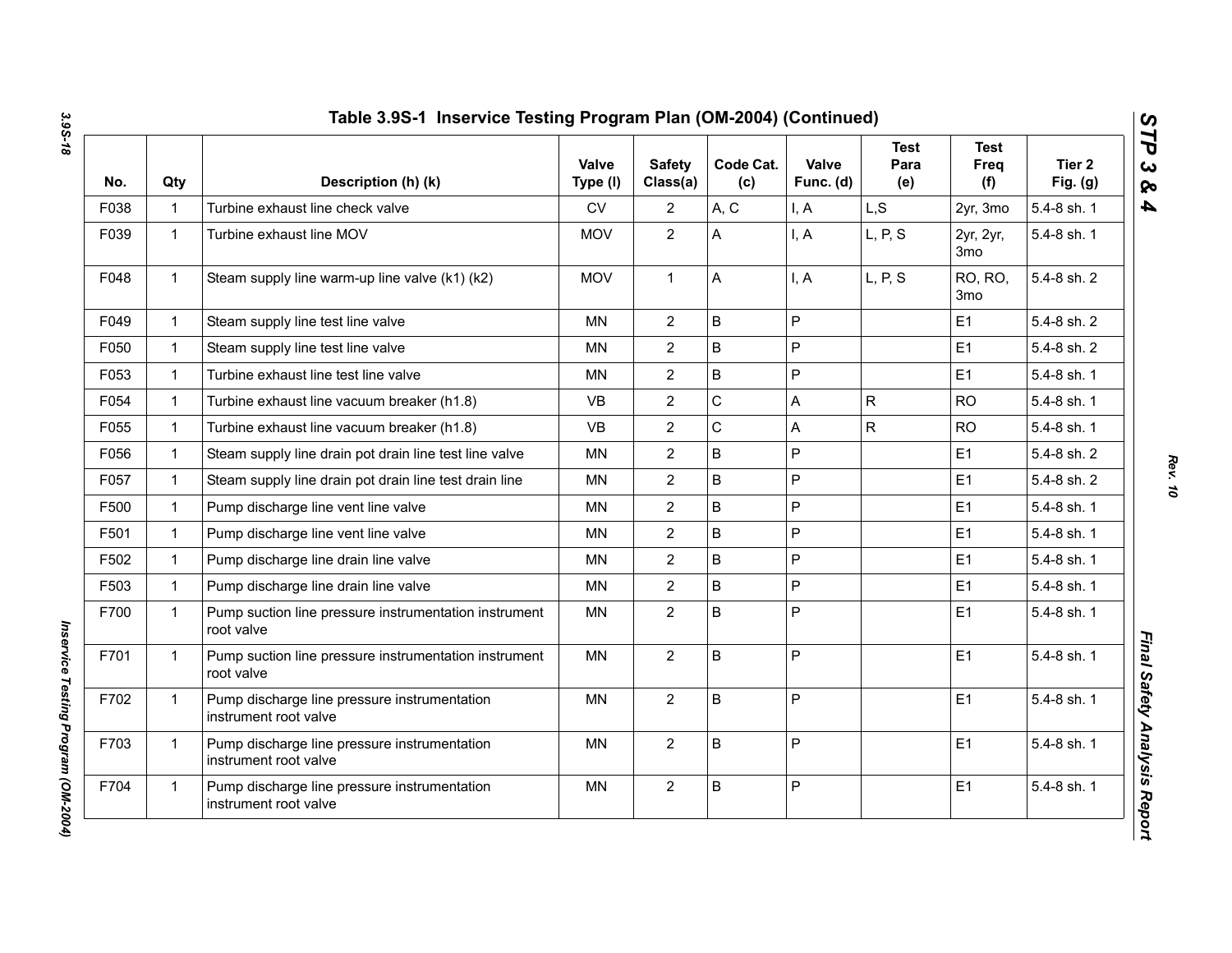## Table 3.9S-1 Inservice Testing Program Plan (OM-2004) (Continued)

| No. | Qty | Description (h) (k) | Valve Type (l) | Safety Class(a) | Code Cat. (c) | Valve Func. (d) | Test Para (e) | Test Freq (f) | Tier 2 Fig. (g) |
|---|---|---|---|---|---|---|---|---|---|
| F038 | 1 | Turbine exhaust line check valve | CV | 2 | A, C | I, A | L,S | 2yr, 3mo | 5.4-8 sh. 1 |
| F039 | 1 | Turbine exhaust line MOV | MOV | 2 | A | I, A | L, P, S | 2yr, 2yr, 3mo | 5.4-8 sh. 1 |
| F048 | 1 | Steam supply line warm-up line valve (k1) (k2) | MOV | 1 | A | I, A | L, P, S | RO, RO, 3mo | 5.4-8 sh. 2 |
| F049 | 1 | Steam supply line test line valve | MN | 2 | B | P | | E1 | 5.4-8 sh. 2 |
| F050 | 1 | Steam supply line test line valve | MN | 2 | B | P | | E1 | 5.4-8 sh. 2 |
| F053 | 1 | Turbine exhaust line test line valve | MN | 2 | B | P | | E1 | 5.4-8 sh. 1 |
| F054 | 1 | Turbine exhaust line vacuum breaker (h1.8) | VB | 2 | C | A | R | RO | 5.4-8 sh. 1 |
| F055 | 1 | Turbine exhaust line vacuum breaker (h1.8) | VB | 2 | C | A | R | RO | 5.4-8 sh. 1 |
| F056 | 1 | Steam supply line drain pot drain line test line valve | MN | 2 | B | P | | E1 | 5.4-8 sh. 2 |
| F057 | 1 | Steam supply line drain pot drain line test drain line | MN | 2 | B | P | | E1 | 5.4-8 sh. 2 |
| F500 | 1 | Pump discharge line vent line valve | MN | 2 | B | P | | E1 | 5.4-8 sh. 1 |
| F501 | 1 | Pump discharge line vent line valve | MN | 2 | B | P | | E1 | 5.4-8 sh. 1 |
| F502 | 1 | Pump discharge line drain line valve | MN | 2 | B | P | | E1 | 5.4-8 sh. 1 |
| F503 | 1 | Pump discharge line drain line valve | MN | 2 | B | P | | E1 | 5.4-8 sh. 1 |
| F700 | 1 | Pump suction line pressure instrumentation instrument root valve | MN | 2 | B | P | | E1 | 5.4-8 sh. 1 |
| F701 | 1 | Pump suction line pressure instrumentation instrument root valve | MN | 2 | B | P | | E1 | 5.4-8 sh. 1 |
| F702 | 1 | Pump discharge line pressure instrumentation instrument root valve | MN | 2 | B | P | | E1 | 5.4-8 sh. 1 |
| F703 | 1 | Pump discharge line pressure instrumentation instrument root valve | MN | 2 | B | P | | E1 | 5.4-8 sh. 1 |
| F704 | 1 | Pump discharge line pressure instrumentation instrument root valve | MN | 2 | B | P | | E1 | 5.4-8 sh. 1 |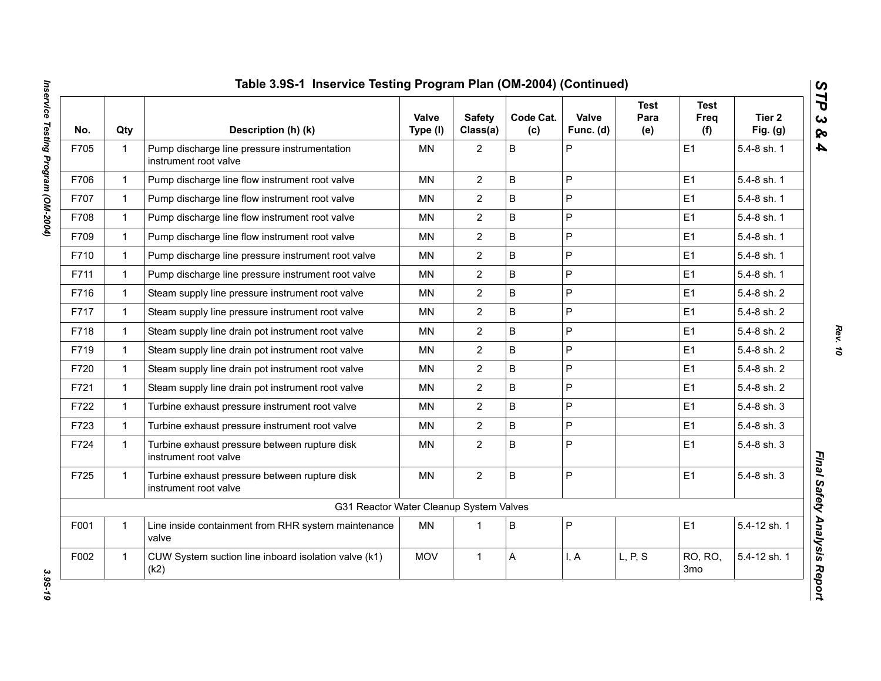## Table 3.9S-1 Inservice Testing Program Plan (OM-2004) (Continued)

| No. | Qty | Description (h) (k) | Valve Type (l) | Safety Class(a) | Code Cat. (c) | Valve Func. (d) | Test Para (e) | Test Freq (f) | Tier 2 Fig. (g) |
|---|---|---|---|---|---|---|---|---|---|
| F705 | 1 | Pump discharge line pressure instrumentation instrument root valve | MN | 2 | B | P | | E1 | 5.4-8 sh. 1 |
| F706 | 1 | Pump discharge line flow instrument root valve | MN | 2 | B | P | | E1 | 5.4-8 sh. 1 |
| F707 | 1 | Pump discharge line flow instrument root valve | MN | 2 | B | P | | E1 | 5.4-8 sh. 1 |
| F708 | 1 | Pump discharge line flow instrument root valve | MN | 2 | B | P | | E1 | 5.4-8 sh. 1 |
| F709 | 1 | Pump discharge line flow instrument root valve | MN | 2 | B | P | | E1 | 5.4-8 sh. 1 |
| F710 | 1 | Pump discharge line pressure instrument root valve | MN | 2 | B | P | | E1 | 5.4-8 sh. 1 |
| F711 | 1 | Pump discharge line pressure instrument root valve | MN | 2 | B | P | | E1 | 5.4-8 sh. 1 |
| F716 | 1 | Steam supply line pressure instrument root valve | MN | 2 | B | P | | E1 | 5.4-8 sh. 2 |
| F717 | 1 | Steam supply line pressure instrument root valve | MN | 2 | B | P | | E1 | 5.4-8 sh. 2 |
| F718 | 1 | Steam supply line drain pot instrument root valve | MN | 2 | B | P | | E1 | 5.4-8 sh. 2 |
| F719 | 1 | Steam supply line drain pot instrument root valve | MN | 2 | B | P | | E1 | 5.4-8 sh. 2 |
| F720 | 1 | Steam supply line drain pot instrument root valve | MN | 2 | B | P | | E1 | 5.4-8 sh. 2 |
| F721 | 1 | Steam supply line drain pot instrument root valve | MN | 2 | B | P | | E1 | 5.4-8 sh. 2 |
| F722 | 1 | Turbine exhaust pressure instrument root valve | MN | 2 | B | P | | E1 | 5.4-8 sh. 3 |
| F723 | 1 | Turbine exhaust pressure instrument root valve | MN | 2 | B | P | | E1 | 5.4-8 sh. 3 |
| F724 | 1 | Turbine exhaust pressure between rupture disk instrument root valve | MN | 2 | B | P | | E1 | 5.4-8 sh. 3 |
| F725 | 1 | Turbine exhaust pressure between rupture disk instrument root valve | MN | 2 | B | P | | E1 | 5.4-8 sh. 3 |
| | | G31 Reactor Water Cleanup System Valves | | | | | | | |
| F001 | 1 | Line inside containment from RHR system maintenance valve | MN | 1 | B | P | | E1 | 5.4-12 sh. 1 |
| F002 | 1 | CUW System suction line inboard isolation valve (k1) (k2) | MOV | 1 | A | I, A | L, P, S | RO, RO, 3mo | 5.4-12 sh. 1 |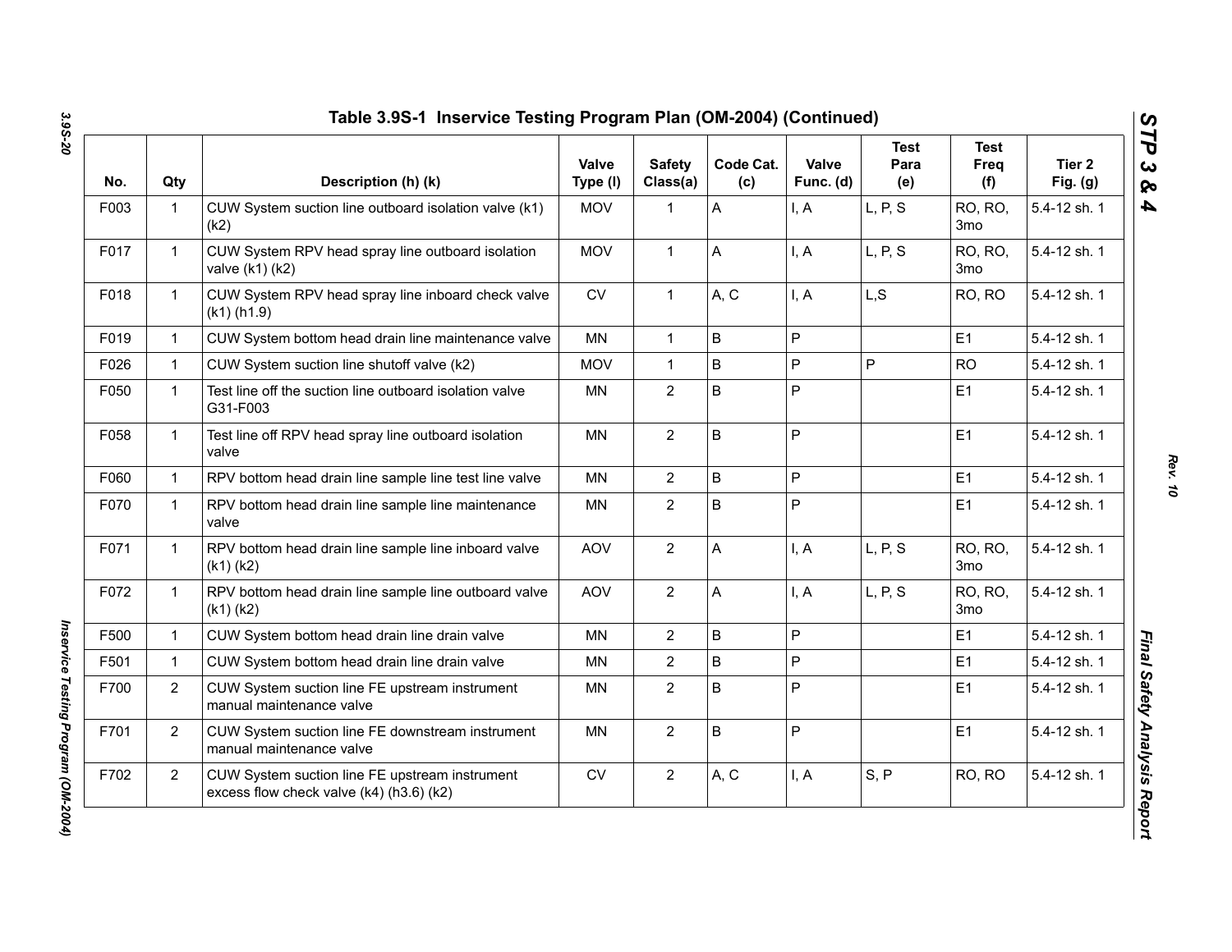## Table 3.9S-1 Inservice Testing Program Plan (OM-2004) (Continued)

| No. | Qty | Description (h) (k) | Valve Type (l) | Safety Class(a) | Code Cat. (c) | Valve Func. (d) | Test Para (e) | Test Freq (f) | Tier 2 Fig. (g) |
|---|---|---|---|---|---|---|---|---|---|
| F003 | 1 | CUW System suction line outboard isolation valve (k1) (k2) | MOV | 1 | A | I, A | L, P, S | RO, RO, 3mo | 5.4-12 sh. 1 |
| F017 | 1 | CUW System RPV head spray line outboard isolation valve (k1) (k2) | MOV | 1 | A | I, A | L, P, S | RO, RO, 3mo | 5.4-12 sh. 1 |
| F018 | 1 | CUW System RPV head spray line inboard check valve (k1) (h1.9) | CV | 1 | A, C | I, A | L,S | RO, RO | 5.4-12 sh. 1 |
| F019 | 1 | CUW System bottom head drain line maintenance valve | MN | 1 | B | P | | E1 | 5.4-12 sh. 1 |
| F026 | 1 | CUW System suction line shutoff valve (k2) | MOV | 1 | B | P | P | RO | 5.4-12 sh. 1 |
| F050 | 1 | Test line off the suction line outboard isolation valve G31-F003 | MN | 2 | B | P | | E1 | 5.4-12 sh. 1 |
| F058 | 1 | Test line off RPV head spray line outboard isolation valve | MN | 2 | B | P | | E1 | 5.4-12 sh. 1 |
| F060 | 1 | RPV bottom head drain line sample line test line valve | MN | 2 | B | P | | E1 | 5.4-12 sh. 1 |
| F070 | 1 | RPV bottom head drain line sample line maintenance valve | MN | 2 | B | P | | E1 | 5.4-12 sh. 1 |
| F071 | 1 | RPV bottom head drain line sample line inboard valve (k1) (k2) | AOV | 2 | A | I, A | L, P, S | RO, RO, 3mo | 5.4-12 sh. 1 |
| F072 | 1 | RPV bottom head drain line sample line outboard valve (k1) (k2) | AOV | 2 | A | I, A | L, P, S | RO, RO, 3mo | 5.4-12 sh. 1 |
| F500 | 1 | CUW System bottom head drain line drain valve | MN | 2 | B | P | | E1 | 5.4-12 sh. 1 |
| F501 | 1 | CUW System bottom head drain line drain valve | MN | 2 | B | P | | E1 | 5.4-12 sh. 1 |
| F700 | 2 | CUW System suction line FE upstream instrument manual maintenance valve | MN | 2 | B | P | | E1 | 5.4-12 sh. 1 |
| F701 | 2 | CUW System suction line FE downstream instrument manual maintenance valve | MN | 2 | B | P | | E1 | 5.4-12 sh. 1 |
| F702 | 2 | CUW System suction line FE upstream instrument excess flow check valve (k4) (h3.6) (k2) | CV | 2 | A, C | I, A | S, P | RO, RO | 5.4-12 sh. 1 |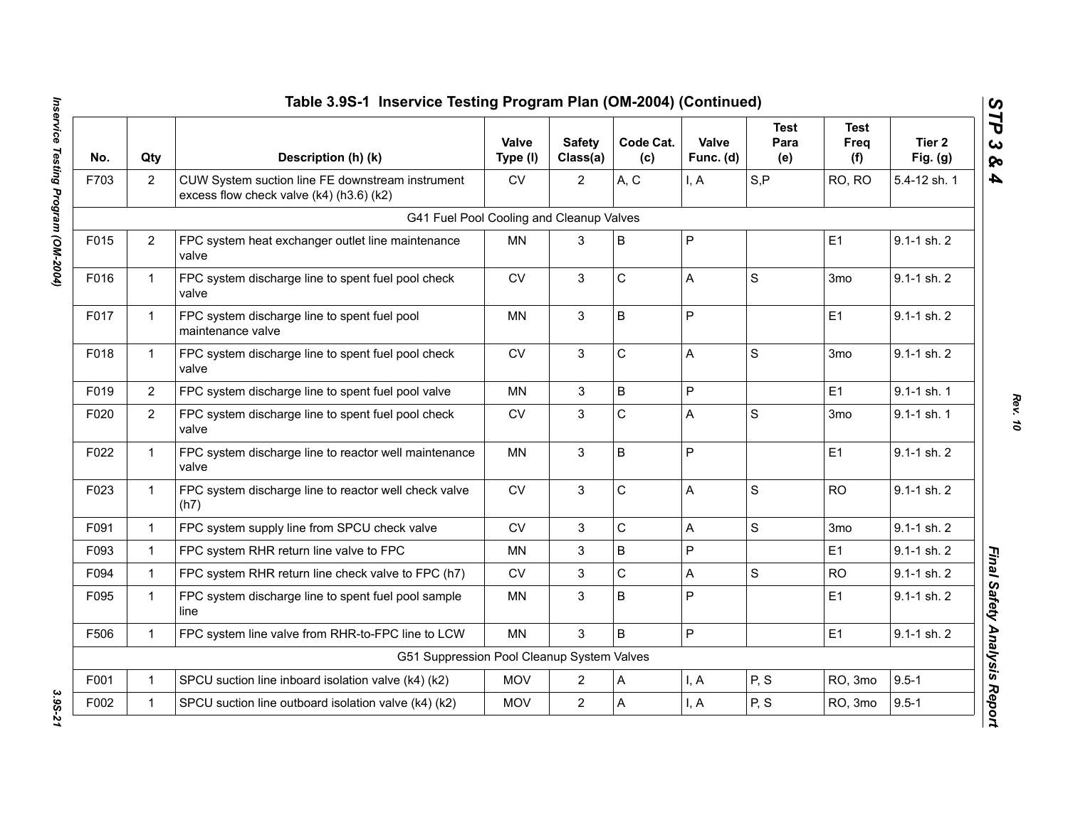## Table 3.9S-1 Inservice Testing Program Plan (OM-2004) (Continued)

| No. | Qty | Description (h) (k) | Valve Type (l) | Safety Class(a) | Code Cat. (c) | Valve Func. (d) | Test Para (e) | Test Freq (f) | Tier 2 Fig. (g) |
|---|---|---|---|---|---|---|---|---|---|
| F703 | 2 | CUW System suction line FE downstream instrument excess flow check valve (k4) (h3.6) (k2) | CV | 2 | A, C | I, A | S,P | RO, RO | 5.4-12 sh. 1 |
| | | G41 Fuel Pool Cooling and Cleanup Valves | | | | | | | |
| F015 | 2 | FPC system heat exchanger outlet line maintenance valve | MN | 3 | B | P | | E1 | 9.1-1 sh. 2 |
| F016 | 1 | FPC system discharge line to spent fuel pool check valve | CV | 3 | C | A | S | 3mo | 9.1-1 sh. 2 |
| F017 | 1 | FPC system discharge line to spent fuel pool maintenance valve | MN | 3 | B | P | | E1 | 9.1-1 sh. 2 |
| F018 | 1 | FPC system discharge line to spent fuel pool check valve | CV | 3 | C | A | S | 3mo | 9.1-1 sh. 2 |
| F019 | 2 | FPC system discharge line to spent fuel pool valve | MN | 3 | B | P | | E1 | 9.1-1 sh. 1 |
| F020 | 2 | FPC system discharge line to spent fuel pool check valve | CV | 3 | C | A | S | 3mo | 9.1-1 sh. 1 |
| F022 | 1 | FPC system discharge line to reactor well maintenance valve | MN | 3 | B | P | | E1 | 9.1-1 sh. 2 |
| F023 | 1 | FPC system discharge line to reactor well check valve (h7) | CV | 3 | C | A | S | RO | 9.1-1 sh. 2 |
| F091 | 1 | FPC system supply line from SPCU check valve | CV | 3 | C | A | S | 3mo | 9.1-1 sh. 2 |
| F093 | 1 | FPC system RHR return line valve to FPC | MN | 3 | B | P | | E1 | 9.1-1 sh. 2 |
| F094 | 1 | FPC system RHR return line check valve to FPC (h7) | CV | 3 | C | A | S | RO | 9.1-1 sh. 2 |
| F095 | 1 | FPC system discharge line to spent fuel pool sample line | MN | 3 | B | P | | E1 | 9.1-1 sh. 2 |
| F506 | 1 | FPC system line valve from RHR-to-FPC line to LCW | MN | 3 | B | P | | E1 | 9.1-1 sh. 2 |
| | | G51 Suppression Pool Cleanup System Valves | | | | | | | |
| F001 | 1 | SPCU suction line inboard isolation valve (k4) (k2) | MOV | 2 | A | I, A | P, S | RO, 3mo | 9.5-1 |
| F002 | 1 | SPCU suction line outboard isolation valve (k4) (k2) | MOV | 2 | A | I, A | P, S | RO, 3mo | 9.5-1 |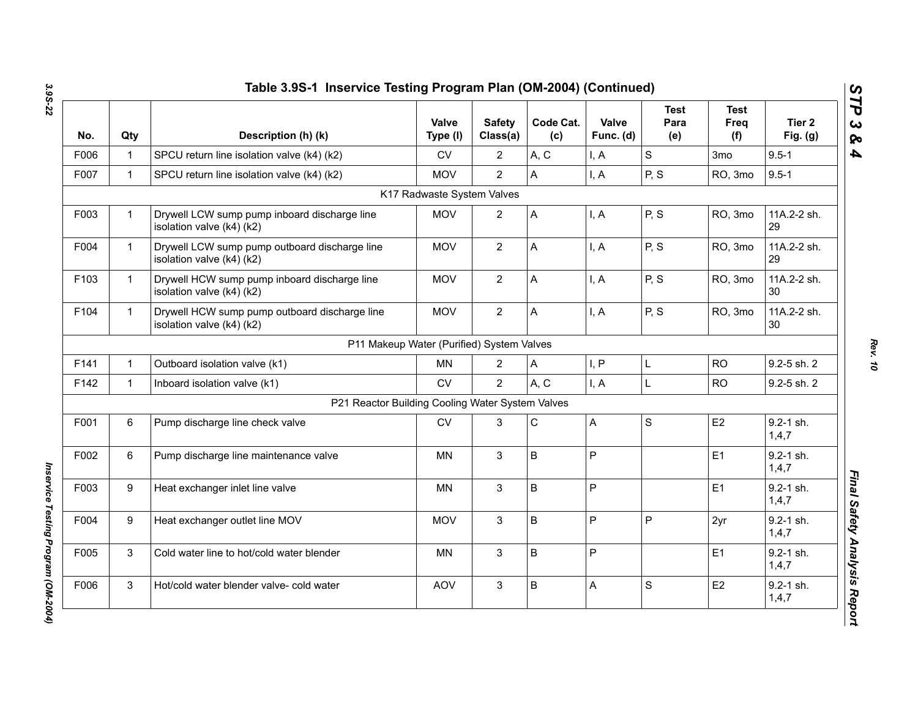## Table 3.9S-1 Inservice Testing Program Plan (OM-2004) (Continued)

| No. | Qty | Description (h) (k) | Valve Type (l) | Safety Class(a) | Code Cat. (c) | Valve Func. (d) | Test Para (e) | Test Freq (f) | Tier 2 Fig. (g) |
|---|---|---|---|---|---|---|---|---|---|
| F006 | 1 | SPCU return line isolation valve (k4) (k2) | CV | 2 | A, C | I, A | S | 3mo | 9.5-1 |
| F007 | 1 | SPCU return line isolation valve (k4) (k2) | MOV | 2 | A | I, A | P, S | RO, 3mo | 9.5-1 |
| | | K17 Radwaste System Valves | | | | | | | |
| F003 | 1 | Drywell LCW sump pump inboard discharge line isolation valve (k4) (k2) | MOV | 2 | A | I, A | P, S | RO, 3mo | 11A.2-2 sh. 29 |
| F004 | 1 | Drywell LCW sump pump outboard discharge line isolation valve (k4) (k2) | MOV | 2 | A | I, A | P, S | RO, 3mo | 11A.2-2 sh. 29 |
| F103 | 1 | Drywell HCW sump pump inboard discharge line isolation valve (k4) (k2) | MOV | 2 | A | I, A | P, S | RO, 3mo | 11A.2-2 sh. 30 |
| F104 | 1 | Drywell HCW sump pump outboard discharge line isolation valve (k4) (k2) | MOV | 2 | A | I, A | P, S | RO, 3mo | 11A.2-2 sh. 30 |
| | | P11 Makeup Water (Purified) System Valves | | | | | | | |
| F141 | 1 | Outboard isolation valve (k1) | MN | 2 | A | I, P | L | RO | 9.2-5 sh. 2 |
| F142 | 1 | Inboard isolation valve (k1) | CV | 2 | A, C | I, A | L | RO | 9.2-5 sh. 2 |
| | | P21 Reactor Building Cooling Water System Valves | | | | | | | |
| F001 | 6 | Pump discharge line check valve | CV | 3 | C | A | S | E2 | 9.2-1 sh. 1,4,7 |
| F002 | 6 | Pump discharge line maintenance valve | MN | 3 | B | P | | E1 | 9.2-1 sh. 1,4,7 |
| F003 | 9 | Heat exchanger inlet line valve | MN | 3 | B | P | | E1 | 9.2-1 sh. 1,4,7 |
| F004 | 9 | Heat exchanger outlet line MOV | MOV | 3 | B | P | P | 2yr | 9.2-1 sh. 1,4,7 |
| F005 | 3 | Cold water line to hot/cold water blender | MN | 3 | B | P | | E1 | 9.2-1 sh. 1,4,7 |
| F006 | 3 | Hot/cold water blender valve- cold water | AOV | 3 | B | A | S | E2 | 9.2-1 sh. 1,4,7 |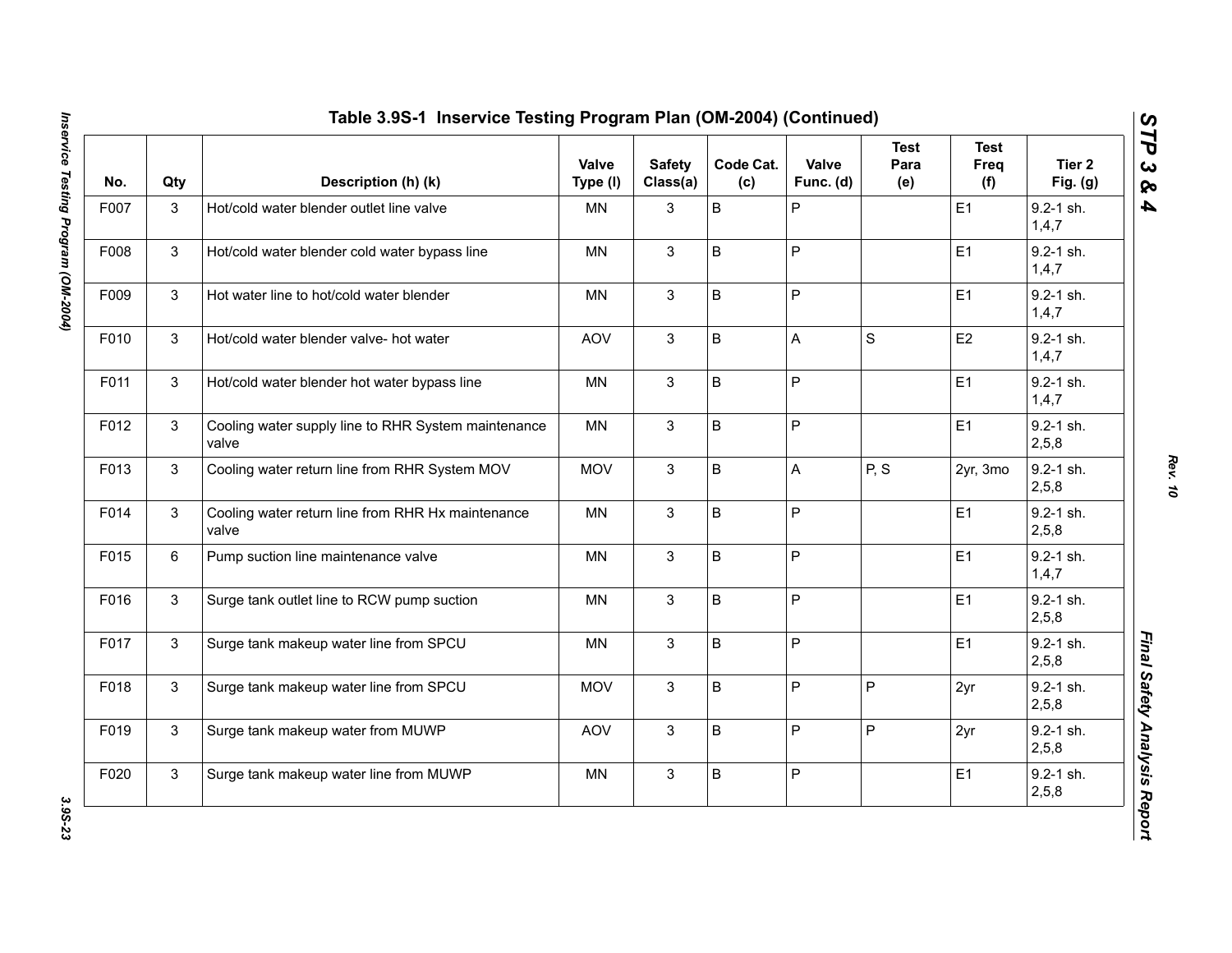## Table 3.9S-1 Inservice Testing Program Plan (OM-2004) (Continued)

| No. | Qty | Description (h) (k) | Valve Type (l) | Safety Class(a) | Code Cat. (c) | Valve Func. (d) | Test Para (e) | Test Freq (f) | Tier 2 Fig. (g) |
|---|---|---|---|---|---|---|---|---|---|
| F007 | 3 | Hot/cold water blender outlet line valve | MN | 3 | B | P | | E1 | 9.2-1 sh. 1,4,7 |
| F008 | 3 | Hot/cold water blender cold water bypass line | MN | 3 | B | P | | E1 | 9.2-1 sh. 1,4,7 |
| F009 | 3 | Hot water line to hot/cold water blender | MN | 3 | B | P | | E1 | 9.2-1 sh. 1,4,7 |
| F010 | 3 | Hot/cold water blender valve- hot water | AOV | 3 | B | A | S | E2 | 9.2-1 sh. 1,4,7 |
| F011 | 3 | Hot/cold water blender hot water bypass line | MN | 3 | B | P | | E1 | 9.2-1 sh. 1,4,7 |
| F012 | 3 | Cooling water supply line to RHR System maintenance valve | MN | 3 | B | P | | E1 | 9.2-1 sh. 2,5,8 |
| F013 | 3 | Cooling water return line from RHR System MOV | MOV | 3 | B | A | P, S | 2yr, 3mo | 9.2-1 sh. 2,5,8 |
| F014 | 3 | Cooling water return line from RHR Hx maintenance valve | MN | 3 | B | P | | E1 | 9.2-1 sh. 2,5,8 |
| F015 | 6 | Pump suction line maintenance valve | MN | 3 | B | P | | E1 | 9.2-1 sh. 1,4,7 |
| F016 | 3 | Surge tank outlet line to RCW pump suction | MN | 3 | B | P | | E1 | 9.2-1 sh. 2,5,8 |
| F017 | 3 | Surge tank makeup water line from SPCU | MN | 3 | B | P | | E1 | 9.2-1 sh. 2,5,8 |
| F018 | 3 | Surge tank makeup water line from SPCU | MOV | 3 | B | P | P | 2yr | 9.2-1 sh. 2,5,8 |
| F019 | 3 | Surge tank makeup water from MUWP | AOV | 3 | B | P | P | 2yr | 9.2-1 sh. 2,5,8 |
| F020 | 3 | Surge tank makeup water line from MUWP | MN | 3 | B | P | | E1 | 9.2-1 sh. 2,5,8 |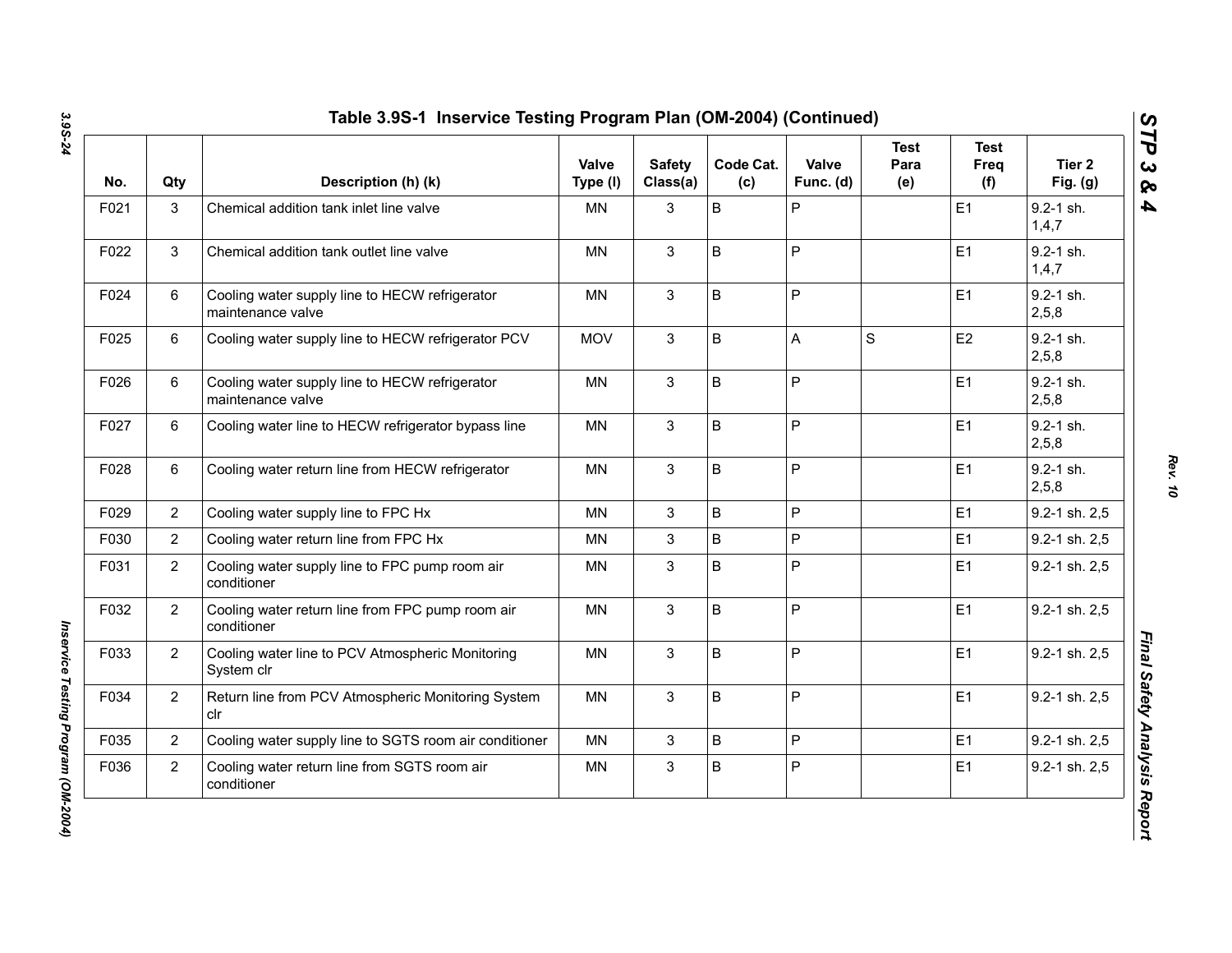## Table 3.9S-1 Inservice Testing Program Plan (OM-2004) (Continued)

| No. | Qty | Description (h) (k) | Valve Type (l) | Safety Class(a) | Code Cat. (c) | Valve Func. (d) | Test Para (e) | Test Freq (f) | Tier 2 Fig. (g) |
|---|---|---|---|---|---|---|---|---|---|
| F021 | 3 | Chemical addition tank inlet line valve | MN | 3 | B | P | | E1 | 9.2-1 sh. 1,4,7 |
| F022 | 3 | Chemical addition tank outlet line valve | MN | 3 | B | P | | E1 | 9.2-1 sh. 1,4,7 |
| F024 | 6 | Cooling water supply line to HECW refrigerator maintenance valve | MN | 3 | B | P | | E1 | 9.2-1 sh. 2,5,8 |
| F025 | 6 | Cooling water supply line to HECW refrigerator PCV | MOV | 3 | B | A | S | E2 | 9.2-1 sh. 2,5,8 |
| F026 | 6 | Cooling water supply line to HECW refrigerator maintenance valve | MN | 3 | B | P | | E1 | 9.2-1 sh. 2,5,8 |
| F027 | 6 | Cooling water line to HECW refrigerator bypass line | MN | 3 | B | P | | E1 | 9.2-1 sh. 2,5,8 |
| F028 | 6 | Cooling water return line from HECW refrigerator | MN | 3 | B | P | | E1 | 9.2-1 sh. 2,5,8 |
| F029 | 2 | Cooling water supply line to FPC Hx | MN | 3 | B | P | | E1 | 9.2-1 sh. 2,5 |
| F030 | 2 | Cooling water return line from FPC Hx | MN | 3 | B | P | | E1 | 9.2-1 sh. 2,5 |
| F031 | 2 | Cooling water supply line to FPC pump room air conditioner | MN | 3 | B | P | | E1 | 9.2-1 sh. 2,5 |
| F032 | 2 | Cooling water return line from FPC pump room air conditioner | MN | 3 | B | P | | E1 | 9.2-1 sh. 2,5 |
| F033 | 2 | Cooling water line to PCV Atmospheric Monitoring System clr | MN | 3 | B | P | | E1 | 9.2-1 sh. 2,5 |
| F034 | 2 | Return line from PCV Atmospheric Monitoring System clr | MN | 3 | B | P | | E1 | 9.2-1 sh. 2,5 |
| F035 | 2 | Cooling water supply line to SGTS room air conditioner | MN | 3 | B | P | | E1 | 9.2-1 sh. 2,5 |
| F036 | 2 | Cooling water return line from SGTS room air conditioner | MN | 3 | B | P | | E1 | 9.2-1 sh. 2,5 |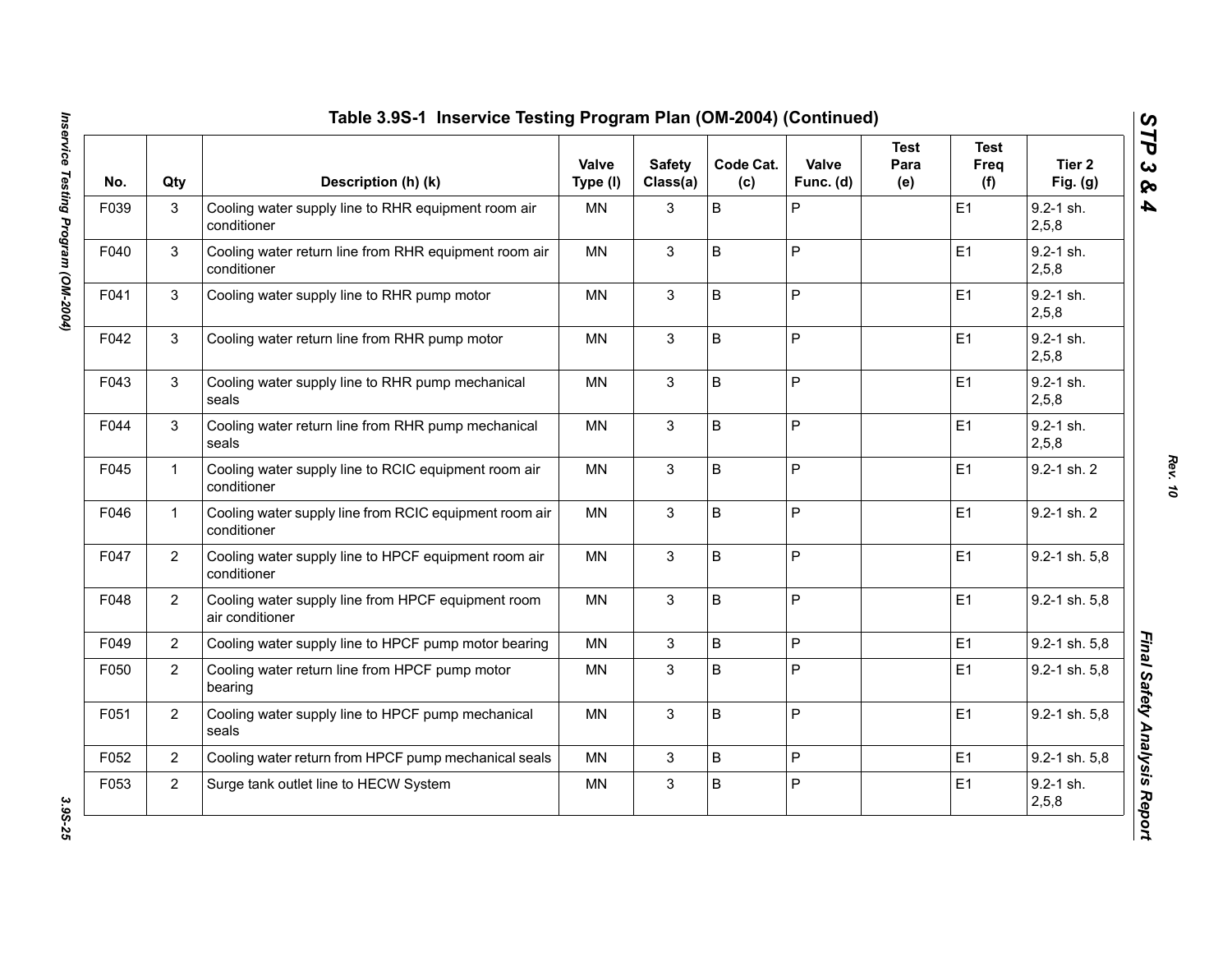# Table 3.9S-1 Inservice Testing Program Plan (OM-2004) (Continued)

| No. | Qty | Description (h) (k) | Valve Type (l) | Safety Class(a) | Code Cat. (c) | Valve Func. (d) | Test Para (e) | Test Freq (f) | Tier 2 Fig. (g) |
|---|---|---|---|---|---|---|---|---|---|
| F039 | 3 | Cooling water supply line to RHR equipment room air conditioner | MN | 3 | B | P | | E1 | 9.2-1 sh. 2,5,8 |
| F040 | 3 | Cooling water return line from RHR equipment room air conditioner | MN | 3 | B | P | | E1 | 9.2-1 sh. 2,5,8 |
| F041 | 3 | Cooling water supply line to RHR pump motor | MN | 3 | B | P | | E1 | 9.2-1 sh. 2,5,8 |
| F042 | 3 | Cooling water return line from RHR pump motor | MN | 3 | B | P | | E1 | 9.2-1 sh. 2,5,8 |
| F043 | 3 | Cooling water supply line to RHR pump mechanical seals | MN | 3 | B | P | | E1 | 9.2-1 sh. 2,5,8 |
| F044 | 3 | Cooling water return line from RHR pump mechanical seals | MN | 3 | B | P | | E1 | 9.2-1 sh. 2,5,8 |
| F045 | 1 | Cooling water supply line to RCIC equipment room air conditioner | MN | 3 | B | P | | E1 | 9.2-1 sh. 2 |
| F046 | 1 | Cooling water supply line from RCIC equipment room air conditioner | MN | 3 | B | P | | E1 | 9.2-1 sh. 2 |
| F047 | 2 | Cooling water supply line to HPCF equipment room air conditioner | MN | 3 | B | P | | E1 | 9.2-1 sh. 5,8 |
| F048 | 2 | Cooling water supply line from HPCF equipment room air conditioner | MN | 3 | B | P | | E1 | 9.2-1 sh. 5,8 |
| F049 | 2 | Cooling water supply line to HPCF pump motor bearing | MN | 3 | B | P | | E1 | 9.2-1 sh. 5,8 |
| F050 | 2 | Cooling water return line from HPCF pump motor bearing | MN | 3 | B | P | | E1 | 9.2-1 sh. 5,8 |
| F051 | 2 | Cooling water supply line to HPCF pump mechanical seals | MN | 3 | B | P | | E1 | 9.2-1 sh. 5,8 |
| F052 | 2 | Cooling water return from HPCF pump mechanical seals | MN | 3 | B | P | | E1 | 9.2-1 sh. 5,8 |
| F053 | 2 | Surge tank outlet line to HECW System | MN | 3 | B | P | | E1 | 9.2-1 sh. 2,5,8 |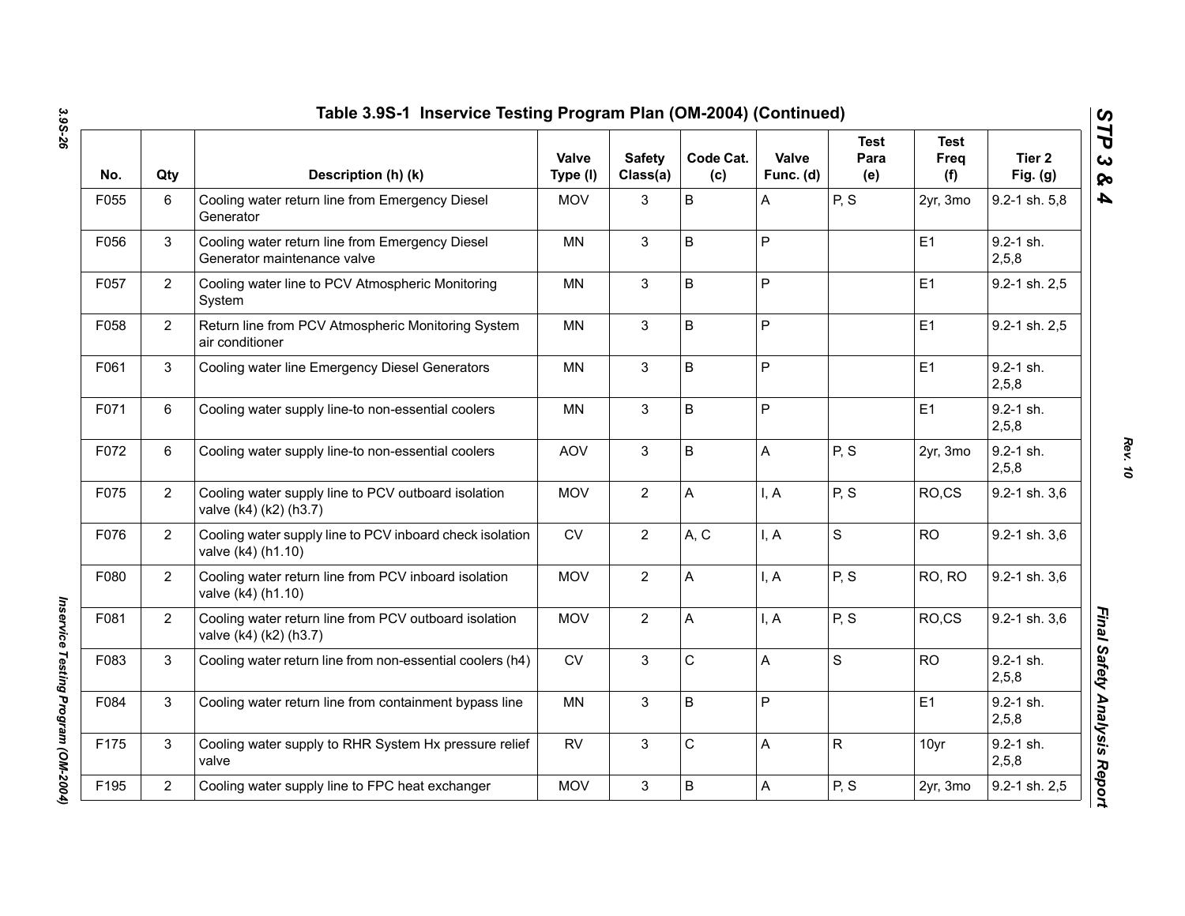# Table 3.9S-1 Inservice Testing Program Plan (OM-2004) (Continued)

| No. | Qty | Description (h) (k) | Valve Type (l) | Safety Class(a) | Code Cat. (c) | Valve Func. (d) | Test Para (e) | Test Freq (f) | Tier 2 Fig. (g) |
|---|---|---|---|---|---|---|---|---|---|
| F055 | 6 | Cooling water return line from Emergency Diesel Generator | MOV | 3 | B | A | P, S | 2yr, 3mo | 9.2-1 sh. 5,8 |
| F056 | 3 | Cooling water return line from Emergency Diesel Generator maintenance valve | MN | 3 | B | P | | E1 | 9.2-1 sh. 2,5,8 |
| F057 | 2 | Cooling water line to PCV Atmospheric Monitoring System | MN | 3 | B | P | | E1 | 9.2-1 sh. 2,5 |
| F058 | 2 | Return line from PCV Atmospheric Monitoring System air conditioner | MN | 3 | B | P | | E1 | 9.2-1 sh. 2,5 |
| F061 | 3 | Cooling water line Emergency Diesel Generators | MN | 3 | B | P | | E1 | 9.2-1 sh. 2,5,8 |
| F071 | 6 | Cooling water supply line-to non-essential coolers | MN | 3 | B | P | | E1 | 9.2-1 sh. 2,5,8 |
| F072 | 6 | Cooling water supply line-to non-essential coolers | AOV | 3 | B | A | P, S | 2yr, 3mo | 9.2-1 sh. 2,5,8 |
| F075 | 2 | Cooling water supply line to PCV outboard isolation valve (k4) (k2) (h3.7) | MOV | 2 | A | I, A | P, S | RO,CS | 9.2-1 sh. 3,6 |
| F076 | 2 | Cooling water supply line to PCV inboard check isolation valve (k4) (h1.10) | CV | 2 | A, C | I, A | S | RO | 9.2-1 sh. 3,6 |
| F080 | 2 | Cooling water return line from PCV inboard isolation valve (k4) (h1.10) | MOV | 2 | A | I, A | P, S | RO, RO | 9.2-1 sh. 3,6 |
| F081 | 2 | Cooling water return line from PCV outboard isolation valve (k4) (k2) (h3.7) | MOV | 2 | A | I, A | P, S | RO,CS | 9.2-1 sh. 3,6 |
| F083 | 3 | Cooling water return line from non-essential coolers (h4) | CV | 3 | C | A | S | RO | 9.2-1 sh. 2,5,8 |
| F084 | 3 | Cooling water return line from containment bypass line | MN | 3 | B | P | | E1 | 9.2-1 sh. 2,5,8 |
| F175 | 3 | Cooling water supply to RHR System Hx pressure relief valve | RV | 3 | C | A | R | 10yr | 9.2-1 sh. 2,5,8 |
| F195 | 2 | Cooling water supply line to FPC heat exchanger | MOV | 3 | B | A | P, S | 2yr, 3mo | 9.2-1 sh. 2,5 |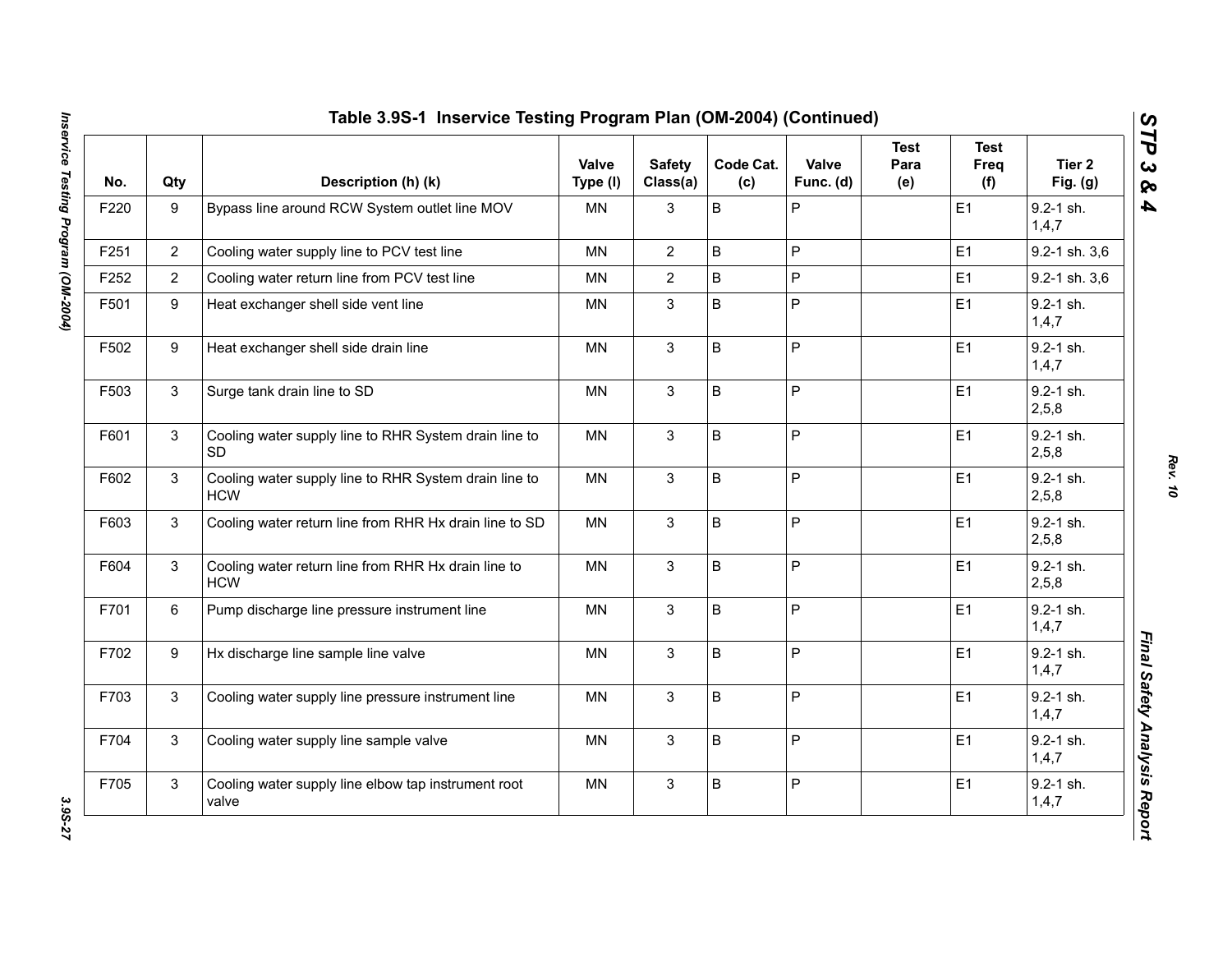## Table 3.9S-1 Inservice Testing Program Plan (OM-2004) (Continued)

| No. | Qty | Description (h) (k) | Valve Type (l) | Safety Class(a) | Code Cat. (c) | Valve Func. (d) | Test Para (e) | Test Freq (f) | Tier 2 Fig. (g) |
|---|---|---|---|---|---|---|---|---|---|
| F220 | 9 | Bypass line around RCW System outlet line MOV | MN | 3 | B | P | | E1 | 9.2-1 sh. 1,4,7 |
| F251 | 2 | Cooling water supply line to PCV test line | MN | 2 | B | P | | E1 | 9.2-1 sh. 3,6 |
| F252 | 2 | Cooling water return line from PCV test line | MN | 2 | B | P | | E1 | 9.2-1 sh. 3,6 |
| F501 | 9 | Heat exchanger shell side vent line | MN | 3 | B | P | | E1 | 9.2-1 sh. 1,4,7 |
| F502 | 9 | Heat exchanger shell side drain line | MN | 3 | B | P | | E1 | 9.2-1 sh. 1,4,7 |
| F503 | 3 | Surge tank drain line to SD | MN | 3 | B | P | | E1 | 9.2-1 sh. 2,5,8 |
| F601 | 3 | Cooling water supply line to RHR System drain line to SD | MN | 3 | B | P | | E1 | 9.2-1 sh. 2,5,8 |
| F602 | 3 | Cooling water supply line to RHR System drain line to HCW | MN | 3 | B | P | | E1 | 9.2-1 sh. 2,5,8 |
| F603 | 3 | Cooling water return line from RHR Hx drain line to SD | MN | 3 | B | P | | E1 | 9.2-1 sh. 2,5,8 |
| F604 | 3 | Cooling water return line from RHR Hx drain line to HCW | MN | 3 | B | P | | E1 | 9.2-1 sh. 2,5,8 |
| F701 | 6 | Pump discharge line pressure instrument line | MN | 3 | B | P | | E1 | 9.2-1 sh. 1,4,7 |
| F702 | 9 | Hx discharge line sample line valve | MN | 3 | B | P | | E1 | 9.2-1 sh. 1,4,7 |
| F703 | 3 | Cooling water supply line pressure instrument line | MN | 3 | B | P | | E1 | 9.2-1 sh. 1,4,7 |
| F704 | 3 | Cooling water supply line sample valve | MN | 3 | B | P | | E1 | 9.2-1 sh. 1,4,7 |
| F705 | 3 | Cooling water supply line elbow tap instrument root valve | MN | 3 | B | P | | E1 | 9.2-1 sh. 1,4,7 |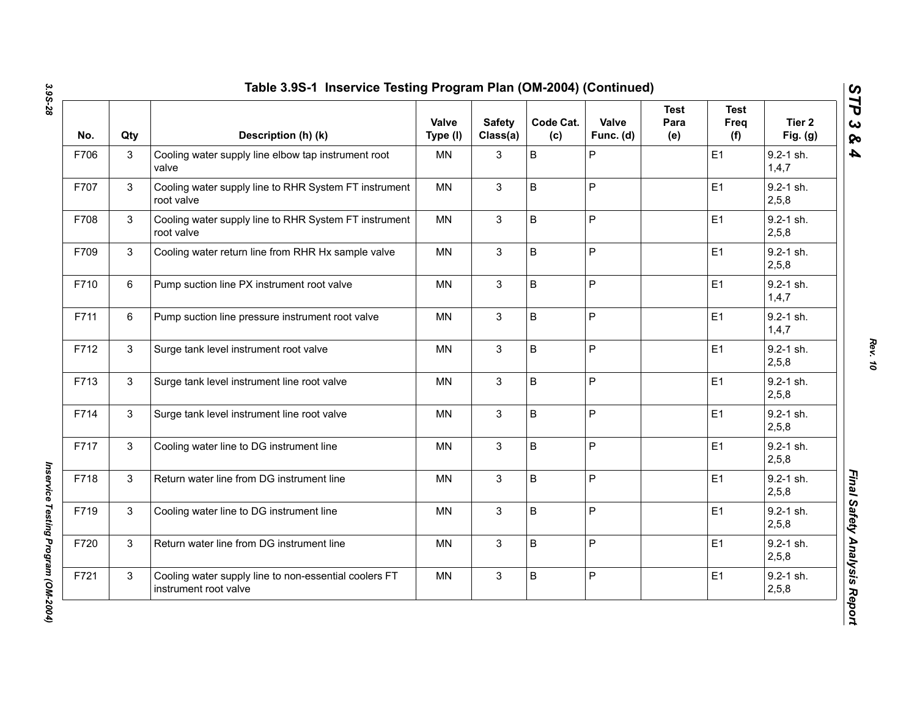# Table 3.9S-1 Inservice Testing Program Plan (OM-2004) (Continued)

| No. | Qty | Description (h) (k) | Valve Type (l) | Safety Class(a) | Code Cat. (c) | Valve Func. (d) | Test Para (e) | Test Freq (f) | Tier 2 Fig. (g) |
|---|---|---|---|---|---|---|---|---|---|
| F706 | 3 | Cooling water supply line elbow tap instrument root valve | MN | 3 | B | P | | E1 | 9.2-1 sh. 1,4,7 |
| F707 | 3 | Cooling water supply line to RHR System FT instrument root valve | MN | 3 | B | P | | E1 | 9.2-1 sh. 2,5,8 |
| F708 | 3 | Cooling water supply line to RHR System FT instrument root valve | MN | 3 | B | P | | E1 | 9.2-1 sh. 2,5,8 |
| F709 | 3 | Cooling water return line from RHR Hx sample valve | MN | 3 | B | P | | E1 | 9.2-1 sh. 2,5,8 |
| F710 | 6 | Pump suction line PX instrument root valve | MN | 3 | B | P | | E1 | 9.2-1 sh. 1,4,7 |
| F711 | 6 | Pump suction line pressure instrument root valve | MN | 3 | B | P | | E1 | 9.2-1 sh. 1,4,7 |
| F712 | 3 | Surge tank level instrument root valve | MN | 3 | B | P | | E1 | 9.2-1 sh. 2,5,8 |
| F713 | 3 | Surge tank level instrument line root valve | MN | 3 | B | P | | E1 | 9.2-1 sh. 2,5,8 |
| F714 | 3 | Surge tank level instrument line root valve | MN | 3 | B | P | | E1 | 9.2-1 sh. 2,5,8 |
| F717 | 3 | Cooling water line to DG instrument line | MN | 3 | B | P | | E1 | 9.2-1 sh. 2,5,8 |
| F718 | 3 | Return water line from DG instrument line | MN | 3 | B | P | | E1 | 9.2-1 sh. 2,5,8 |
| F719 | 3 | Cooling water line to DG instrument line | MN | 3 | B | P | | E1 | 9.2-1 sh. 2,5,8 |
| F720 | 3 | Return water line from DG instrument line | MN | 3 | B | P | | E1 | 9.2-1 sh. 2,5,8 |
| F721 | 3 | Cooling water supply line to non-essential coolers FT instrument root valve | MN | 3 | B | P | | E1 | 9.2-1 sh. 2,5,8 |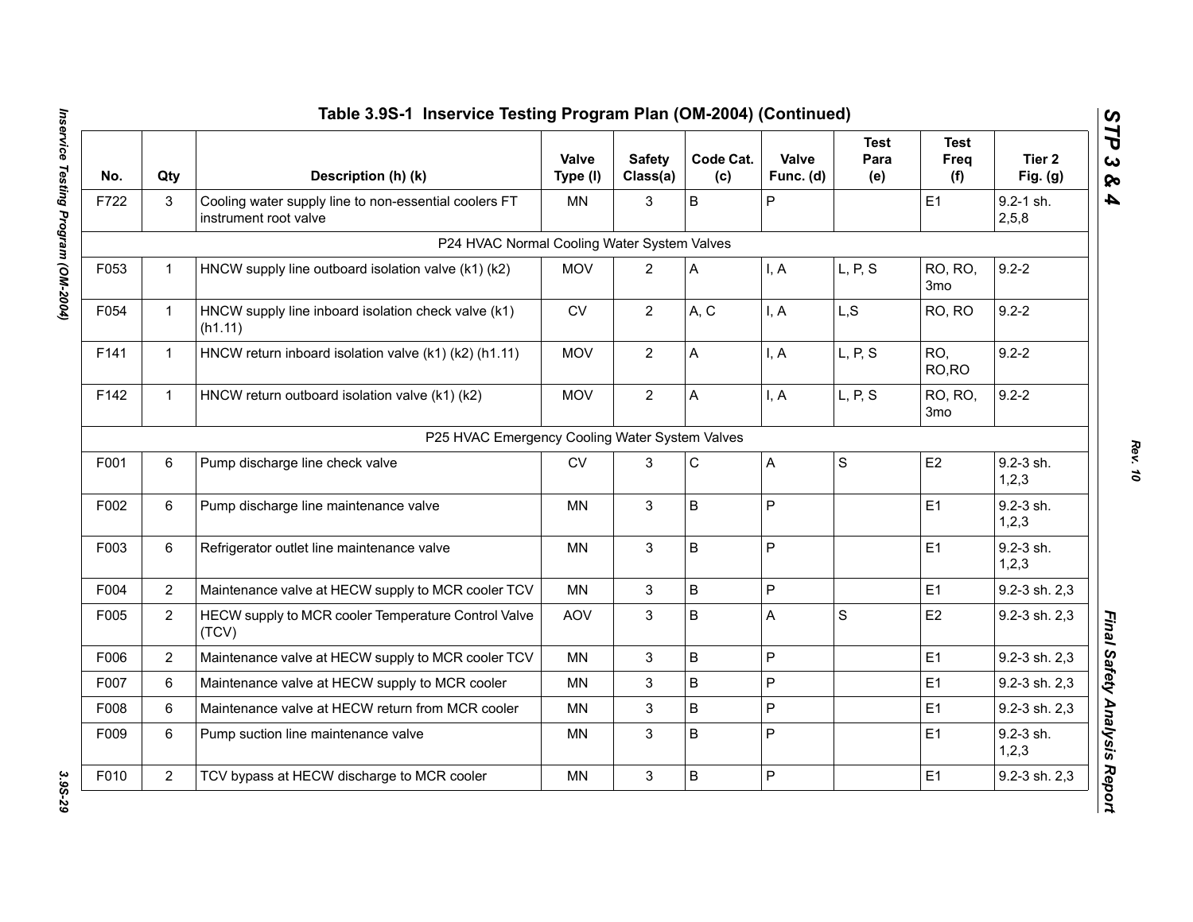## Table 3.9S-1 Inservice Testing Program Plan (OM-2004) (Continued)

| No. | Qty | Description (h) (k) | Valve Type (l) | Safety Class(a) | Code Cat. (c) | Valve Func. (d) | Test Para (e) | Test Freq (f) | Tier 2 Fig. (g) |
|---|---|---|---|---|---|---|---|---|---|
| F722 | 3 | Cooling water supply line to non-essential coolers FT instrument root valve | MN | 3 | B | P | | E1 | 9.2-1 sh. 2,5,8 |
| | | P24 HVAC Normal Cooling Water System Valves | | | | | | | |
| F053 | 1 | HNCW supply line outboard isolation valve (k1) (k2) | MOV | 2 | A | I, A | L, P, S | RO, RO, 3mo | 9.2-2 |
| F054 | 1 | HNCW supply line inboard isolation check valve (k1) (h1.11) | CV | 2 | A, C | I, A | L,S | RO, RO | 9.2-2 |
| F141 | 1 | HNCW return inboard isolation valve (k1) (k2) (h1.11) | MOV | 2 | A | I, A | L, P, S | RO, RO,RO | 9.2-2 |
| F142 | 1 | HNCW return outboard isolation valve (k1) (k2) | MOV | 2 | A | I, A | L, P, S | RO, RO, 3mo | 9.2-2 |
| | | P25 HVAC Emergency Cooling Water System Valves | | | | | | | |
| F001 | 6 | Pump discharge line check valve | CV | 3 | C | A | S | E2 | 9.2-3 sh. 1,2,3 |
| F002 | 6 | Pump discharge line maintenance valve | MN | 3 | B | P | | E1 | 9.2-3 sh. 1,2,3 |
| F003 | 6 | Refrigerator outlet line maintenance valve | MN | 3 | B | P | | E1 | 9.2-3 sh. 1,2,3 |
| F004 | 2 | Maintenance valve at HECW supply to MCR cooler TCV | MN | 3 | B | P | | E1 | 9.2-3 sh. 2,3 |
| F005 | 2 | HECW supply to MCR cooler Temperature Control Valve (TCV) | AOV | 3 | B | A | S | E2 | 9.2-3 sh. 2,3 |
| F006 | 2 | Maintenance valve at HECW supply to MCR cooler TCV | MN | 3 | B | P | | E1 | 9.2-3 sh. 2,3 |
| F007 | 6 | Maintenance valve at HECW supply to MCR cooler | MN | 3 | B | P | | E1 | 9.2-3 sh. 2,3 |
| F008 | 6 | Maintenance valve at HECW return from MCR cooler | MN | 3 | B | P | | E1 | 9.2-3 sh. 2,3 |
| F009 | 6 | Pump suction line maintenance valve | MN | 3 | B | P | | E1 | 9.2-3 sh. 1,2,3 |
| F010 | 2 | TCV bypass at HECW discharge to MCR cooler | MN | 3 | B | P | | E1 | 9.2-3 sh. 2,3 |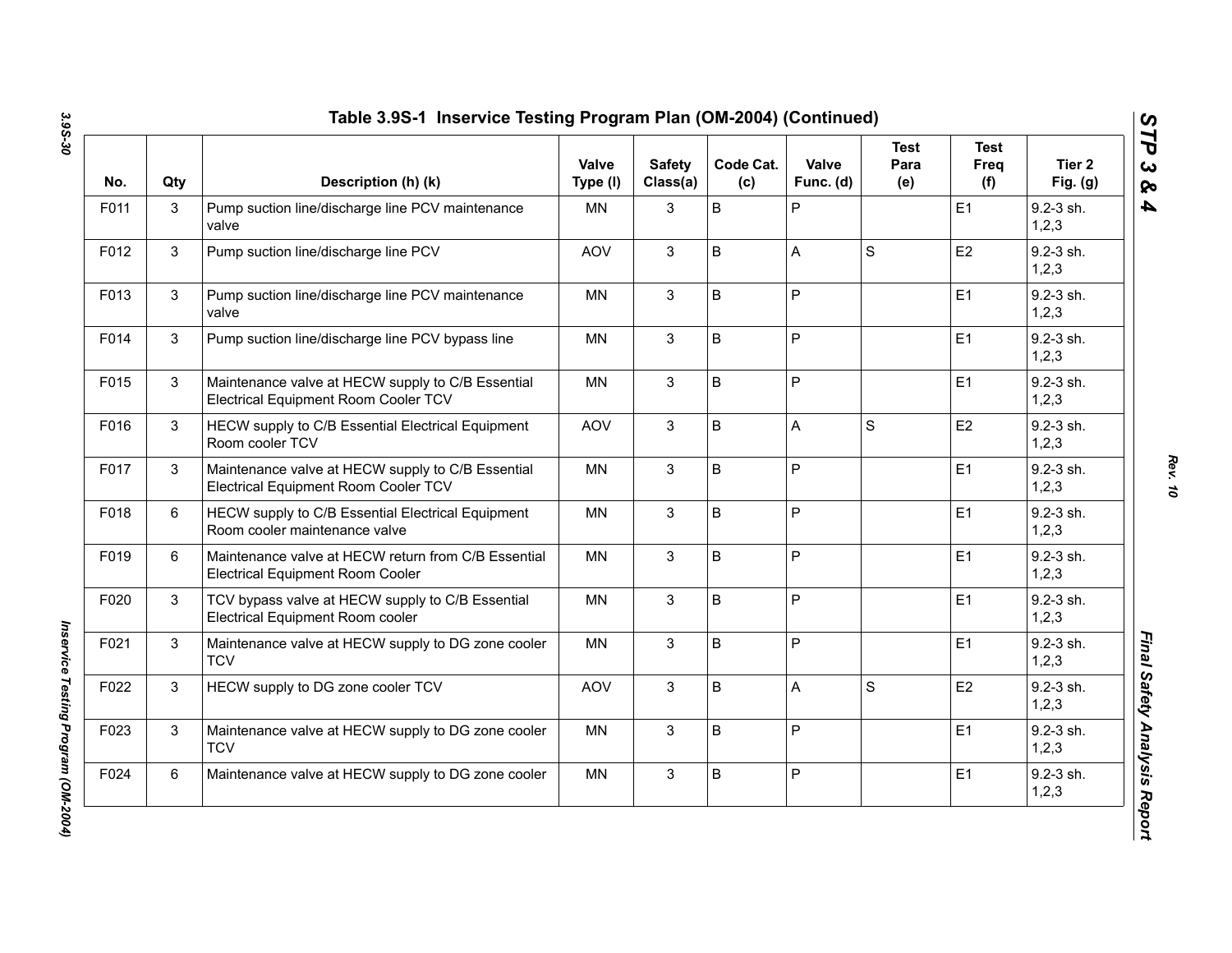## Table 3.9S-1 Inservice Testing Program Plan (OM-2004) (Continued)

| No. | Qty | Description (h) (k) | Valve Type (l) | Safety Class(a) | Code Cat. (c) | Valve Func. (d) | Test Para (e) | Test Freq (f) | Tier 2 Fig. (g) |
|---|---|---|---|---|---|---|---|---|---|
| F011 | 3 | Pump suction line/discharge line PCV maintenance valve | MN | 3 | B | P | | E1 | 9.2-3 sh. 1,2,3 |
| F012 | 3 | Pump suction line/discharge line PCV | AOV | 3 | B | A | S | E2 | 9.2-3 sh. 1,2,3 |
| F013 | 3 | Pump suction line/discharge line PCV maintenance valve | MN | 3 | B | P | | E1 | 9.2-3 sh. 1,2,3 |
| F014 | 3 | Pump suction line/discharge line PCV bypass line | MN | 3 | B | P | | E1 | 9.2-3 sh. 1,2,3 |
| F015 | 3 | Maintenance valve at HECW supply to C/B Essential Electrical Equipment Room Cooler TCV | MN | 3 | B | P | | E1 | 9.2-3 sh. 1,2,3 |
| F016 | 3 | HECW supply to C/B Essential Electrical Equipment Room cooler TCV | AOV | 3 | B | A | S | E2 | 9.2-3 sh. 1,2,3 |
| F017 | 3 | Maintenance valve at HECW supply to C/B Essential Electrical Equipment Room Cooler TCV | MN | 3 | B | P | | E1 | 9.2-3 sh. 1,2,3 |
| F018 | 6 | HECW supply to C/B Essential Electrical Equipment Room cooler maintenance valve | MN | 3 | B | P | | E1 | 9.2-3 sh. 1,2,3 |
| F019 | 6 | Maintenance valve at HECW return from C/B Essential Electrical Equipment Room Cooler | MN | 3 | B | P | | E1 | 9.2-3 sh. 1,2,3 |
| F020 | 3 | TCV bypass valve at HECW supply to C/B Essential Electrical Equipment Room cooler | MN | 3 | B | P | | E1 | 9.2-3 sh. 1,2,3 |
| F021 | 3 | Maintenance valve at HECW supply to DG zone cooler TCV | MN | 3 | B | P | | E1 | 9.2-3 sh. 1,2,3 |
| F022 | 3 | HECW supply to DG zone cooler TCV | AOV | 3 | B | A | S | E2 | 9.2-3 sh. 1,2,3 |
| F023 | 3 | Maintenance valve at HECW supply to DG zone cooler TCV | MN | 3 | B | P | | E1 | 9.2-3 sh. 1,2,3 |
| F024 | 6 | Maintenance valve at HECW supply to DG zone cooler | MN | 3 | B | P | | E1 | 9.2-3 sh. 1,2,3 |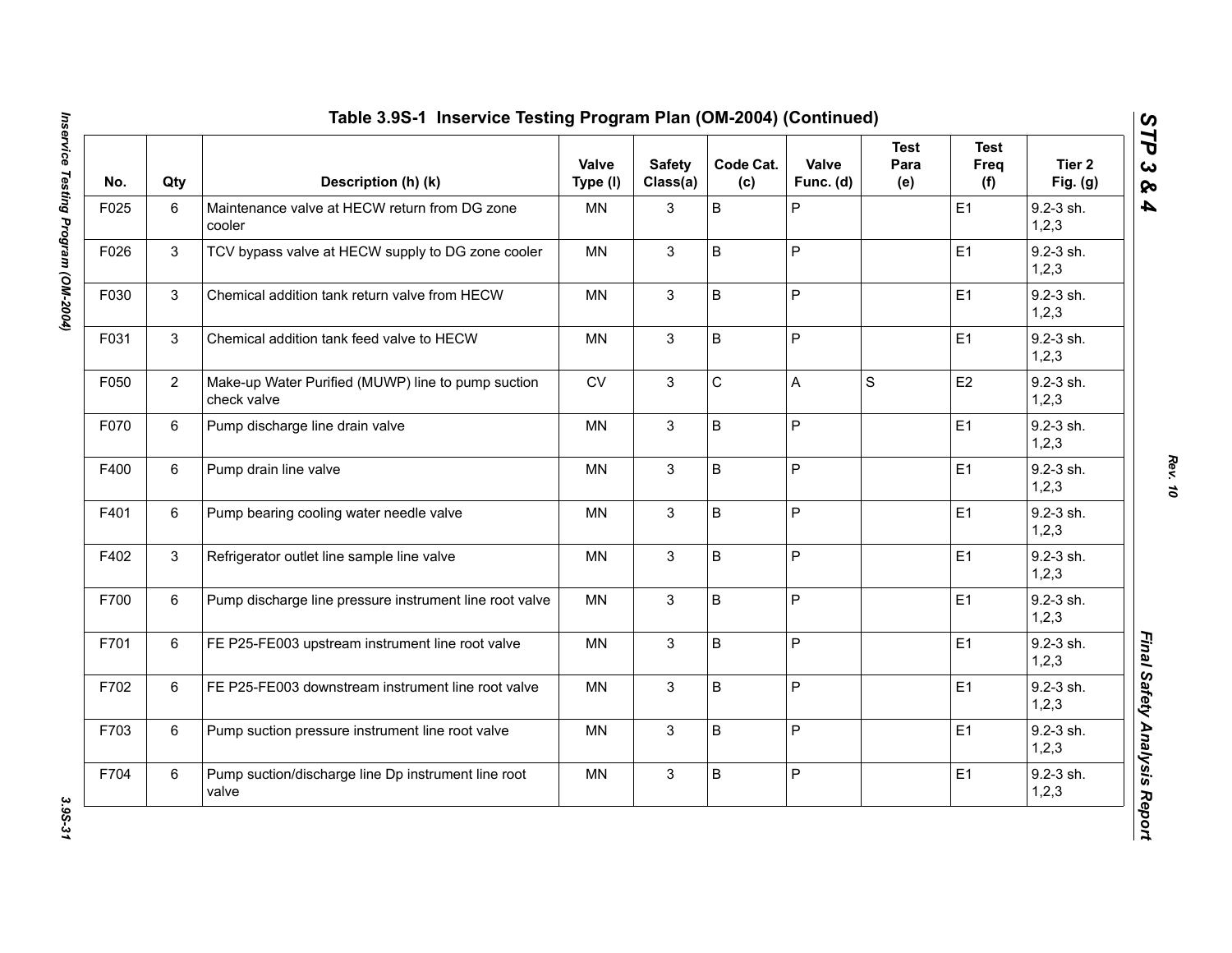## Table 3.9S-1 Inservice Testing Program Plan (OM-2004) (Continued)

| No. | Qty | Description (h) (k) | Valve Type (l) | Safety Class(a) | Code Cat. (c) | Valve Func. (d) | Test Para (e) | Test Freq (f) | Tier 2 Fig. (g) |
|---|---|---|---|---|---|---|---|---|---|
| F025 | 6 | Maintenance valve at HECW return from DG zone cooler | MN | 3 | B | P | | E1 | 9.2-3 sh. 1,2,3 |
| F026 | 3 | TCV bypass valve at HECW supply to DG zone cooler | MN | 3 | B | P | | E1 | 9.2-3 sh. 1,2,3 |
| F030 | 3 | Chemical addition tank return valve from HECW | MN | 3 | B | P | | E1 | 9.2-3 sh. 1,2,3 |
| F031 | 3 | Chemical addition tank feed valve to HECW | MN | 3 | B | P | | E1 | 9.2-3 sh. 1,2,3 |
| F050 | 2 | Make-up Water Purified (MUWP) line to pump suction check valve | CV | 3 | C | A | S | E2 | 9.2-3 sh. 1,2,3 |
| F070 | 6 | Pump discharge line drain valve | MN | 3 | B | P | | E1 | 9.2-3 sh. 1,2,3 |
| F400 | 6 | Pump drain line valve | MN | 3 | B | P | | E1 | 9.2-3 sh. 1,2,3 |
| F401 | 6 | Pump bearing cooling water needle valve | MN | 3 | B | P | | E1 | 9.2-3 sh. 1,2,3 |
| F402 | 3 | Refrigerator outlet line sample line valve | MN | 3 | B | P | | E1 | 9.2-3 sh. 1,2,3 |
| F700 | 6 | Pump discharge line pressure instrument line root valve | MN | 3 | B | P | | E1 | 9.2-3 sh. 1,2,3 |
| F701 | 6 | FE P25-FE003 upstream instrument line root valve | MN | 3 | B | P | | E1 | 9.2-3 sh. 1,2,3 |
| F702 | 6 | FE P25-FE003 downstream instrument line root valve | MN | 3 | B | P | | E1 | 9.2-3 sh. 1,2,3 |
| F703 | 6 | Pump suction pressure instrument line root valve | MN | 3 | B | P | | E1 | 9.2-3 sh. 1,2,3 |
| F704 | 6 | Pump suction/discharge line Dp instrument line root valve | MN | 3 | B | P | | E1 | 9.2-3 sh. 1,2,3 |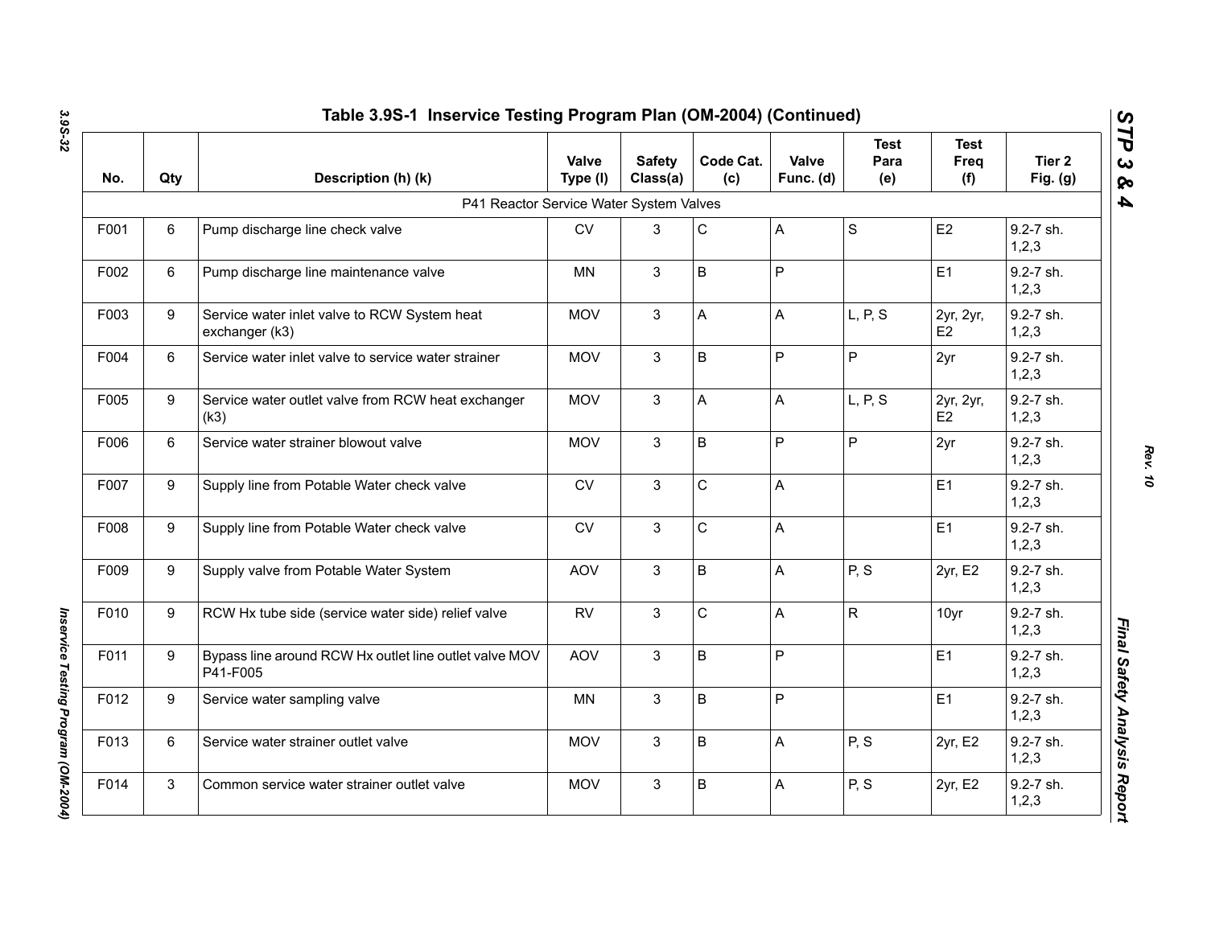## Table 3.9S-1 Inservice Testing Program Plan (OM-2004) (Continued)

| No. | Qty | Description (h) (k) | Valve Type (l) | Safety Class(a) | Code Cat. (c) | Valve Func. (d) | Test Para (e) | Test Freq (f) | Tier 2 Fig. (g) |
|---|---|---|---|---|---|---|---|---|---|
| | | P41 Reactor Service Water System Valves | | | | | | | |
| F001 | 6 | Pump discharge line check valve | CV | 3 | C | A | S | E2 | 9.2-7 sh. 1,2,3 |
| F002 | 6 | Pump discharge line maintenance valve | MN | 3 | B | P | | E1 | 9.2-7 sh. 1,2,3 |
| F003 | 9 | Service water inlet valve to RCW System heat exchanger (k3) | MOV | 3 | A | A | L, P, S | 2yr, 2yr, E2 | 9.2-7 sh. 1,2,3 |
| F004 | 6 | Service water inlet valve to service water strainer | MOV | 3 | B | P | P | 2yr | 9.2-7 sh. 1,2,3 |
| F005 | 9 | Service water outlet valve from RCW heat exchanger (k3) | MOV | 3 | A | A | L, P, S | 2yr, 2yr, E2 | 9.2-7 sh. 1,2,3 |
| F006 | 6 | Service water strainer blowout valve | MOV | 3 | B | P | P | 2yr | 9.2-7 sh. 1,2,3 |
| F007 | 9 | Supply line from Potable Water check valve | CV | 3 | C | A | | E1 | 9.2-7 sh. 1,2,3 |
| F008 | 9 | Supply line from Potable Water check valve | CV | 3 | C | A | | E1 | 9.2-7 sh. 1,2,3 |
| F009 | 9 | Supply valve from Potable Water System | AOV | 3 | B | A | P, S | 2yr, E2 | 9.2-7 sh. 1,2,3 |
| F010 | 9 | RCW Hx tube side (service water side) relief valve | RV | 3 | C | A | R | 10yr | 9.2-7 sh. 1,2,3 |
| F011 | 9 | Bypass line around RCW Hx outlet line outlet valve MOV P41-F005 | AOV | 3 | B | P | | E1 | 9.2-7 sh. 1,2,3 |
| F012 | 9 | Service water sampling valve | MN | 3 | B | P | | E1 | 9.2-7 sh. 1,2,3 |
| F013 | 6 | Service water strainer outlet valve | MOV | 3 | B | A | P, S | 2yr, E2 | 9.2-7 sh. 1,2,3 |
| F014 | 3 | Common service water strainer outlet valve | MOV | 3 | B | A | P, S | 2yr, E2 | 9.2-7 sh. 1,2,3 |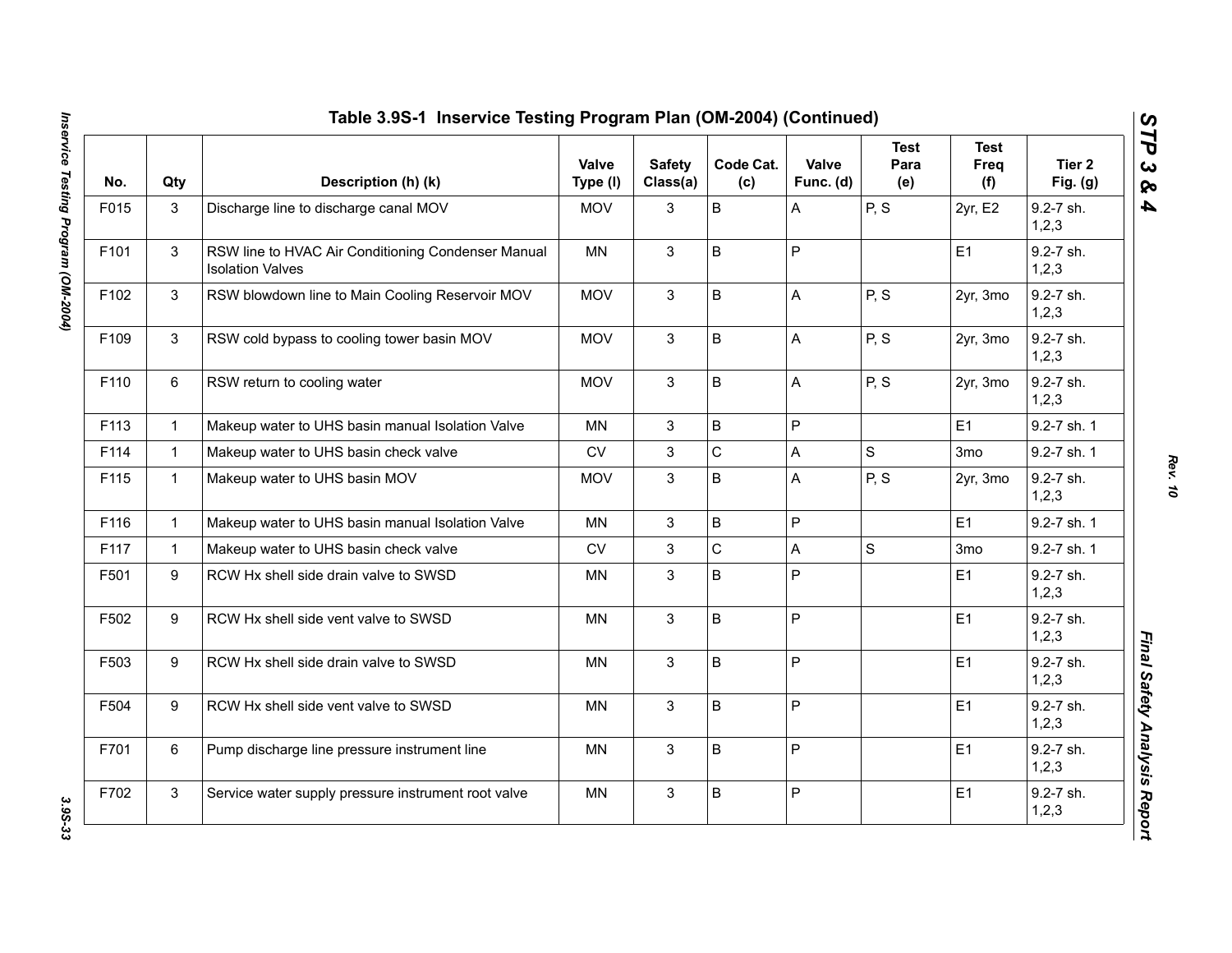## Table 3.9S-1 Inservice Testing Program Plan (OM-2004) (Continued)

| No. | Qty | Description (h) (k) | Valve Type (l) | Safety Class(a) | Code Cat. (c) | Valve Func. (d) | Test Para (e) | Test Freq (f) | Tier 2 Fig. (g) |
|---|---|---|---|---|---|---|---|---|---|
| F015 | 3 | Discharge line to discharge canal MOV | MOV | 3 | B | A | P, S | 2yr, E2 | 9.2-7 sh. 1,2,3 |
| F101 | 3 | RSW line to HVAC Air Conditioning Condenser Manual Isolation Valves | MN | 3 | B | P | | E1 | 9.2-7 sh. 1,2,3 |
| F102 | 3 | RSW blowdown line to Main Cooling Reservoir MOV | MOV | 3 | B | A | P, S | 2yr, 3mo | 9.2-7 sh. 1,2,3 |
| F109 | 3 | RSW cold bypass to cooling tower basin MOV | MOV | 3 | B | A | P, S | 2yr, 3mo | 9.2-7 sh. 1,2,3 |
| F110 | 6 | RSW return to cooling water | MOV | 3 | B | A | P, S | 2yr, 3mo | 9.2-7 sh. 1,2,3 |
| F113 | 1 | Makeup water to UHS basin manual Isolation Valve | MN | 3 | B | P | | E1 | 9.2-7 sh. 1 |
| F114 | 1 | Makeup water to UHS basin check valve | CV | 3 | C | A | S | 3mo | 9.2-7 sh. 1 |
| F115 | 1 | Makeup water to UHS basin MOV | MOV | 3 | B | A | P, S | 2yr, 3mo | 9.2-7 sh. 1,2,3 |
| F116 | 1 | Makeup water to UHS basin manual Isolation Valve | MN | 3 | B | P | | E1 | 9.2-7 sh. 1 |
| F117 | 1 | Makeup water to UHS basin check valve | CV | 3 | C | A | S | 3mo | 9.2-7 sh. 1 |
| F501 | 9 | RCW Hx shell side drain valve to SWSD | MN | 3 | B | P | | E1 | 9.2-7 sh. 1,2,3 |
| F502 | 9 | RCW Hx shell side vent valve to SWSD | MN | 3 | B | P | | E1 | 9.2-7 sh. 1,2,3 |
| F503 | 9 | RCW Hx shell side drain valve to SWSD | MN | 3 | B | P | | E1 | 9.2-7 sh. 1,2,3 |
| F504 | 9 | RCW Hx shell side vent valve to SWSD | MN | 3 | B | P | | E1 | 9.2-7 sh. 1,2,3 |
| F701 | 6 | Pump discharge line pressure instrument line | MN | 3 | B | P | | E1 | 9.2-7 sh. 1,2,3 |
| F702 | 3 | Service water supply pressure instrument root valve | MN | 3 | B | P | | E1 | 9.2-7 sh. 1,2,3 |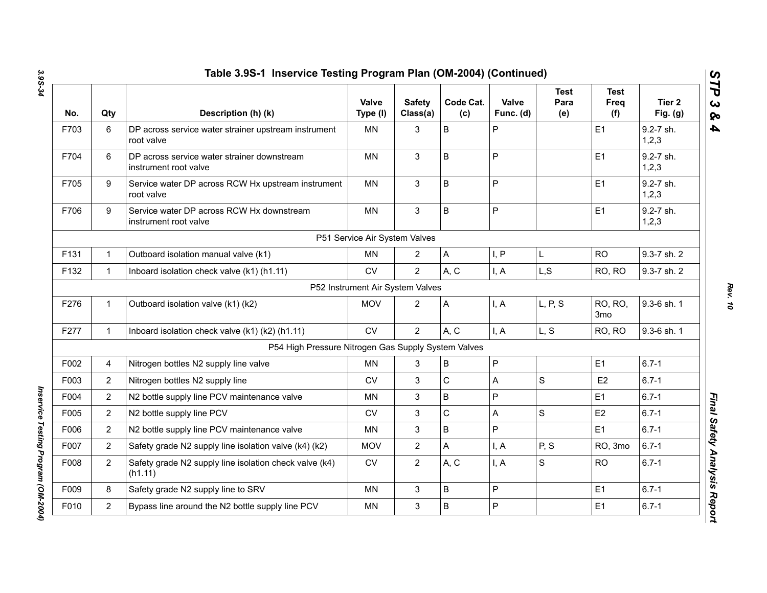## Table 3.9S-1 Inservice Testing Program Plan (OM-2004) (Continued)

| No. | Qty | Description (h) (k) | Valve Type (l) | Safety Class(a) | Code Cat. (c) | Valve Func. (d) | Test Para (e) | Test Freq (f) | Tier 2 Fig. (g) |
|---|---|---|---|---|---|---|---|---|---|
| F703 | 6 | DP across service water strainer upstream instrument root valve | MN | 3 | B | P | | E1 | 9.2-7 sh. 1,2,3 |
| F704 | 6 | DP across service water strainer downstream instrument root valve | MN | 3 | B | P | | E1 | 9.2-7 sh. 1,2,3 |
| F705 | 9 | Service water DP across RCW Hx upstream instrument root valve | MN | 3 | B | P | | E1 | 9.2-7 sh. 1,2,3 |
| F706 | 9 | Service water DP across RCW Hx downstream instrument root valve | MN | 3 | B | P | | E1 | 9.2-7 sh. 1,2,3 |
| | | P51 Service Air System Valves | | | | | | | |
| F131 | 1 | Outboard isolation manual valve (k1) | MN | 2 | A | I, P | L | RO | 9.3-7 sh. 2 |
| F132 | 1 | Inboard isolation check valve (k1) (h1.11) | CV | 2 | A, C | I, A | L,S | RO, RO | 9.3-7 sh. 2 |
| | | P52 Instrument Air System Valves | | | | | | | |
| F276 | 1 | Outboard isolation valve (k1) (k2) | MOV | 2 | A | I, A | L, P, S | RO, RO, 3mo | 9.3-6 sh. 1 |
| F277 | 1 | Inboard isolation check valve (k1) (k2) (h1.11) | CV | 2 | A, C | I, A | L, S | RO, RO | 9.3-6 sh. 1 |
| | | P54 High Pressure Nitrogen Gas Supply System Valves | | | | | | | |
| F002 | 4 | Nitrogen bottles N2 supply line valve | MN | 3 | B | P | | E1 | 6.7-1 |
| F003 | 2 | Nitrogen bottles N2 supply line | CV | 3 | C | A | S | E2 | 6.7-1 |
| F004 | 2 | N2 bottle supply line PCV maintenance valve | MN | 3 | B | P | | E1 | 6.7-1 |
| F005 | 2 | N2 bottle supply line PCV | CV | 3 | C | A | S | E2 | 6.7-1 |
| F006 | 2 | N2 bottle supply line PCV maintenance valve | MN | 3 | B | P | | E1 | 6.7-1 |
| F007 | 2 | Safety grade N2 supply line isolation valve (k4) (k2) | MOV | 2 | A | I, A | P, S | RO, 3mo | 6.7-1 |
| F008 | 2 | Safety grade N2 supply line isolation check valve (k4) (h1.11) | CV | 2 | A, C | I, A | S | RO | 6.7-1 |
| F009 | 8 | Safety grade N2 supply line to SRV | MN | 3 | B | P | | E1 | 6.7-1 |
| F010 | 2 | Bypass line around the N2 bottle supply line PCV | MN | 3 | B | P | | E1 | 6.7-1 |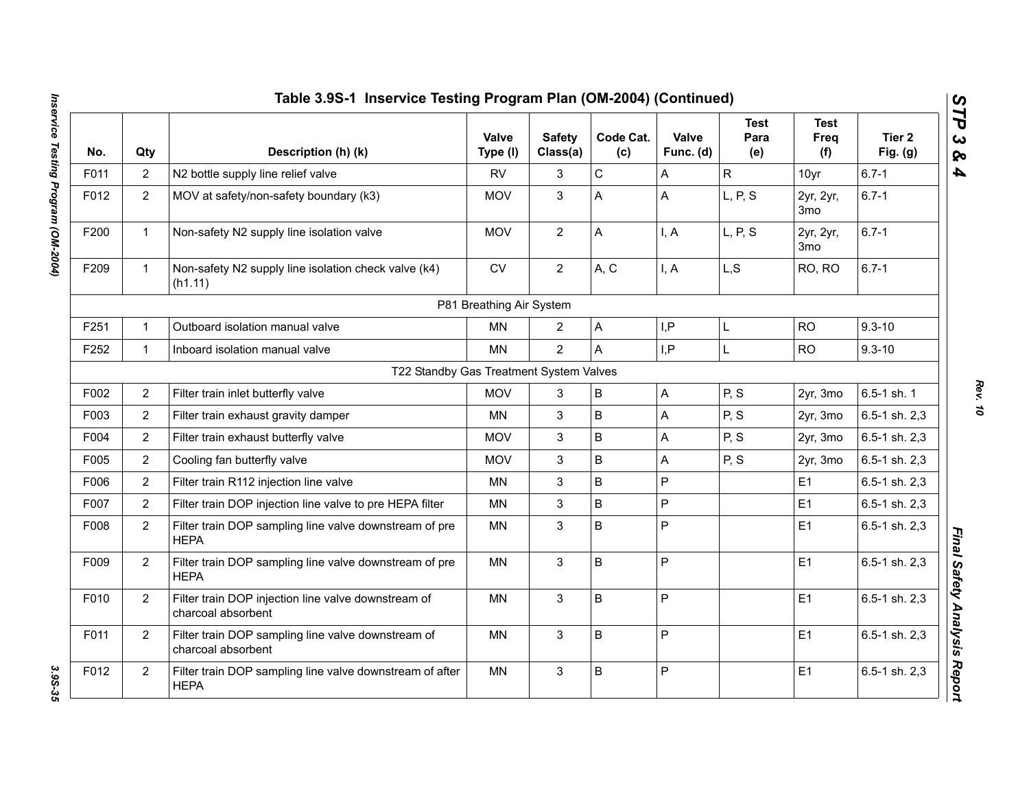## Table 3.9S-1 Inservice Testing Program Plan (OM-2004) (Continued)

| No. | Qty | Description (h) (k) | Valve Type (l) | Safety Class(a) | Code Cat. (c) | Valve Func. (d) | Test Para (e) | Test Freq (f) | Tier 2 Fig. (g) |
|---|---|---|---|---|---|---|---|---|---|
| F011 | 2 | N2 bottle supply line relief valve | RV | 3 | C | A | R | 10yr | 6.7-1 |
| F012 | 2 | MOV at safety/non-safety boundary (k3) | MOV | 3 | A | A | L, P, S | 2yr, 2yr, 3mo | 6.7-1 |
| F200 | 1 | Non-safety N2 supply line isolation valve | MOV | 2 | A | I, A | L, P, S | 2yr, 2yr, 3mo | 6.7-1 |
| F209 | 1 | Non-safety N2 supply line isolation check valve (k4) (h1.11) | CV | 2 | A, C | I, A | L,S | RO, RO | 6.7-1 |
| | | P81 Breathing Air System | | | | | | | |
| F251 | 1 | Outboard isolation manual valve | MN | 2 | A | I,P | L | RO | 9.3-10 |
| F252 | 1 | Inboard isolation manual valve | MN | 2 | A | I,P | L | RO | 9.3-10 |
| | | T22 Standby Gas Treatment System Valves | | | | | | | |
| F002 | 2 | Filter train inlet butterfly valve | MOV | 3 | B | A | P, S | 2yr, 3mo | 6.5-1 sh. 1 |
| F003 | 2 | Filter train exhaust gravity damper | MN | 3 | B | A | P, S | 2yr, 3mo | 6.5-1 sh. 2,3 |
| F004 | 2 | Filter train exhaust butterfly valve | MOV | 3 | B | A | P, S | 2yr, 3mo | 6.5-1 sh. 2,3 |
| F005 | 2 | Cooling fan butterfly valve | MOV | 3 | B | A | P, S | 2yr, 3mo | 6.5-1 sh. 2,3 |
| F006 | 2 | Filter train R112 injection line valve | MN | 3 | B | P | | E1 | 6.5-1 sh. 2,3 |
| F007 | 2 | Filter train DOP injection line valve to pre HEPA filter | MN | 3 | B | P | | E1 | 6.5-1 sh. 2,3 |
| F008 | 2 | Filter train DOP sampling line valve downstream of pre HEPA | MN | 3 | B | P | | E1 | 6.5-1 sh. 2,3 |
| F009 | 2 | Filter train DOP sampling line valve downstream of pre HEPA | MN | 3 | B | P | | E1 | 6.5-1 sh. 2,3 |
| F010 | 2 | Filter train DOP injection line valve downstream of charcoal absorbent | MN | 3 | B | P | | E1 | 6.5-1 sh. 2,3 |
| F011 | 2 | Filter train DOP sampling line valve downstream of charcoal absorbent | MN | 3 | B | P | | E1 | 6.5-1 sh. 2,3 |
| F012 | 2 | Filter train DOP sampling line valve downstream of after HEPA | MN | 3 | B | P | | E1 | 6.5-1 sh. 2,3 |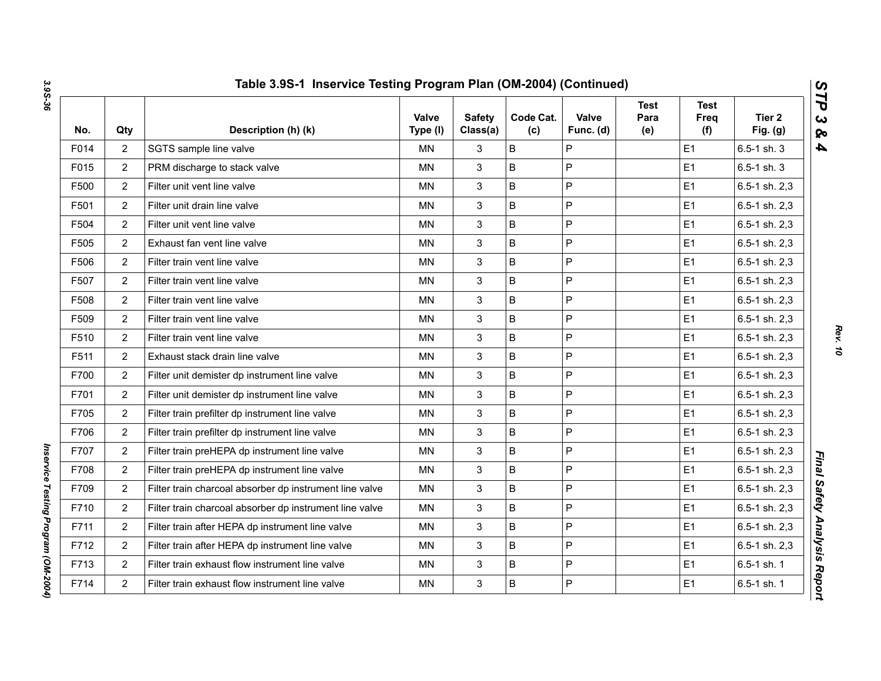## Table 3.9S-1 Inservice Testing Program Plan (OM-2004) (Continued)

| No. | Qty | Description (h) (k) | Valve Type (l) | Safety Class(a) | Code Cat. (c) | Valve Func. (d) | Test Para (e) | Test Freq (f) | Tier 2 Fig. (g) |
|---|---|---|---|---|---|---|---|---|---|
| F014 | 2 | SGTS sample line valve | MN | 3 | B | P | | E1 | 6.5-1 sh. 3 |
| F015 | 2 | PRM discharge to stack valve | MN | 3 | B | P | | E1 | 6.5-1 sh. 3 |
| F500 | 2 | Filter unit vent line valve | MN | 3 | B | P | | E1 | 6.5-1 sh. 2,3 |
| F501 | 2 | Filter unit drain line valve | MN | 3 | B | P | | E1 | 6.5-1 sh. 2,3 |
| F504 | 2 | Filter unit vent line valve | MN | 3 | B | P | | E1 | 6.5-1 sh. 2,3 |
| F505 | 2 | Exhaust fan vent line valve | MN | 3 | B | P | | E1 | 6.5-1 sh. 2,3 |
| F506 | 2 | Filter train vent line valve | MN | 3 | B | P | | E1 | 6.5-1 sh. 2,3 |
| F507 | 2 | Filter train vent line valve | MN | 3 | B | P | | E1 | 6.5-1 sh. 2,3 |
| F508 | 2 | Filter train vent line valve | MN | 3 | B | P | | E1 | 6.5-1 sh. 2,3 |
| F509 | 2 | Filter train vent line valve | MN | 3 | B | P | | E1 | 6.5-1 sh. 2,3 |
| F510 | 2 | Filter train vent line valve | MN | 3 | B | P | | E1 | 6.5-1 sh. 2,3 |
| F511 | 2 | Exhaust stack drain line valve | MN | 3 | B | P | | E1 | 6.5-1 sh. 2,3 |
| F700 | 2 | Filter unit demister dp instrument line valve | MN | 3 | B | P | | E1 | 6.5-1 sh. 2,3 |
| F701 | 2 | Filter unit demister dp instrument line valve | MN | 3 | B | P | | E1 | 6.5-1 sh. 2,3 |
| F705 | 2 | Filter train prefilter dp instrument line valve | MN | 3 | B | P | | E1 | 6.5-1 sh. 2,3 |
| F706 | 2 | Filter train prefilter dp instrument line valve | MN | 3 | B | P | | E1 | 6.5-1 sh. 2,3 |
| F707 | 2 | Filter train preHEPA dp instrument line valve | MN | 3 | B | P | | E1 | 6.5-1 sh. 2,3 |
| F708 | 2 | Filter train preHEPA dp instrument line valve | MN | 3 | B | P | | E1 | 6.5-1 sh. 2,3 |
| F709 | 2 | Filter train charcoal absorber dp instrument line valve | MN | 3 | B | P | | E1 | 6.5-1 sh. 2,3 |
| F710 | 2 | Filter train charcoal absorber dp instrument line valve | MN | 3 | B | P | | E1 | 6.5-1 sh. 2,3 |
| F711 | 2 | Filter train after HEPA dp instrument line valve | MN | 3 | B | P | | E1 | 6.5-1 sh. 2,3 |
| F712 | 2 | Filter train after HEPA dp instrument line valve | MN | 3 | B | P | | E1 | 6.5-1 sh. 2,3 |
| F713 | 2 | Filter train exhaust flow instrument line valve | MN | 3 | B | P | | E1 | 6.5-1 sh. 1 |
| F714 | 2 | Filter train exhaust flow instrument line valve | MN | 3 | B | P | | E1 | 6.5-1 sh. 1 |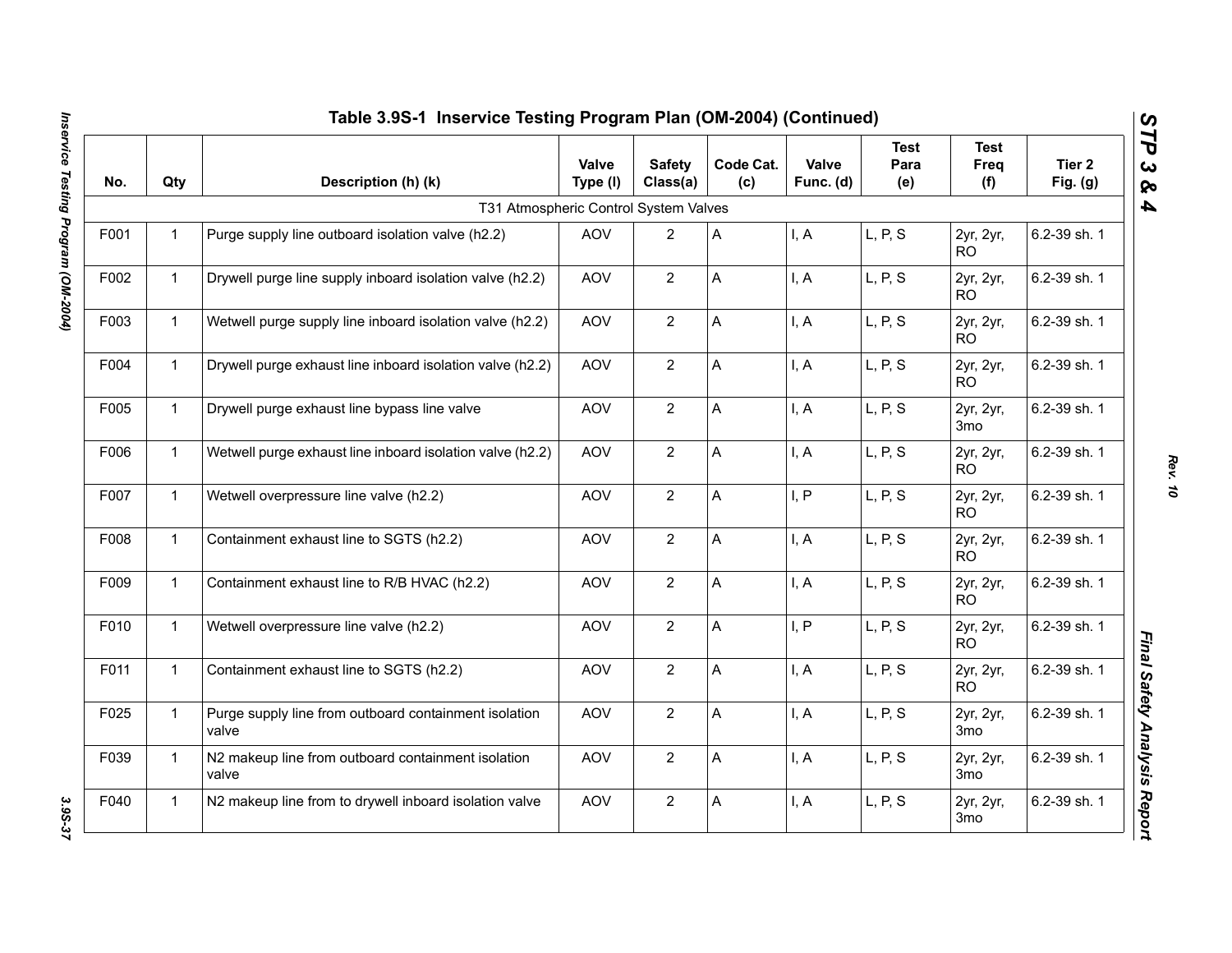## Table 3.9S-1 Inservice Testing Program Plan (OM-2004) (Continued)

| No. | Qty | Description (h) (k) | Valve Type (l) | Safety Class(a) | Code Cat. (c) | Valve Func. (d) | Test Para (e) | Test Freq (f) | Tier 2 Fig. (g) |
|---|---|---|---|---|---|---|---|---|---|
| | | T31 Atmospheric Control System Valves | | | | | | | |
| F001 | 1 | Purge supply line outboard isolation valve (h2.2) | AOV | 2 | A | I, A | L, P, S | 2yr, 2yr, RO | 6.2-39 sh. 1 |
| F002 | 1 | Drywell purge line supply inboard isolation valve (h2.2) | AOV | 2 | A | I, A | L, P, S | 2yr, 2yr, RO | 6.2-39 sh. 1 |
| F003 | 1 | Wetwell purge supply line inboard isolation valve (h2.2) | AOV | 2 | A | I, A | L, P, S | 2yr, 2yr, RO | 6.2-39 sh. 1 |
| F004 | 1 | Drywell purge exhaust line inboard isolation valve (h2.2) | AOV | 2 | A | I, A | L, P, S | 2yr, 2yr, RO | 6.2-39 sh. 1 |
| F005 | 1 | Drywell purge exhaust line bypass line valve | AOV | 2 | A | I, A | L, P, S | 2yr, 2yr, 3mo | 6.2-39 sh. 1 |
| F006 | 1 | Wetwell purge exhaust line inboard isolation valve (h2.2) | AOV | 2 | A | I, A | L, P, S | 2yr, 2yr, RO | 6.2-39 sh. 1 |
| F007 | 1 | Wetwell overpressure line valve (h2.2) | AOV | 2 | A | I, P | L, P, S | 2yr, 2yr, RO | 6.2-39 sh. 1 |
| F008 | 1 | Containment exhaust line to SGTS (h2.2) | AOV | 2 | A | I, A | L, P, S | 2yr, 2yr, RO | 6.2-39 sh. 1 |
| F009 | 1 | Containment exhaust line to R/B HVAC (h2.2) | AOV | 2 | A | I, A | L, P, S | 2yr, 2yr, RO | 6.2-39 sh. 1 |
| F010 | 1 | Wetwell overpressure line valve (h2.2) | AOV | 2 | A | I, P | L, P, S | 2yr, 2yr, RO | 6.2-39 sh. 1 |
| F011 | 1 | Containment exhaust line to SGTS (h2.2) | AOV | 2 | A | I, A | L, P, S | 2yr, 2yr, RO | 6.2-39 sh. 1 |
| F025 | 1 | Purge supply line from outboard containment isolation valve | AOV | 2 | A | I, A | L, P, S | 2yr, 2yr, 3mo | 6.2-39 sh. 1 |
| F039 | 1 | N2 makeup line from outboard containment isolation valve | AOV | 2 | A | I, A | L, P, S | 2yr, 2yr, 3mo | 6.2-39 sh. 1 |
| F040 | 1 | N2 makeup line from to drywell inboard isolation valve | AOV | 2 | A | I, A | L, P, S | 2yr, 2yr, 3mo | 6.2-39 sh. 1 |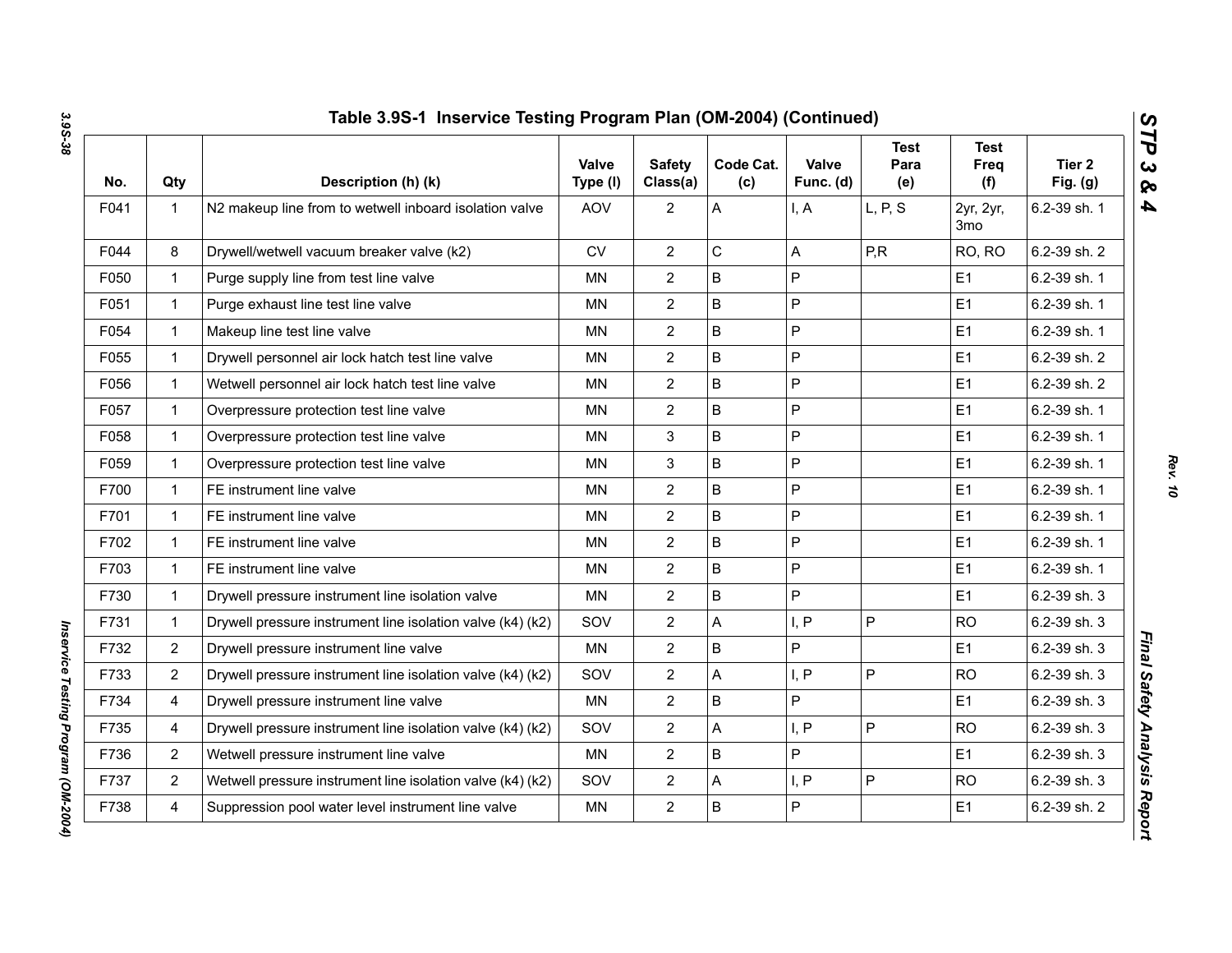## Table 3.9S-1 Inservice Testing Program Plan (OM-2004) (Continued)

| No. | Qty | Description (h) (k) | Valve Type (l) | Safety Class(a) | Code Cat. (c) | Valve Func. (d) | Test Para (e) | Test Freq (f) | Tier 2 Fig. (g) |
|---|---|---|---|---|---|---|---|---|---|
| F041 | 1 | N2 makeup line from to wetwell inboard isolation valve | AOV | 2 | A | I, A | L, P, S | 2yr, 2yr, 3mo | 6.2-39 sh. 1 |
| F044 | 8 | Drywell/wetwell vacuum breaker valve (k2) | CV | 2 | C | A | P,R | RO, RO | 6.2-39 sh. 2 |
| F050 | 1 | Purge supply line from test line valve | MN | 2 | B | P | | E1 | 6.2-39 sh. 1 |
| F051 | 1 | Purge exhaust line test line valve | MN | 2 | B | P | | E1 | 6.2-39 sh. 1 |
| F054 | 1 | Makeup line test line valve | MN | 2 | B | P | | E1 | 6.2-39 sh. 1 |
| F055 | 1 | Drywell personnel air lock hatch test line valve | MN | 2 | B | P | | E1 | 6.2-39 sh. 2 |
| F056 | 1 | Wetwell personnel air lock hatch test line valve | MN | 2 | B | P | | E1 | 6.2-39 sh. 2 |
| F057 | 1 | Overpressure protection test line valve | MN | 2 | B | P | | E1 | 6.2-39 sh. 1 |
| F058 | 1 | Overpressure protection test line valve | MN | 3 | B | P | | E1 | 6.2-39 sh. 1 |
| F059 | 1 | Overpressure protection test line valve | MN | 3 | B | P | | E1 | 6.2-39 sh. 1 |
| F700 | 1 | FE instrument line valve | MN | 2 | B | P | | E1 | 6.2-39 sh. 1 |
| F701 | 1 | FE instrument line valve | MN | 2 | B | P | | E1 | 6.2-39 sh. 1 |
| F702 | 1 | FE instrument line valve | MN | 2 | B | P | | E1 | 6.2-39 sh. 1 |
| F703 | 1 | FE instrument line valve | MN | 2 | B | P | | E1 | 6.2-39 sh. 1 |
| F730 | 1 | Drywell pressure instrument line isolation valve | MN | 2 | B | P | | E1 | 6.2-39 sh. 3 |
| F731 | 1 | Drywell pressure instrument line isolation valve (k4) (k2) | SOV | 2 | A | I, P | P | RO | 6.2-39 sh. 3 |
| F732 | 2 | Drywell pressure instrument line valve | MN | 2 | B | P | | E1 | 6.2-39 sh. 3 |
| F733 | 2 | Drywell pressure instrument line isolation valve (k4) (k2) | SOV | 2 | A | I, P | P | RO | 6.2-39 sh. 3 |
| F734 | 4 | Drywell pressure instrument line valve | MN | 2 | B | P | | E1 | 6.2-39 sh. 3 |
| F735 | 4 | Drywell pressure instrument line isolation valve (k4) (k2) | SOV | 2 | A | I, P | P | RO | 6.2-39 sh. 3 |
| F736 | 2 | Wetwell pressure instrument line valve | MN | 2 | B | P | | E1 | 6.2-39 sh. 3 |
| F737 | 2 | Wetwell pressure instrument line isolation valve (k4) (k2) | SOV | 2 | A | I, P | P | RO | 6.2-39 sh. 3 |
| F738 | 4 | Suppression pool water level instrument line valve | MN | 2 | B | P | | E1 | 6.2-39 sh. 2 |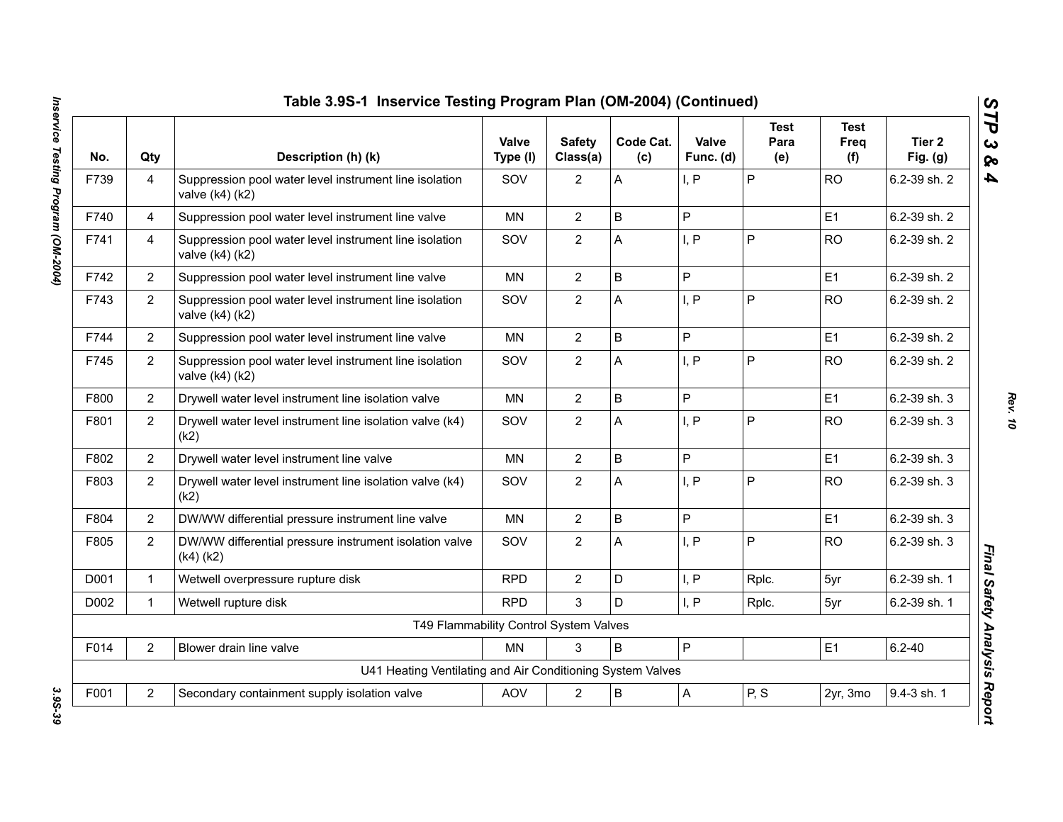## Table 3.9S-1 Inservice Testing Program Plan (OM-2004) (Continued)

| No. | Qty | Description (h) (k) | Valve Type (l) | Safety Class(a) | Code Cat. (c) | Valve Func. (d) | Test Para (e) | Test Freq (f) | Tier 2 Fig. (g) |
|---|---|---|---|---|---|---|---|---|---|
| F739 | 4 | Suppression pool water level instrument line isolation valve (k4) (k2) | SOV | 2 | A | I, P | P | RO | 6.2-39 sh. 2 |
| F740 | 4 | Suppression pool water level instrument line valve | MN | 2 | B | P | | E1 | 6.2-39 sh. 2 |
| F741 | 4 | Suppression pool water level instrument line isolation valve (k4) (k2) | SOV | 2 | A | I, P | P | RO | 6.2-39 sh. 2 |
| F742 | 2 | Suppression pool water level instrument line valve | MN | 2 | B | P | | E1 | 6.2-39 sh. 2 |
| F743 | 2 | Suppression pool water level instrument line isolation valve (k4) (k2) | SOV | 2 | A | I, P | P | RO | 6.2-39 sh. 2 |
| F744 | 2 | Suppression pool water level instrument line valve | MN | 2 | B | P | | E1 | 6.2-39 sh. 2 |
| F745 | 2 | Suppression pool water level instrument line isolation valve (k4) (k2) | SOV | 2 | A | I, P | P | RO | 6.2-39 sh. 2 |
| F800 | 2 | Drywell water level instrument line isolation valve | MN | 2 | B | P | | E1 | 6.2-39 sh. 3 |
| F801 | 2 | Drywell water level instrument line isolation valve (k4) (k2) | SOV | 2 | A | I, P | P | RO | 6.2-39 sh. 3 |
| F802 | 2 | Drywell water level instrument line valve | MN | 2 | B | P | | E1 | 6.2-39 sh. 3 |
| F803 | 2 | Drywell water level instrument line isolation valve (k4) (k2) | SOV | 2 | A | I, P | P | RO | 6.2-39 sh. 3 |
| F804 | 2 | DW/WW differential pressure instrument line valve | MN | 2 | B | P | | E1 | 6.2-39 sh. 3 |
| F805 | 2 | DW/WW differential pressure instrument isolation valve (k4) (k2) | SOV | 2 | A | I, P | P | RO | 6.2-39 sh. 3 |
| D001 | 1 | Wetwell overpressure rupture disk | RPD | 2 | D | I, P | Rplc. | 5yr | 6.2-39 sh. 1 |
| D002 | 1 | Wetwell rupture disk | RPD | 3 | D | I, P | Rplc. | 5yr | 6.2-39 sh. 1 |
| | | T49 Flammability Control System Valves | | | | | | | |
| F014 | 2 | Blower drain line valve | MN | 3 | B | P | | E1 | 6.2-40 |
| | | U41 Heating Ventilating and Air Conditioning System Valves | | | | | | | |
| F001 | 2 | Secondary containment supply isolation valve | AOV | 2 | B | A | P, S | 2yr, 3mo | 9.4-3 sh. 1 |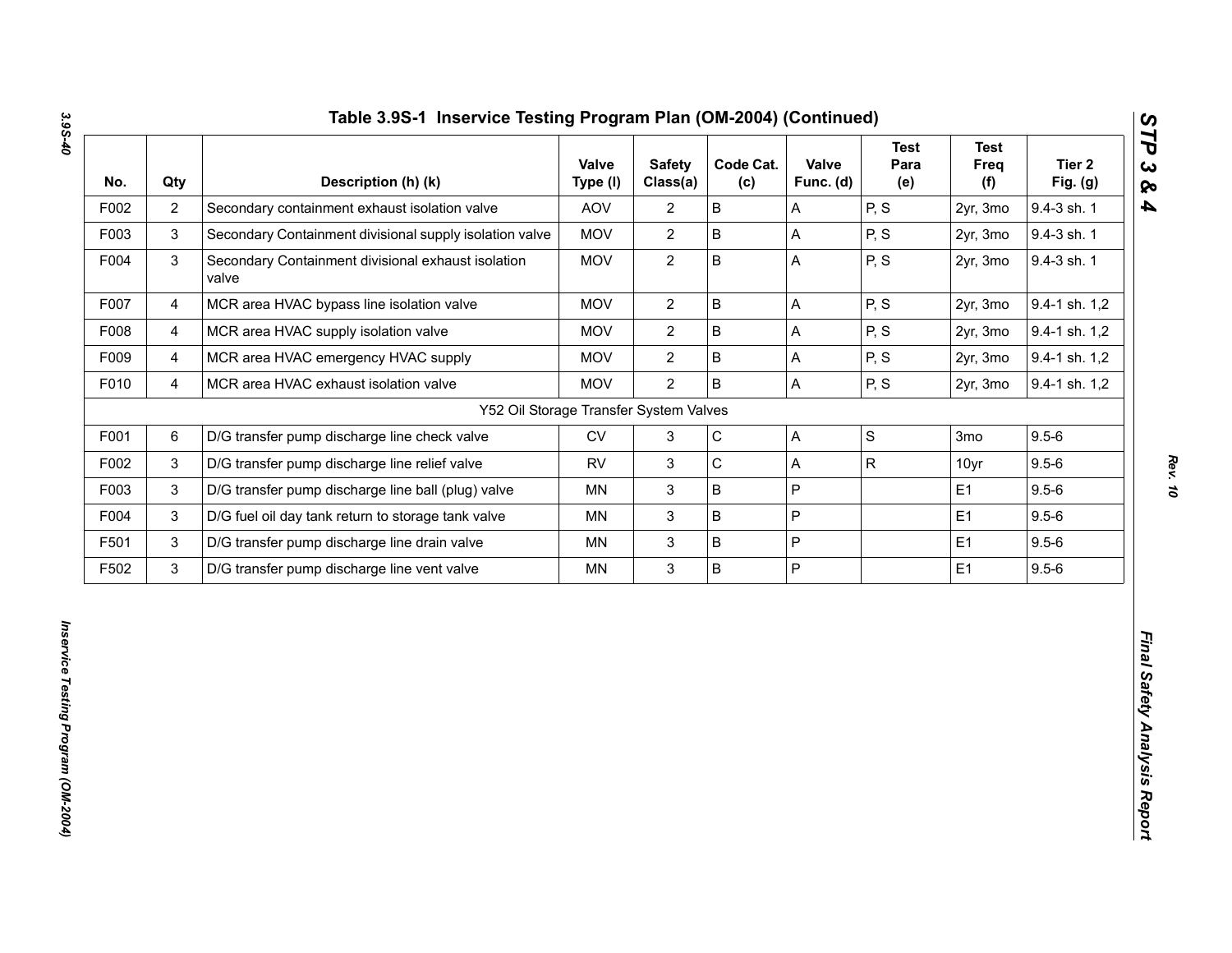## Table 3.9S-1 Inservice Testing Program Plan (OM-2004) (Continued)

| No. | Qty | Description (h) (k) | Valve Type (l) | Safety Class(a) | Code Cat. (c) | Valve Func. (d) | Test Para (e) | Test Freq (f) | Tier 2 Fig. (g) |
|---|---|---|---|---|---|---|---|---|---|
| F002 | 2 | Secondary containment exhaust isolation valve | AOV | 2 | B | A | P, S | 2yr, 3mo | 9.4-3 sh. 1 |
| F003 | 3 | Secondary Containment divisional supply isolation valve | MOV | 2 | B | A | P, S | 2yr, 3mo | 9.4-3 sh. 1 |
| F004 | 3 | Secondary Containment divisional exhaust isolation valve | MOV | 2 | B | A | P, S | 2yr, 3mo | 9.4-3 sh. 1 |
| F007 | 4 | MCR area HVAC bypass line isolation valve | MOV | 2 | B | A | P, S | 2yr, 3mo | 9.4-1 sh. 1,2 |
| F008 | 4 | MCR area HVAC supply isolation valve | MOV | 2 | B | A | P, S | 2yr, 3mo | 9.4-1 sh. 1,2 |
| F009 | 4 | MCR area HVAC emergency HVAC supply | MOV | 2 | B | A | P, S | 2yr, 3mo | 9.4-1 sh. 1,2 |
| F010 | 4 | MCR area HVAC exhaust isolation valve | MOV | 2 | B | A | P, S | 2yr, 3mo | 9.4-1 sh. 1,2 |
| | | Y52 Oil Storage Transfer System Valves | | | | | | | |
| F001 | 6 | D/G transfer pump discharge line check valve | CV | 3 | C | A | S | 3mo | 9.5-6 |
| F002 | 3 | D/G transfer pump discharge line relief valve | RV | 3 | C | A | R | 10yr | 9.5-6 |
| F003 | 3 | D/G transfer pump discharge line ball (plug) valve | MN | 3 | B | P | | E1 | 9.5-6 |
| F004 | 3 | D/G fuel oil day tank return to storage tank valve | MN | 3 | B | P | | E1 | 9.5-6 |
| F501 | 3 | D/G transfer pump discharge line drain valve | MN | 3 | B | P | | E1 | 9.5-6 |
| F502 | 3 | D/G transfer pump discharge line vent valve | MN | 3 | B | P | | E1 | 9.5-6 |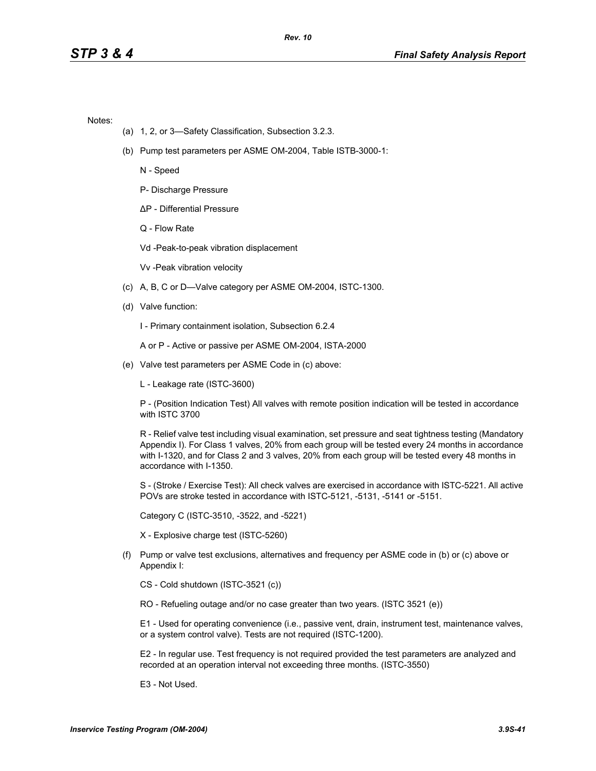Notes:

(a) 1, 2, or 3—Safety Classification, Subsection 3.2.3.

(b) Pump test parameters per ASME OM-2004, Table ISTB-3000-1:

N - Speed

P- Discharge Pressure

ΔP - Differential Pressure

Q - Flow Rate

Vd -Peak-to-peak vibration displacement

Vv -Peak vibration velocity

(c) A, B, C or D—Valve category per ASME OM-2004, ISTC-1300.

(d) Valve function:

I - Primary containment isolation, Subsection 6.2.4

A or P - Active or passive per ASME OM-2004, ISTA-2000

(e) Valve test parameters per ASME Code in (c) above:

L - Leakage rate (ISTC-3600)

P - (Position Indication Test) All valves with remote position indication will be tested in accordance with ISTC 3700

R - Relief valve test including visual examination, set pressure and seat tightness testing (Mandatory Appendix I). For Class 1 valves, 20% from each group will be tested every 24 months in accordance with I-1320, and for Class 2 and 3 valves, 20% from each group will be tested every 48 months in accordance with I-1350.

S - (Stroke / Exercise Test): All check valves are exercised in accordance with ISTC-5221. All active POVs are stroke tested in accordance with ISTC-5121, -5131, -5141 or -5151.

Category C (ISTC-3510, -3522, and -5221)

X - Explosive charge test (ISTC-5260)

(f) Pump or valve test exclusions, alternatives and frequency per ASME code in (b) or (c) above or Appendix I:

CS - Cold shutdown (ISTC-3521 (c))

RO - Refueling outage and/or no case greater than two years. (ISTC 3521 (e))

E1 - Used for operating convenience (i.e., passive vent, drain, instrument test, maintenance valves, or a system control valve). Tests are not required (ISTC-1200).

E2 - In regular use. Test frequency is not required provided the test parameters are analyzed and recorded at an operation interval not exceeding three months. (ISTC-3550)

E3 - Not Used.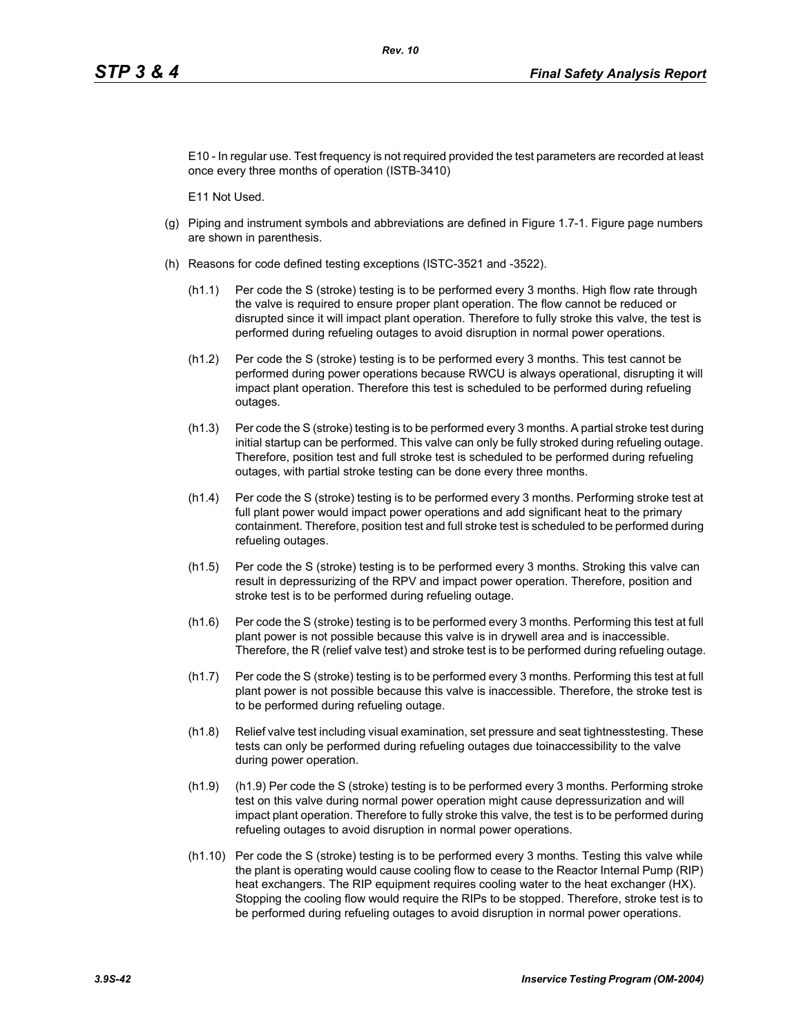E10 - In regular use. Test frequency is not required provided the test parameters are recorded at least once every three months of operation (ISTB-3410)

E11 Not Used.

(g) Piping and instrument symbols and abbreviations are defined in Figure 1.7-1. Figure page numbers are shown in parenthesis.

(h) Reasons for code defined testing exceptions (ISTC-3521 and -3522).

(h1.1) Per code the S (stroke) testing is to be performed every 3 months. High flow rate through the valve is required to ensure proper plant operation. The flow cannot be reduced or disrupted since it will impact plant operation. Therefore to fully stroke this valve, the test is performed during refueling outages to avoid disruption in normal power operations.

(h1.2) Per code the S (stroke) testing is to be performed every 3 months. This test cannot be performed during power operations because RWCU is always operational, disrupting it will impact plant operation. Therefore this test is scheduled to be performed during refueling outages.

(h1.3) Per code the S (stroke) testing is to be performed every 3 months. A partial stroke test during initial startup can be performed. This valve can only be fully stroked during refueling outage. Therefore, position test and full stroke test is scheduled to be performed during refueling outages, with partial stroke testing can be done every three months.

(h1.4) Per code the S (stroke) testing is to be performed every 3 months. Performing stroke test at full plant power would impact power operations and add significant heat to the primary containment. Therefore, position test and full stroke test is scheduled to be performed during refueling outages.

(h1.5) Per code the S (stroke) testing is to be performed every 3 months. Stroking this valve can result in depressurizing of the RPV and impact power operation. Therefore, position and stroke test is to be performed during refueling outage.

(h1.6) Per code the S (stroke) testing is to be performed every 3 months. Performing this test at full plant power is not possible because this valve is in drywell area and is inaccessible. Therefore, the R (relief valve test) and stroke test is to be performed during refueling outage.

(h1.7) Per code the S (stroke) testing is to be performed every 3 months. Performing this test at full plant power is not possible because this valve is inaccessible. Therefore, the stroke test is to be performed during refueling outage.

(h1.8) Relief valve test including visual examination, set pressure and seat tightnesstesting. These tests can only be performed during refueling outages due toinaccessibility to the valve during power operation.

(h1.9) (h1.9) Per code the S (stroke) testing is to be performed every 3 months. Performing stroke test on this valve during normal power operation might cause depressurization and will impact plant operation. Therefore to fully stroke this valve, the test is to be performed during refueling outages to avoid disruption in normal power operations.

(h1.10) Per code the S (stroke) testing is to be performed every 3 months. Testing this valve while the plant is operating would cause cooling flow to cease to the Reactor Internal Pump (RIP) heat exchangers. The RIP equipment requires cooling water to the heat exchanger (HX). Stopping the cooling flow would require the RIPs to be stopped. Therefore, stroke test is to be performed during refueling outages to avoid disruption in normal power operations.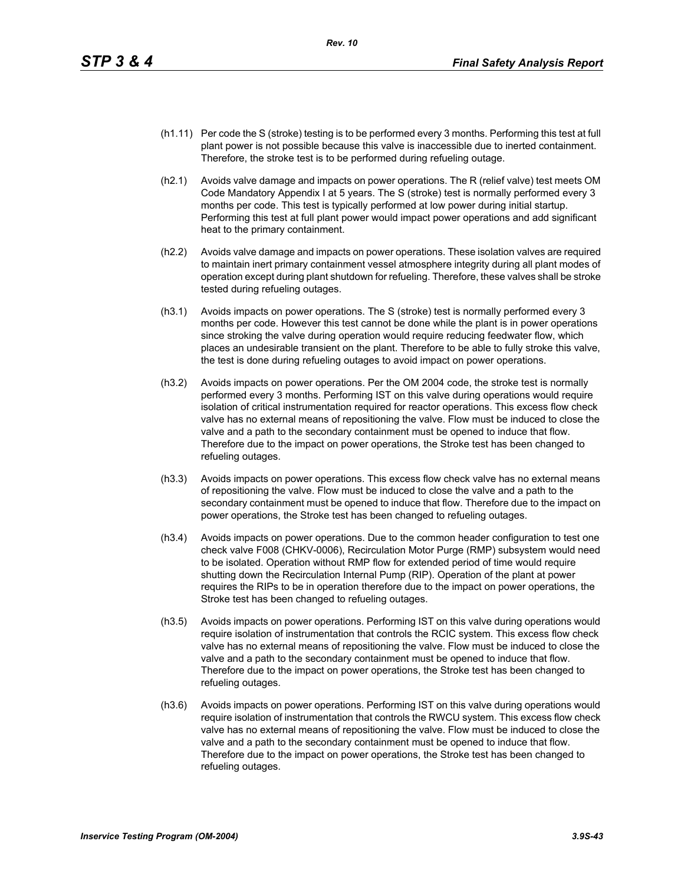(h1.11) Per code the S (stroke) testing is to be performed every 3 months. Performing this test at full plant power is not possible because this valve is inaccessible due to inerted containment. Therefore, the stroke test is to be performed during refueling outage.

(h2.1) Avoids valve damage and impacts on power operations. The R (relief valve) test meets OM Code Mandatory Appendix I at 5 years. The S (stroke) test is normally performed every 3 months per code. This test is typically performed at low power during initial startup. Performing this test at full plant power would impact power operations and add significant heat to the primary containment.

(h2.2) Avoids valve damage and impacts on power operations. These isolation valves are required to maintain inert primary containment vessel atmosphere integrity during all plant modes of operation except during plant shutdown for refueling. Therefore, these valves shall be stroke tested during refueling outages.

(h3.1) Avoids impacts on power operations. The S (stroke) test is normally performed every 3 months per code. However this test cannot be done while the plant is in power operations since stroking the valve during operation would require reducing feedwater flow, which places an undesirable transient on the plant. Therefore to be able to fully stroke this valve, the test is done during refueling outages to avoid impact on power operations.

(h3.2) Avoids impacts on power operations. Per the OM 2004 code, the stroke test is normally performed every 3 months. Performing IST on this valve during operations would require isolation of critical instrumentation required for reactor operations. This excess flow check valve has no external means of repositioning the valve. Flow must be induced to close the valve and a path to the secondary containment must be opened to induce that flow. Therefore due to the impact on power operations, the Stroke test has been changed to refueling outages.

(h3.3) Avoids impacts on power operations. This excess flow check valve has no external means of repositioning the valve. Flow must be induced to close the valve and a path to the secondary containment must be opened to induce that flow. Therefore due to the impact on power operations, the Stroke test has been changed to refueling outages.

(h3.4) Avoids impacts on power operations. Due to the common header configuration to test one check valve F008 (CHKV-0006), Recirculation Motor Purge (RMP) subsystem would need to be isolated. Operation without RMP flow for extended period of time would require shutting down the Recirculation Internal Pump (RIP). Operation of the plant at power requires the RIPs to be in operation therefore due to the impact on power operations, the Stroke test has been changed to refueling outages.

(h3.5) Avoids impacts on power operations. Performing IST on this valve during operations would require isolation of instrumentation that controls the RCIC system. This excess flow check valve has no external means of repositioning the valve. Flow must be induced to close the valve and a path to the secondary containment must be opened to induce that flow. Therefore due to the impact on power operations, the Stroke test has been changed to refueling outages.

(h3.6) Avoids impacts on power operations. Performing IST on this valve during operations would require isolation of instrumentation that controls the RWCU system. This excess flow check valve has no external means of repositioning the valve. Flow must be induced to close the valve and a path to the secondary containment must be opened to induce that flow. Therefore due to the impact on power operations, the Stroke test has been changed to refueling outages.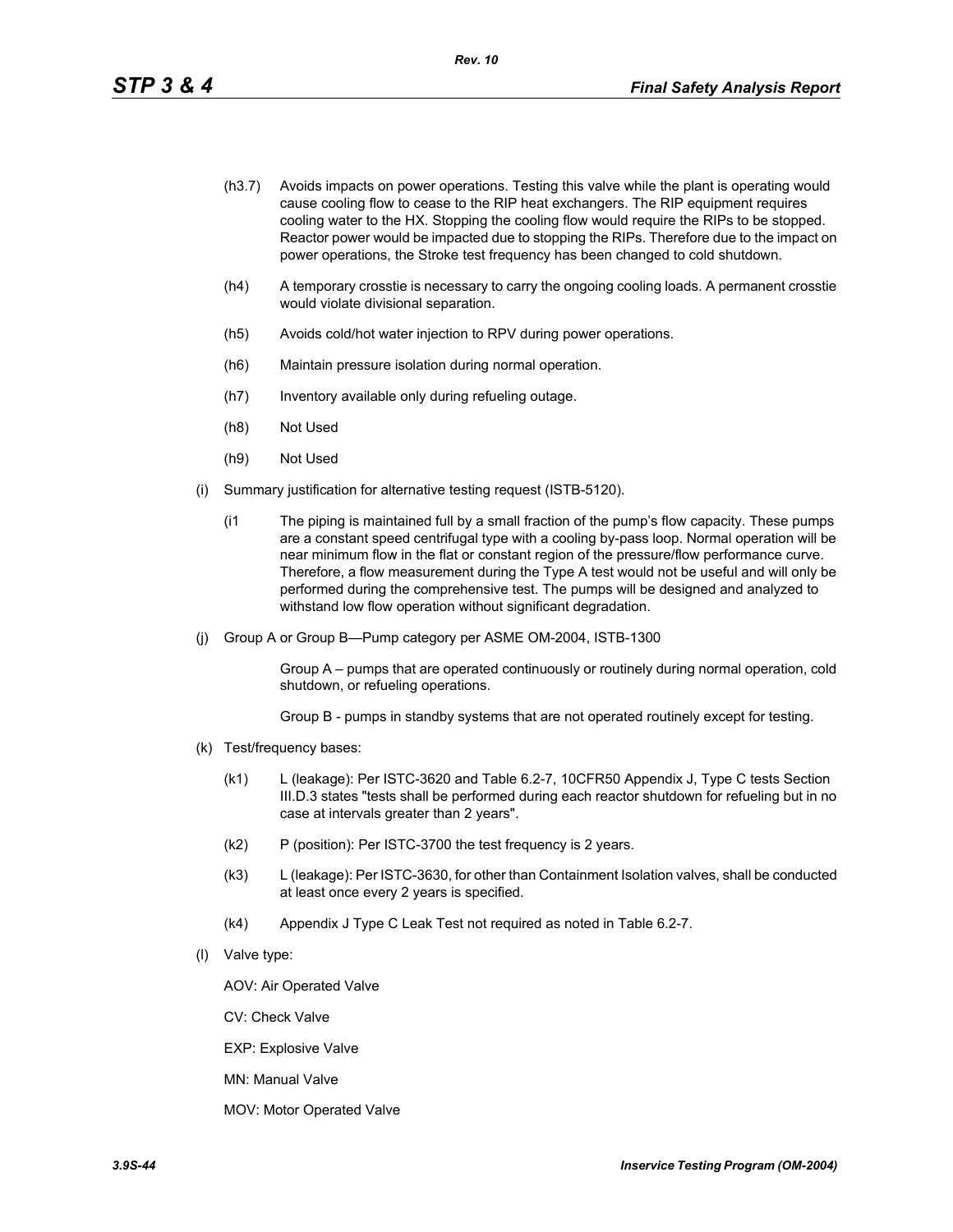(h3.7) Avoids impacts on power operations. Testing this valve while the plant is operating would cause cooling flow to cease to the RIP heat exchangers. The RIP equipment requires cooling water to the HX. Stopping the cooling flow would require the RIPs to be stopped. Reactor power would be impacted due to stopping the RIPs. Therefore due to the impact on power operations, the Stroke test frequency has been changed to cold shutdown.

(h4) A temporary crosstie is necessary to carry the ongoing cooling loads. A permanent crosstie would violate divisional separation.

(h5) Avoids cold/hot water injection to RPV during power operations.

(h6) Maintain pressure isolation during normal operation.

(h7) Inventory available only during refueling outage.

(h8) Not Used

(h9) Not Used

(i) Summary justification for alternative testing request (ISTB-5120).

(i1 The piping is maintained full by a small fraction of the pump's flow capacity. These pumps are a constant speed centrifugal type with a cooling by-pass loop. Normal operation will be near minimum flow in the flat or constant region of the pressure/flow performance curve. Therefore, a flow measurement during the Type A test would not be useful and will only be performed during the comprehensive test. The pumps will be designed and analyzed to withstand low flow operation without significant degradation.

(j) Group A or Group B—Pump category per ASME OM-2004, ISTB-1300

Group A – pumps that are operated continuously or routinely during normal operation, cold shutdown, or refueling operations.

Group B - pumps in standby systems that are not operated routinely except for testing.

(k) Test/frequency bases:

(k1) L (leakage): Per ISTC-3620 and Table 6.2-7, 10CFR50 Appendix J, Type C tests Section III.D.3 states "tests shall be performed during each reactor shutdown for refueling but in no case at intervals greater than 2 years".

(k2) P (position): Per ISTC-3700 the test frequency is 2 years.

(k3) L (leakage): Per ISTC-3630, for other than Containment Isolation valves, shall be conducted at least once every 2 years is specified.

(k4) Appendix J Type C Leak Test not required as noted in Table 6.2-7.

(l) Valve type:

AOV: Air Operated Valve

CV: Check Valve

EXP: Explosive Valve

MN: Manual Valve

MOV: Motor Operated Valve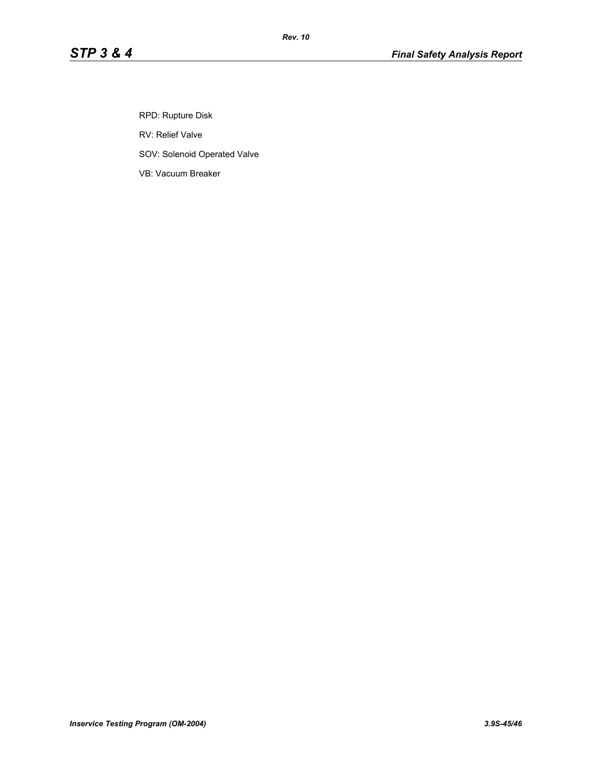RPD: Rupture Disk

RV: Relief Valve

SOV: Solenoid Operated Valve

VB: Vacuum Breaker